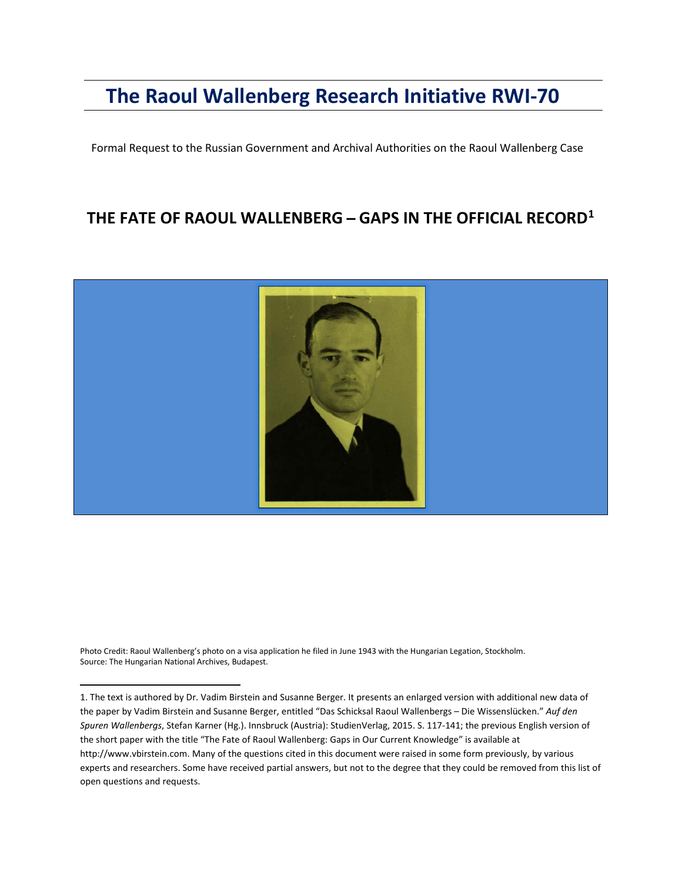# The Raoul Wallenberg Research Initiative RWI-70

Formal Request to the Russian Government and Archival Authorities on the Raoul Wallenberg Case

## THE FATE OF RAOUL WALLENBERG – GAPS IN THE OFFICIAL RECORD[1]

Photo Credit: Raoul Wallenberg's photo on a visa application he filed in June 1943 with the Hungarian Legation, Stockholm. Source: The Hungarian National Archives, Budapest.

---

1. The text is authored by Dr. Vadim Birstein and Susanne Berger. It presents an enlarged version with additional new data of the paper by Vadim Birstein and Susanne Berger, entitled "Das Schicksal Raoul Wallenbergs – Die Wissenslücken." *Auf den Spuren Wallenbergs*, Stefan Karner (Hg.). Innsbruck (Austria): StudienVerlag, 2015. S. 117-141; the previous English version of the short paper with the title "The Fate of Raoul Wallenberg: Gaps in Our Current Knowledge" is available at http://www.vbirstein.com. Many of the questions cited in this document were raised in some form previously, by various experts and researchers. Some have received partial answers, but not to the degree that they could be removed from this list of open questions and requests.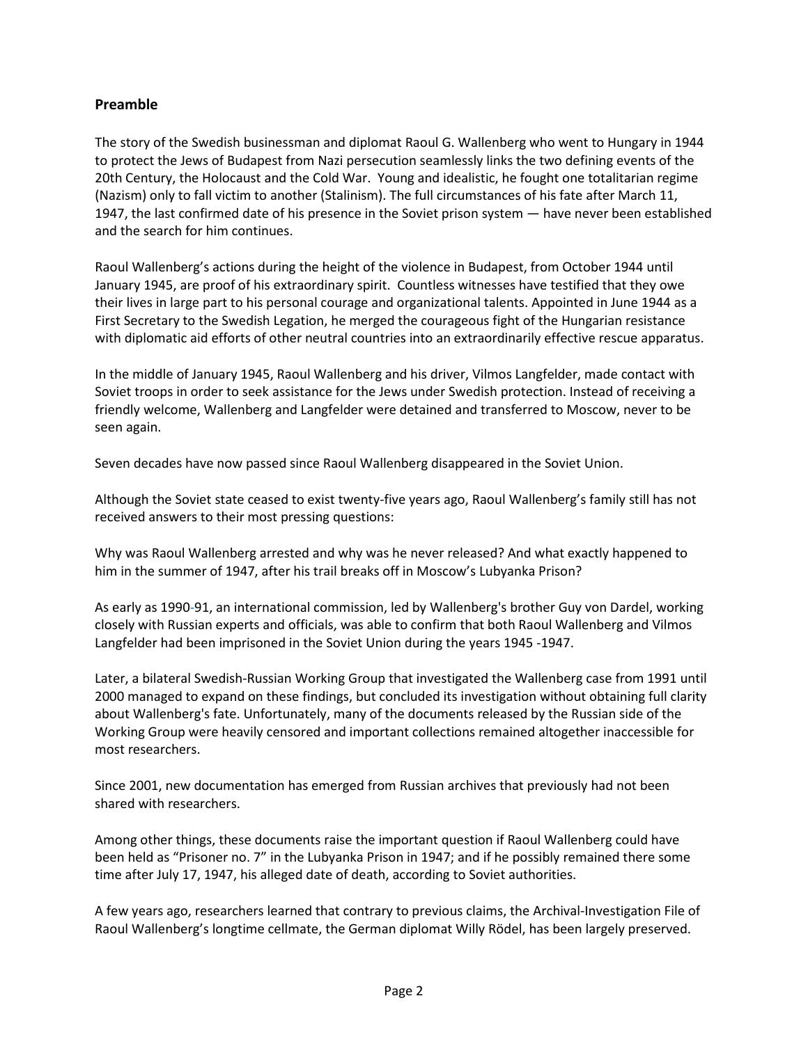## Preamble

The story of the Swedish businessman and diplomat Raoul G. Wallenberg who went to Hungary in 1944 to protect the Jews of Budapest from Nazi persecution seamlessly links the two defining events of the 20th Century, the Holocaust and the Cold War. Young and idealistic, he fought one totalitarian regime (Nazism) only to fall victim to another (Stalinism). The full circumstances of his fate after March 11, 1947, the last confirmed date of his presence in the Soviet prison system — have never been established and the search for him continues.

Raoul Wallenberg's actions during the height of the violence in Budapest, from October 1944 until January 1945, are proof of his extraordinary spirit. Countless witnesses have testified that they owe their lives in large part to his personal courage and organizational talents. Appointed in June 1944 as a First Secretary to the Swedish Legation, he merged the courageous fight of the Hungarian resistance with diplomatic aid efforts of other neutral countries into an extraordinarily effective rescue apparatus.

In the middle of January 1945, Raoul Wallenberg and his driver, Vilmos Langfelder, made contact with Soviet troops in order to seek assistance for the Jews under Swedish protection. Instead of receiving a friendly welcome, Wallenberg and Langfelder were detained and transferred to Moscow, never to be seen again.

Seven decades have now passed since Raoul Wallenberg disappeared in the Soviet Union.

Although the Soviet state ceased to exist twenty-five years ago, Raoul Wallenberg's family still has not received answers to their most pressing questions:

Why was Raoul Wallenberg arrested and why was he never released? And what exactly happened to him in the summer of 1947, after his trail breaks off in Moscow's Lubyanka Prison?

As early as 1990-91, an international commission, led by Wallenberg's brother Guy von Dardel, working closely with Russian experts and officials, was able to confirm that both Raoul Wallenberg and Vilmos Langfelder had been imprisoned in the Soviet Union during the years 1945 -1947.

Later, a bilateral Swedish-Russian Working Group that investigated the Wallenberg case from 1991 until 2000 managed to expand on these findings, but concluded its investigation without obtaining full clarity about Wallenberg's fate. Unfortunately, many of the documents released by the Russian side of the Working Group were heavily censored and important collections remained altogether inaccessible for most researchers.

Since 2001, new documentation has emerged from Russian archives that previously had not been shared with researchers.

Among other things, these documents raise the important question if Raoul Wallenberg could have been held as "Prisoner no. 7" in the Lubyanka Prison in 1947; and if he possibly remained there some time after July 17, 1947, his alleged date of death, according to Soviet authorities.

A few years ago, researchers learned that contrary to previous claims, the Archival-Investigation File of Raoul Wallenberg's longtime cellmate, the German diplomat Willy Rödel, has been largely preserved.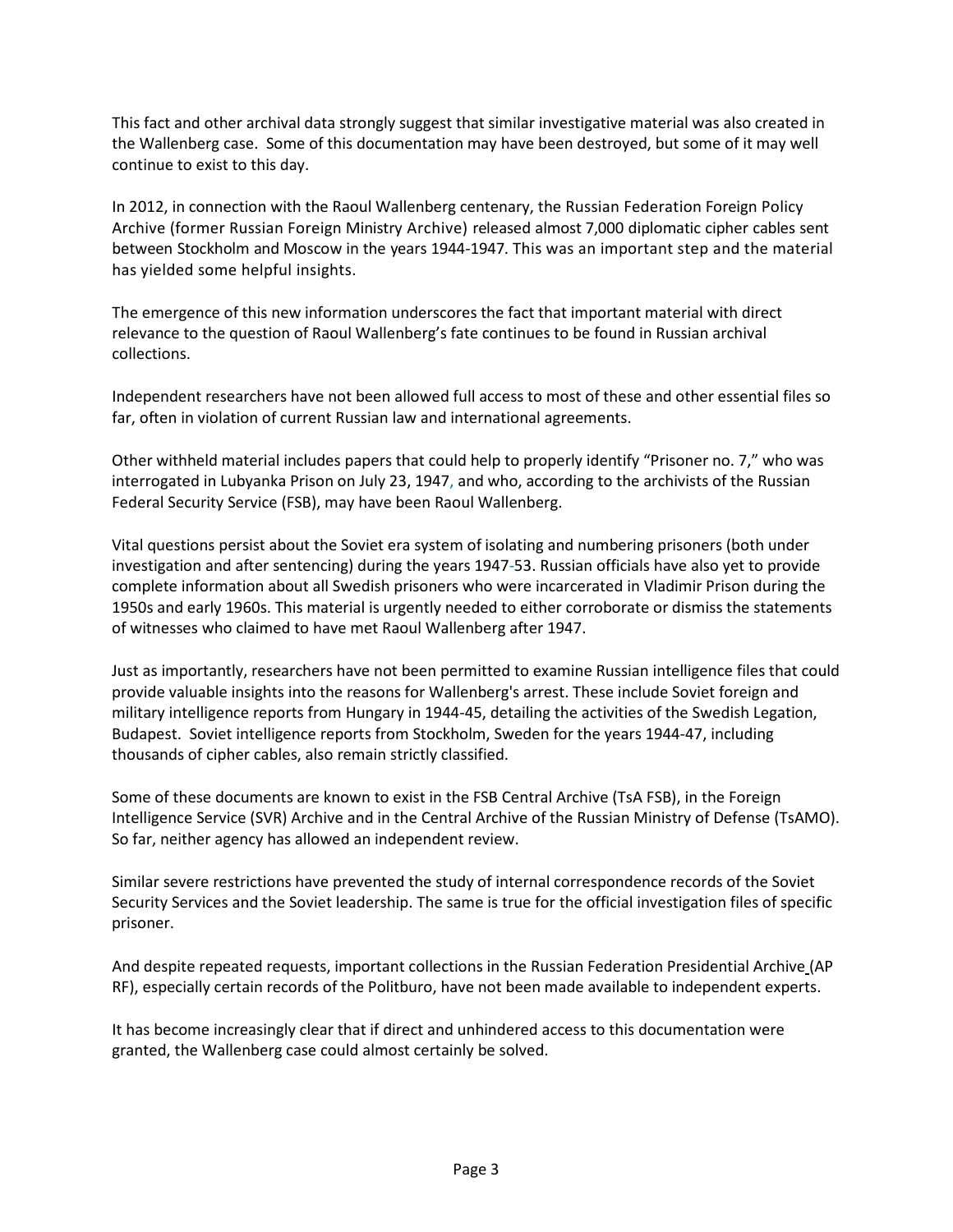This fact and other archival data strongly suggest that similar investigative material was also created in the Wallenberg case. Some of this documentation may have been destroyed, but some of it may well continue to exist to this day.

In 2012, in connection with the Raoul Wallenberg centenary, the Russian Federation Foreign Policy Archive (former Russian Foreign Ministry Archive) released almost 7,000 diplomatic cipher cables sent between Stockholm and Moscow in the years 1944-1947. This was an important step and the material has yielded some helpful insights.

The emergence of this new information underscores the fact that important material with direct relevance to the question of Raoul Wallenberg's fate continues to be found in Russian archival collections.

Independent researchers have not been allowed full access to most of these and other essential files so far, often in violation of current Russian law and international agreements.

Other withheld material includes papers that could help to properly identify "Prisoner no. 7," who was interrogated in Lubyanka Prison on July 23, 1947, and who, according to the archivists of the Russian Federal Security Service (FSB), may have been Raoul Wallenberg.

Vital questions persist about the Soviet era system of isolating and numbering prisoners (both under investigation and after sentencing) during the years 1947-53. Russian officials have also yet to provide complete information about all Swedish prisoners who were incarcerated in Vladimir Prison during the 1950s and early 1960s. This material is urgently needed to either corroborate or dismiss the statements of witnesses who claimed to have met Raoul Wallenberg after 1947.

Just as importantly, researchers have not been permitted to examine Russian intelligence files that could provide valuable insights into the reasons for Wallenberg's arrest. These include Soviet foreign and military intelligence reports from Hungary in 1944-45, detailing the activities of the Swedish Legation, Budapest. Soviet intelligence reports from Stockholm, Sweden for the years 1944-47, including thousands of cipher cables, also remain strictly classified.

Some of these documents are known to exist in the FSB Central Archive (TsA FSB), in the Foreign Intelligence Service (SVR) Archive and in the Central Archive of the Russian Ministry of Defense (TsAMO). So far, neither agency has allowed an independent review.

Similar severe restrictions have prevented the study of internal correspondence records of the Soviet Security Services and the Soviet leadership. The same is true for the official investigation files of specific prisoner.

And despite repeated requests, important collections in the Russian Federation Presidential Archive (AP RF), especially certain records of the Politburo, have not been made available to independent experts.

It has become increasingly clear that if direct and unhindered access to this documentation were granted, the Wallenberg case could almost certainly be solved.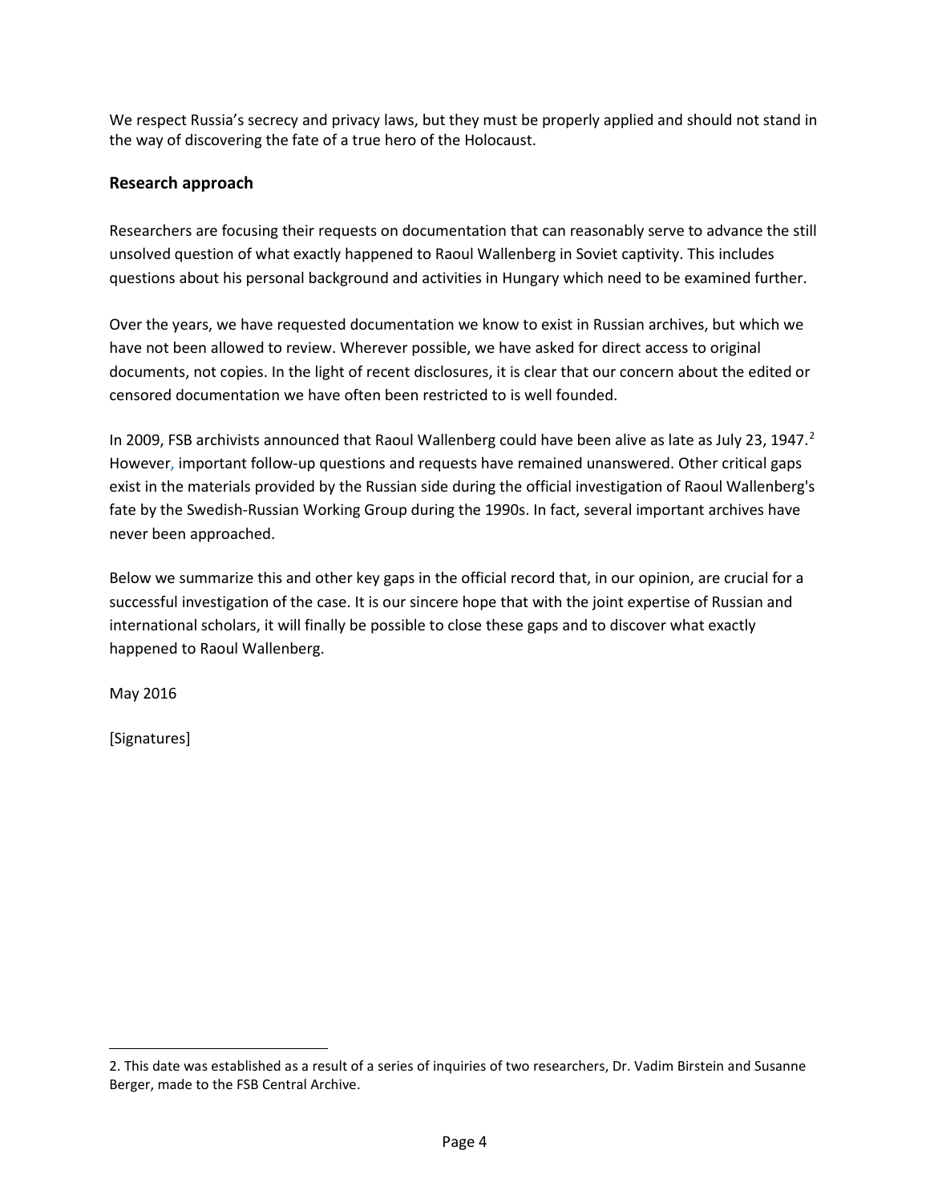We respect Russia's secrecy and privacy laws, but they must be properly applied and should not stand in the way of discovering the fate of a true hero of the Holocaust.

## Research approach

Researchers are focusing their requests on documentation that can reasonably serve to advance the still unsolved question of what exactly happened to Raoul Wallenberg in Soviet captivity. This includes questions about his personal background and activities in Hungary which need to be examined further.

Over the years, we have requested documentation we know to exist in Russian archives, but which we have not been allowed to review. Wherever possible, we have asked for direct access to original documents, not copies. In the light of recent disclosures, it is clear that our concern about the edited or censored documentation we have often been restricted to is well founded.

In 2009, FSB archivists announced that Raoul Wallenberg could have been alive as late as July 23, 1947.[2] However, important follow-up questions and requests have remained unanswered. Other critical gaps exist in the materials provided by the Russian side during the official investigation of Raoul Wallenberg's fate by the Swedish-Russian Working Group during the 1990s. In fact, several important archives have never been approached.

Below we summarize this and other key gaps in the official record that, in our opinion, are crucial for a successful investigation of the case. It is our sincere hope that with the joint expertise of Russian and international scholars, it will finally be possible to close these gaps and to discover what exactly happened to Raoul Wallenberg.

May 2016

[Signatures]

---

2. This date was established as a result of a series of inquiries of two researchers, Dr. Vadim Birstein and Susanne Berger, made to the FSB Central Archive.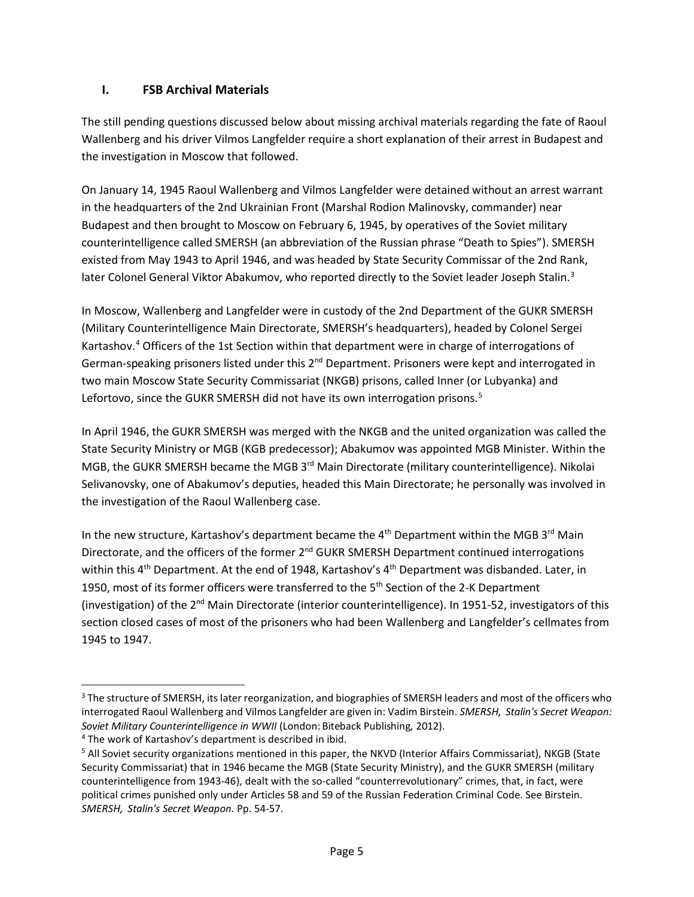## I. FSB Archival Materials

The still pending questions discussed below about missing archival materials regarding the fate of Raoul Wallenberg and his driver Vilmos Langfelder require a short explanation of their arrest in Budapest and the investigation in Moscow that followed.

On January 14, 1945 Raoul Wallenberg and Vilmos Langfelder were detained without an arrest warrant in the headquarters of the 2nd Ukrainian Front (Marshal Rodion Malinovsky, commander) near Budapest and then brought to Moscow on February 6, 1945, by operatives of the Soviet military counterintelligence called SMERSH (an abbreviation of the Russian phrase "Death to Spies"). SMERSH existed from May 1943 to April 1946, and was headed by State Security Commissar of the 2nd Rank, later Colonel General Viktor Abakumov, who reported directly to the Soviet leader Joseph Stalin.[3]

In Moscow, Wallenberg and Langfelder were in custody of the 2nd Department of the GUKR SMERSH (Military Counterintelligence Main Directorate, SMERSH's headquarters), headed by Colonel Sergei Kartashov.[4] Officers of the 1st Section within that department were in charge of interrogations of German-speaking prisoners listed under this 2nd Department. Prisoners were kept and interrogated in two main Moscow State Security Commissariat (NKGB) prisons, called Inner (or Lubyanka) and Lefortovo, since the GUKR SMERSH did not have its own interrogation prisons.[5]

In April 1946, the GUKR SMERSH was merged with the NKGB and the united organization was called the State Security Ministry or MGB (KGB predecessor); Abakumov was appointed MGB Minister. Within the MGB, the GUKR SMERSH became the MGB 3rd Main Directorate (military counterintelligence). Nikolai Selivanovsky, one of Abakumov's deputies, headed this Main Directorate; he personally was involved in the investigation of the Raoul Wallenberg case.

In the new structure, Kartashov's department became the 4th Department within the MGB 3rd Main Directorate, and the officers of the former 2nd GUKR SMERSH Department continued interrogations within this 4th Department. At the end of 1948, Kartashov's 4th Department was disbanded. Later, in 1950, most of its former officers were transferred to the 5th Section of the 2-K Department (investigation) of the 2nd Main Directorate (interior counterintelligence). In 1951-52, investigators of this section closed cases of most of the prisoners who had been Wallenberg and Langfelder's cellmates from 1945 to 1947.

---

[3] The structure of SMERSH, its later reorganization, and biographies of SMERSH leaders and most of the officers who interrogated Raoul Wallenberg and Vilmos Langfelder are given in: Vadim Birstein. *SMERSH, Stalin's Secret Weapon: Soviet Military Counterintelligence in WWII* (London: Biteback Publishing, 2012).

[4] The work of Kartashov's department is described in ibid.

[5] All Soviet security organizations mentioned in this paper, the NKVD (Interior Affairs Commissariat), NKGB (State Security Commissariat) that in 1946 became the MGB (State Security Ministry), and the GUKR SMERSH (military counterintelligence from 1943-46), dealt with the so-called "counterrevolutionary" crimes, that, in fact, were political crimes punished only under Articles 58 and 59 of the Russian Federation Criminal Code. See Birstein. *SMERSH, Stalin's Secret Weapon*. Pp. 54-57.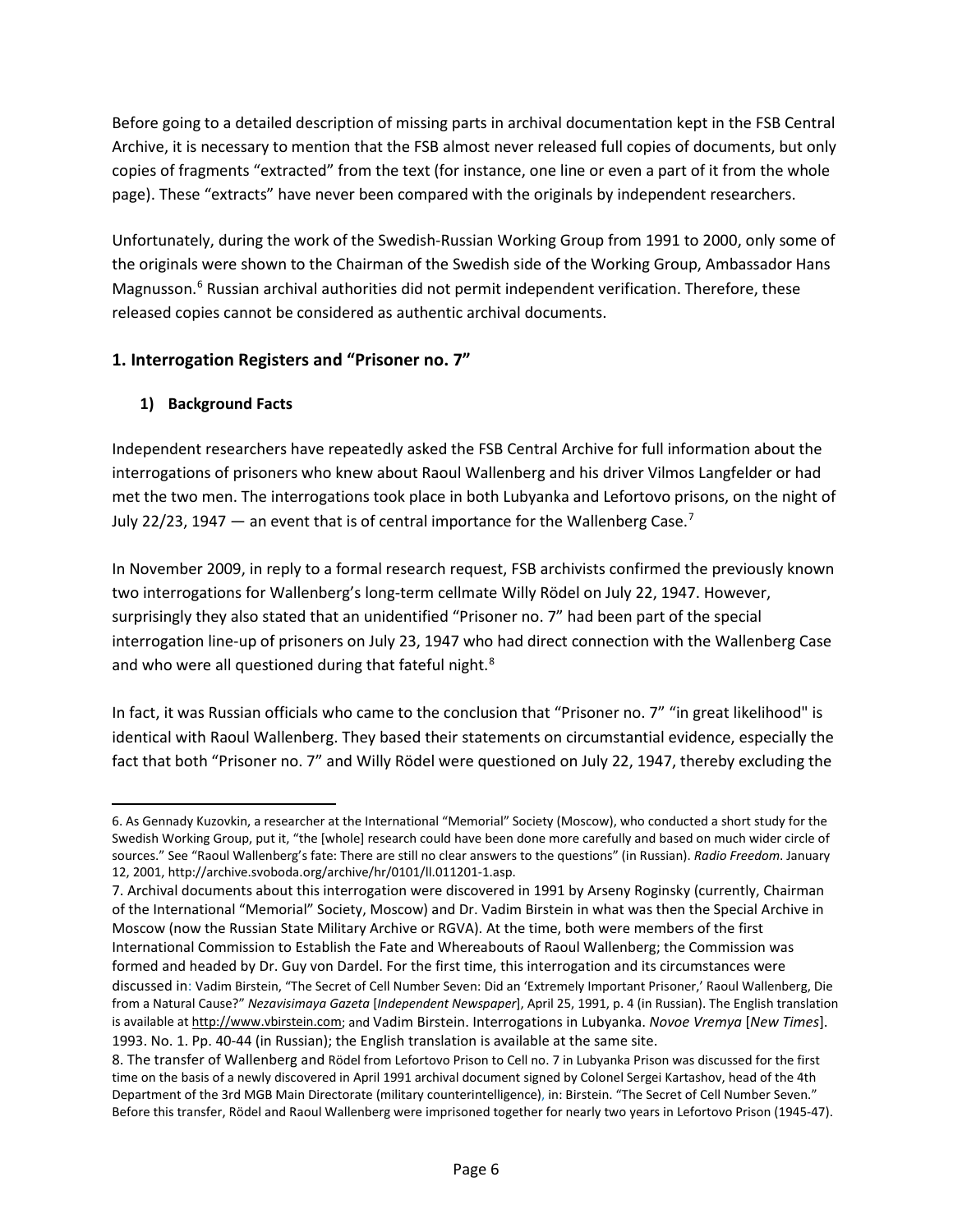Before going to a detailed description of missing parts in archival documentation kept in the FSB Central Archive, it is necessary to mention that the FSB almost never released full copies of documents, but only copies of fragments "extracted" from the text (for instance, one line or even a part of it from the whole page). These "extracts" have never been compared with the originals by independent researchers.

Unfortunately, during the work of the Swedish-Russian Working Group from 1991 to 2000, only some of the originals were shown to the Chairman of the Swedish side of the Working Group, Ambassador Hans Magnusson.[6] Russian archival authorities did not permit independent verification. Therefore, these released copies cannot be considered as authentic archival documents.

## 1. Interrogation Registers and "Prisoner no. 7"

### 1) Background Facts

Independent researchers have repeatedly asked the FSB Central Archive for full information about the interrogations of prisoners who knew about Raoul Wallenberg and his driver Vilmos Langfelder or had met the two men. The interrogations took place in both Lubyanka and Lefortovo prisons, on the night of July 22/23, 1947 — an event that is of central importance for the Wallenberg Case.[7]

In November 2009, in reply to a formal research request, FSB archivists confirmed the previously known two interrogations for Wallenberg's long-term cellmate Willy Rödel on July 22, 1947. However, surprisingly they also stated that an unidentified "Prisoner no. 7" had been part of the special interrogation line-up of prisoners on July 23, 1947 who had direct connection with the Wallenberg Case and who were all questioned during that fateful night.[8]

In fact, it was Russian officials who came to the conclusion that "Prisoner no. 7" "in great likelihood" is identical with Raoul Wallenberg. They based their statements on circumstantial evidence, especially the fact that both "Prisoner no. 7" and Willy Rödel were questioned on July 22, 1947, thereby excluding the

---

6. As Gennady Kuzovkin, a researcher at the International "Memorial" Society (Moscow), who conducted a short study for the Swedish Working Group, put it, "the [whole] research could have been done more carefully and based on much wider circle of sources." See "Raoul Wallenberg's fate: There are still no clear answers to the questions" (in Russian). *Radio Freedom*. January 12, 2001, http://archive.svoboda.org/archive/hr/0101/ll.011201-1.asp.

7. Archival documents about this interrogation were discovered in 1991 by Arseny Roginsky (currently, Chairman of the International "Memorial" Society, Moscow) and Dr. Vadim Birstein in what was then the Special Archive in Moscow (now the Russian State Military Archive or RGVA). At the time, both were members of the first International Commission to Establish the Fate and Whereabouts of Raoul Wallenberg; the Commission was formed and headed by Dr. Guy von Dardel. For the first time, this interrogation and its circumstances were discussed in: Vadim Birstein, "The Secret of Cell Number Seven: Did an 'Extremely Important Prisoner,' Raoul Wallenberg, Die from a Natural Cause?" *Nezavisimaya Gazeta* [*Independent Newspaper*], April 25, 1991, p. 4 (in Russian). The English translation is available at http://www.vbirstein.com; and Vadim Birstein. Interrogations in Lubyanka. *Novoe Vremya* [*New Times*]. 1993. No. 1. Pp. 40-44 (in Russian); the English translation is available at the same site.

8. The transfer of Wallenberg and Rödel from Lefortovo Prison to Cell no. 7 in Lubyanka Prison was discussed for the first time on the basis of a newly discovered in April 1991 archival document signed by Colonel Sergei Kartashov, head of the 4th Department of the 3rd MGB Main Directorate (military counterintelligence), in: Birstein. "The Secret of Cell Number Seven." Before this transfer, Rödel and Raoul Wallenberg were imprisoned together for nearly two years in Lefortovo Prison (1945-47).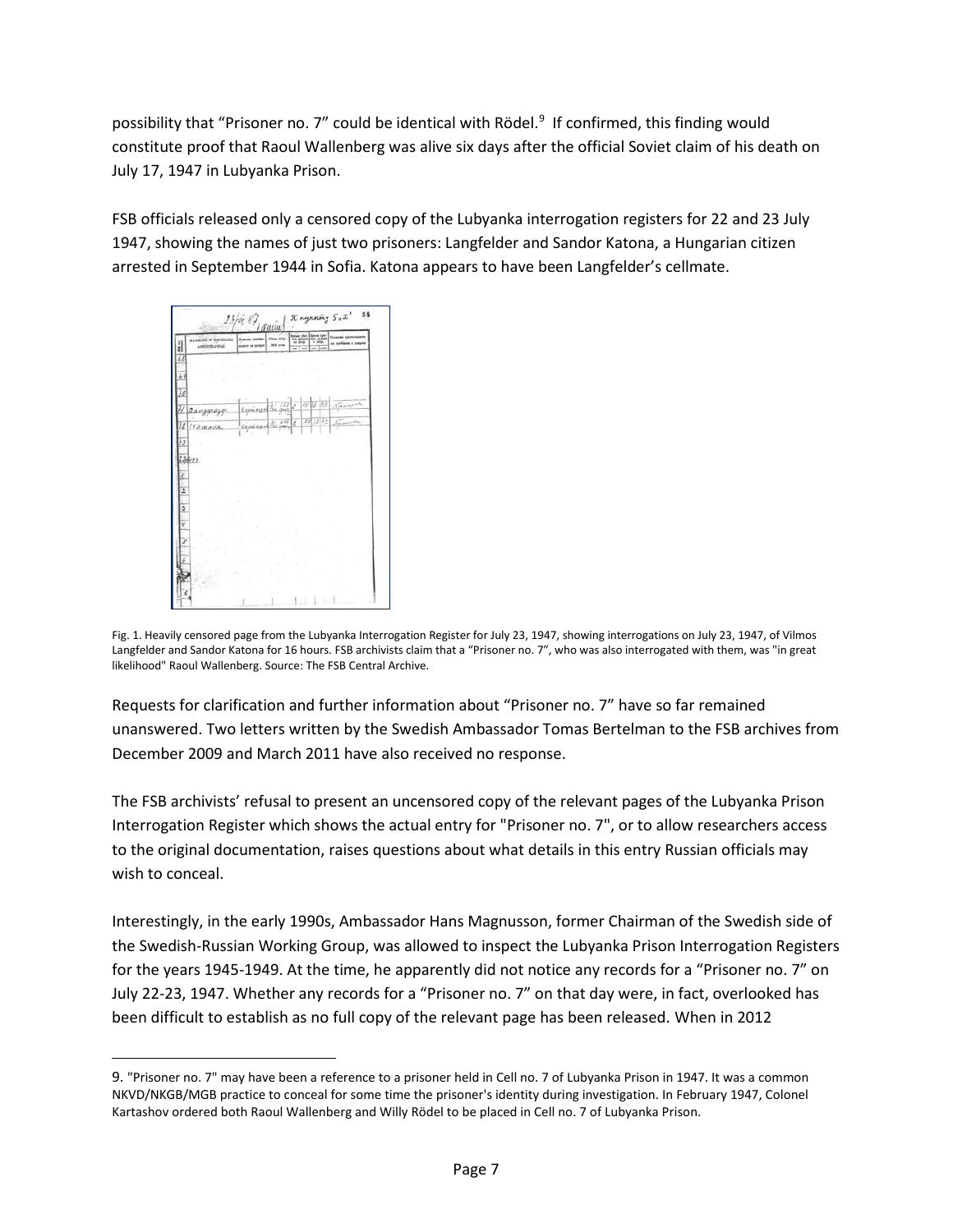possibility that "Prisoner no. 7" could be identical with Rödel.[9] If confirmed, this finding would constitute proof that Raoul Wallenberg was alive six days after the official Soviet claim of his death on July 17, 1947 in Lubyanka Prison.

FSB officials released only a censored copy of the Lubyanka interrogation registers for 22 and 23 July 1947, showing the names of just two prisoners: Langfelder and Sandor Katona, a Hungarian citizen arrested in September 1944 in Sofia. Katona appears to have been Langfelder's cellmate.

Fig. 1. Heavily censored page from the Lubyanka Interrogation Register for July 23, 1947, showing interrogations on July 23, 1947, of Vilmos Langfelder and Sandor Katona for 16 hours. FSB archivists claim that a "Prisoner no. 7", who was also interrogated with them, was "in great likelihood" Raoul Wallenberg. Source: The FSB Central Archive.

Requests for clarification and further information about "Prisoner no. 7" have so far remained unanswered. Two letters written by the Swedish Ambassador Tomas Bertelman to the FSB archives from December 2009 and March 2011 have also received no response.

The FSB archivists' refusal to present an uncensored copy of the relevant pages of the Lubyanka Prison Interrogation Register which shows the actual entry for "Prisoner no. 7", or to allow researchers access to the original documentation, raises questions about what details in this entry Russian officials may wish to conceal.

Interestingly, in the early 1990s, Ambassador Hans Magnusson, former Chairman of the Swedish side of the Swedish-Russian Working Group, was allowed to inspect the Lubyanka Prison Interrogation Registers for the years 1945-1949. At the time, he apparently did not notice any records for a "Prisoner no. 7" on July 22-23, 1947. Whether any records for a "Prisoner no. 7" on that day were, in fact, overlooked has been difficult to establish as no full copy of the relevant page has been released. When in 2012

9. "Prisoner no. 7" may have been a reference to a prisoner held in Cell no. 7 of Lubyanka Prison in 1947. It was a common NKVD/NKGB/MGB practice to conceal for some time the prisoner's identity during investigation. In February 1947, Colonel Kartashov ordered both Raoul Wallenberg and Willy Rödel to be placed in Cell no. 7 of Lubyanka Prison.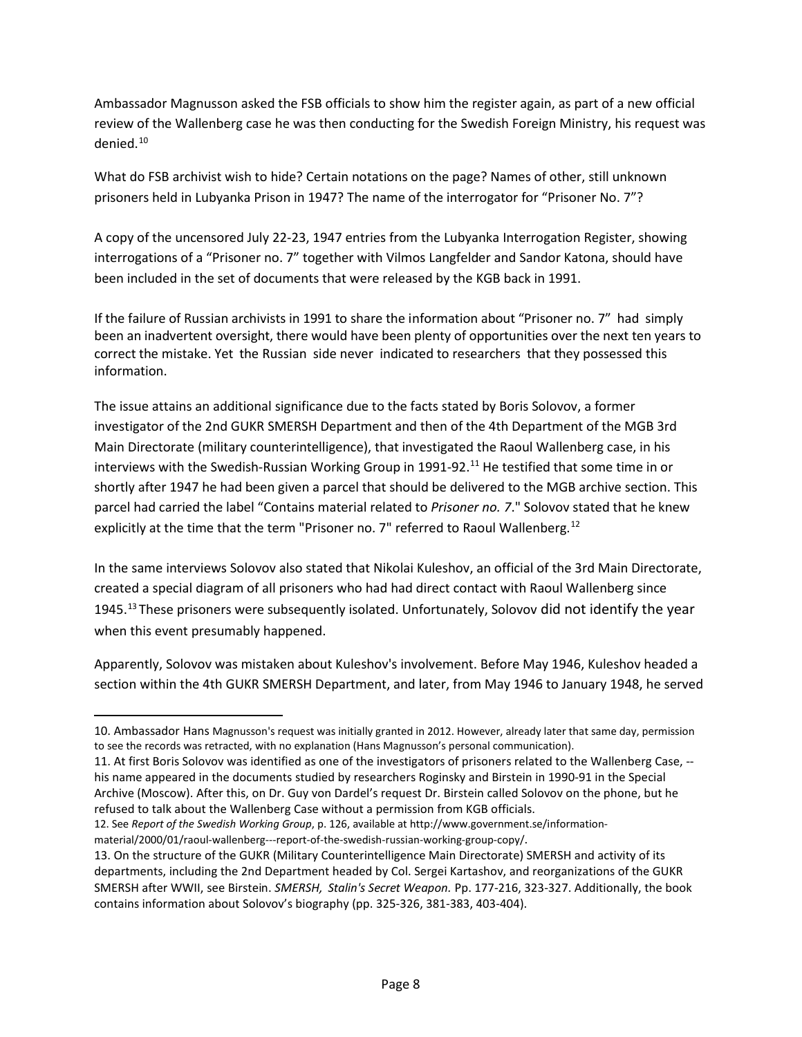Ambassador Magnusson asked the FSB officials to show him the register again, as part of a new official review of the Wallenberg case he was then conducting for the Swedish Foreign Ministry, his request was denied.[10]

What do FSB archivist wish to hide? Certain notations on the page? Names of other, still unknown prisoners held in Lubyanka Prison in 1947? The name of the interrogator for "Prisoner No. 7"?

A copy of the uncensored July 22-23, 1947 entries from the Lubyanka Interrogation Register, showing interrogations of a "Prisoner no. 7" together with Vilmos Langfelder and Sandor Katona, should have been included in the set of documents that were released by the KGB back in 1991.

If the failure of Russian archivists in 1991 to share the information about "Prisoner no. 7" had simply been an inadvertent oversight, there would have been plenty of opportunities over the next ten years to correct the mistake. Yet the Russian side never indicated to researchers that they possessed this information.

The issue attains an additional significance due to the facts stated by Boris Solovov, a former investigator of the 2nd GUKR SMERSH Department and then of the 4th Department of the MGB 3rd Main Directorate (military counterintelligence), that investigated the Raoul Wallenberg case, in his interviews with the Swedish-Russian Working Group in 1991-92.[11] He testified that some time in or shortly after 1947 he had been given a parcel that should be delivered to the MGB archive section. This parcel had carried the label "Contains material related to *Prisoner no. 7*." Solovov stated that he knew explicitly at the time that the term "Prisoner no. 7" referred to Raoul Wallenberg.[12]

In the same interviews Solovov also stated that Nikolai Kuleshov, an official of the 3rd Main Directorate, created a special diagram of all prisoners who had had direct contact with Raoul Wallenberg since 1945.[13] These prisoners were subsequently isolated. Unfortunately, Solovov did not identify the year when this event presumably happened.

Apparently, Solovov was mistaken about Kuleshov's involvement. Before May 1946, Kuleshov headed a section within the 4th GUKR SMERSH Department, and later, from May 1946 to January 1948, he served

---

10. Ambassador Hans Magnusson's request was initially granted in 2012. However, already later that same day, permission to see the records was retracted, with no explanation (Hans Magnusson's personal communication).

11. At first Boris Solovov was identified as one of the investigators of prisoners related to the Wallenberg Case, -- his name appeared in the documents studied by researchers Roginsky and Birstein in 1990-91 in the Special Archive (Moscow). After this, on Dr. Guy von Dardel's request Dr. Birstein called Solovov on the phone, but he refused to talk about the Wallenberg Case without a permission from KGB officials.

12. See *Report of the Swedish Working Group*, p. 126, available at http://www.government.se/information-material/2000/01/raoul-wallenberg---report-of-the-swedish-russian-working-group-copy/.

13. On the structure of the GUKR (Military Counterintelligence Main Directorate) SMERSH and activity of its departments, including the 2nd Department headed by Col. Sergei Kartashov, and reorganizations of the GUKR SMERSH after WWII, see Birstein. *SMERSH, Stalin's Secret Weapon.* Pp. 177-216, 323-327. Additionally, the book contains information about Solovov's biography (pp. 325-326, 381-383, 403-404).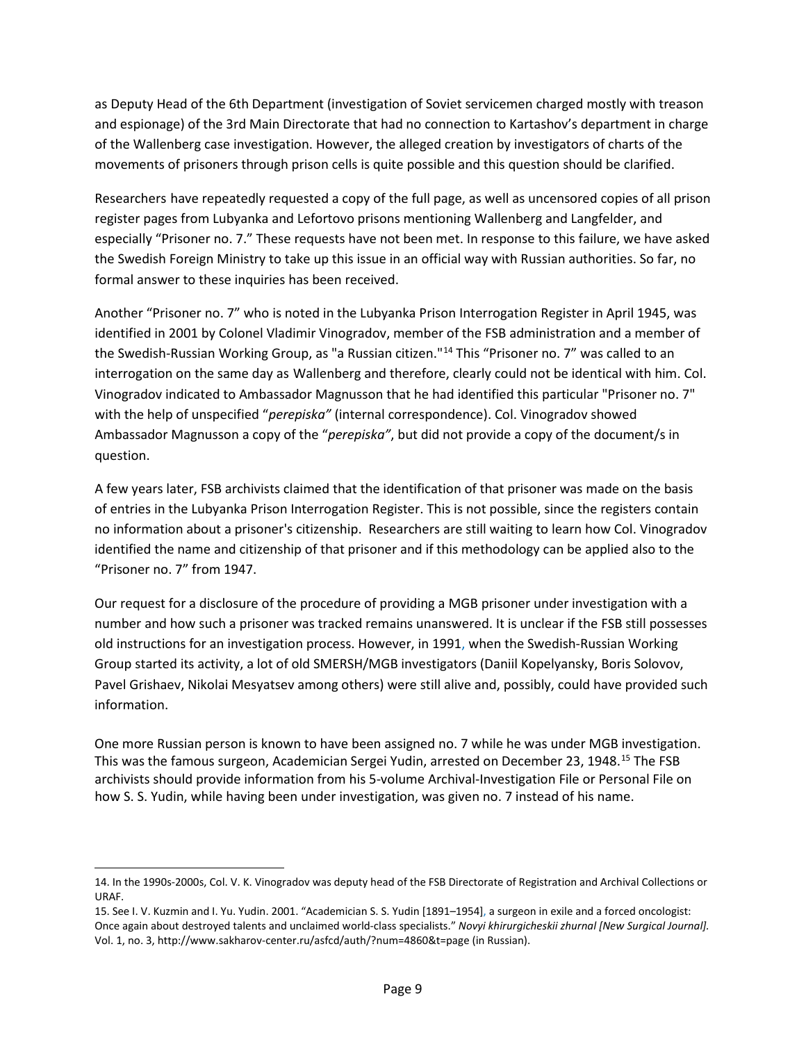as Deputy Head of the 6th Department (investigation of Soviet servicemen charged mostly with treason and espionage) of the 3rd Main Directorate that had no connection to Kartashov's department in charge of the Wallenberg case investigation. However, the alleged creation by investigators of charts of the movements of prisoners through prison cells is quite possible and this question should be clarified.

Researchers have repeatedly requested a copy of the full page, as well as uncensored copies of all prison register pages from Lubyanka and Lefortovo prisons mentioning Wallenberg and Langfelder, and especially "Prisoner no. 7." These requests have not been met. In response to this failure, we have asked the Swedish Foreign Ministry to take up this issue in an official way with Russian authorities. So far, no formal answer to these inquiries has been received.

Another "Prisoner no. 7" who is noted in the Lubyanka Prison Interrogation Register in April 1945, was identified in 2001 by Colonel Vladimir Vinogradov, member of the FSB administration and a member of the Swedish-Russian Working Group, as "a Russian citizen."[14] This "Prisoner no. 7" was called to an interrogation on the same day as Wallenberg and therefore, clearly could not be identical with him. Col. Vinogradov indicated to Ambassador Magnusson that he had identified this particular "Prisoner no. 7" with the help of unspecified "*perepiska"* (internal correspondence). Col. Vinogradov showed Ambassador Magnusson a copy of the "*perepiska"*, but did not provide a copy of the document/s in question.

A few years later, FSB archivists claimed that the identification of that prisoner was made on the basis of entries in the Lubyanka Prison Interrogation Register. This is not possible, since the registers contain no information about a prisoner's citizenship. Researchers are still waiting to learn how Col. Vinogradov identified the name and citizenship of that prisoner and if this methodology can be applied also to the "Prisoner no. 7" from 1947.

Our request for a disclosure of the procedure of providing a MGB prisoner under investigation with a number and how such a prisoner was tracked remains unanswered. It is unclear if the FSB still possesses old instructions for an investigation process. However, in 1991, when the Swedish-Russian Working Group started its activity, a lot of old SMERSH/MGB investigators (Daniil Kopelyansky, Boris Solovov, Pavel Grishaev, Nikolai Mesyatsev among others) were still alive and, possibly, could have provided such information.

One more Russian person is known to have been assigned no. 7 while he was under MGB investigation. This was the famous surgeon, Academician Sergei Yudin, arrested on December 23, 1948.[15] The FSB archivists should provide information from his 5-volume Archival-Investigation File or Personal File on how S. S. Yudin, while having been under investigation, was given no. 7 instead of his name.

---

14. In the 1990s-2000s, Col. V. K. Vinogradov was deputy head of the FSB Directorate of Registration and Archival Collections or URAF.

15. See I. V. Kuzmin and I. Yu. Yudin. 2001. "Academician S. S. Yudin [1891–1954], a surgeon in exile and a forced oncologist: Once again about destroyed talents and unclaimed world-class specialists." *Novyi khirurgicheskii zhurnal [New Surgical Journal].* Vol. 1, no. 3, http://www.sakharov-center.ru/asfcd/auth/?num=4860&t=page (in Russian).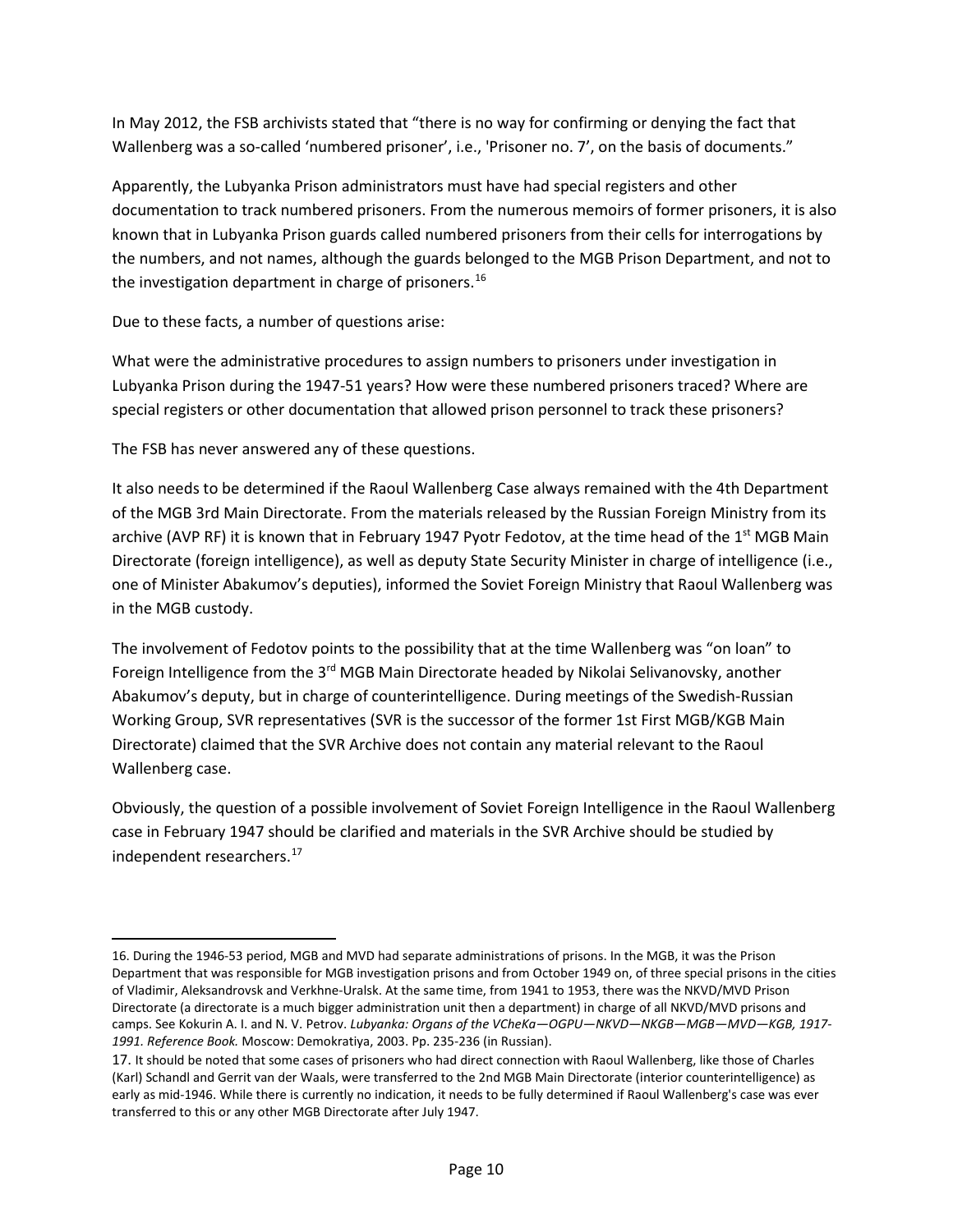In May 2012, the FSB archivists stated that "there is no way for confirming or denying the fact that Wallenberg was a so-called 'numbered prisoner', i.e., 'Prisoner no. 7', on the basis of documents."

Apparently, the Lubyanka Prison administrators must have had special registers and other documentation to track numbered prisoners. From the numerous memoirs of former prisoners, it is also known that in Lubyanka Prison guards called numbered prisoners from their cells for interrogations by the numbers, and not names, although the guards belonged to the MGB Prison Department, and not to the investigation department in charge of prisoners.[16]

Due to these facts, a number of questions arise:

What were the administrative procedures to assign numbers to prisoners under investigation in Lubyanka Prison during the 1947-51 years? How were these numbered prisoners traced? Where are special registers or other documentation that allowed prison personnel to track these prisoners?

The FSB has never answered any of these questions.

It also needs to be determined if the Raoul Wallenberg Case always remained with the 4th Department of the MGB 3rd Main Directorate. From the materials released by the Russian Foreign Ministry from its archive (AVP RF) it is known that in February 1947 Pyotr Fedotov, at the time head of the 1st MGB Main Directorate (foreign intelligence), as well as deputy State Security Minister in charge of intelligence (i.e., one of Minister Abakumov's deputies), informed the Soviet Foreign Ministry that Raoul Wallenberg was in the MGB custody.

The involvement of Fedotov points to the possibility that at the time Wallenberg was "on loan" to Foreign Intelligence from the 3rd MGB Main Directorate headed by Nikolai Selivanovsky, another Abakumov's deputy, but in charge of counterintelligence. During meetings of the Swedish-Russian Working Group, SVR representatives (SVR is the successor of the former 1st First MGB/KGB Main Directorate) claimed that the SVR Archive does not contain any material relevant to the Raoul Wallenberg case.

Obviously, the question of a possible involvement of Soviet Foreign Intelligence in the Raoul Wallenberg case in February 1947 should be clarified and materials in the SVR Archive should be studied by independent researchers.[17]

---

16. During the 1946-53 period, MGB and MVD had separate administrations of prisons. In the MGB, it was the Prison Department that was responsible for MGB investigation prisons and from October 1949 on, of three special prisons in the cities of Vladimir, Aleksandrovsk and Verkhne-Uralsk. At the same time, from 1941 to 1953, there was the NKVD/MVD Prison Directorate (a directorate is a much bigger administration unit then a department) in charge of all NKVD/MVD prisons and camps. See Kokurin A. I. and N. V. Petrov. *Lubyanka: Organs of the VCheKa—OGPU—NKVD—NKGB—MGB—MVD—KGB, 1917-1991. Reference Book.* Moscow: Demokratiya, 2003. Pp. 235-236 (in Russian).

17. It should be noted that some cases of prisoners who had direct connection with Raoul Wallenberg, like those of Charles (Karl) Schandl and Gerrit van der Waals, were transferred to the 2nd MGB Main Directorate (interior counterintelligence) as early as mid-1946. While there is currently no indication, it needs to be fully determined if Raoul Wallenberg's case was ever transferred to this or any other MGB Directorate after July 1947.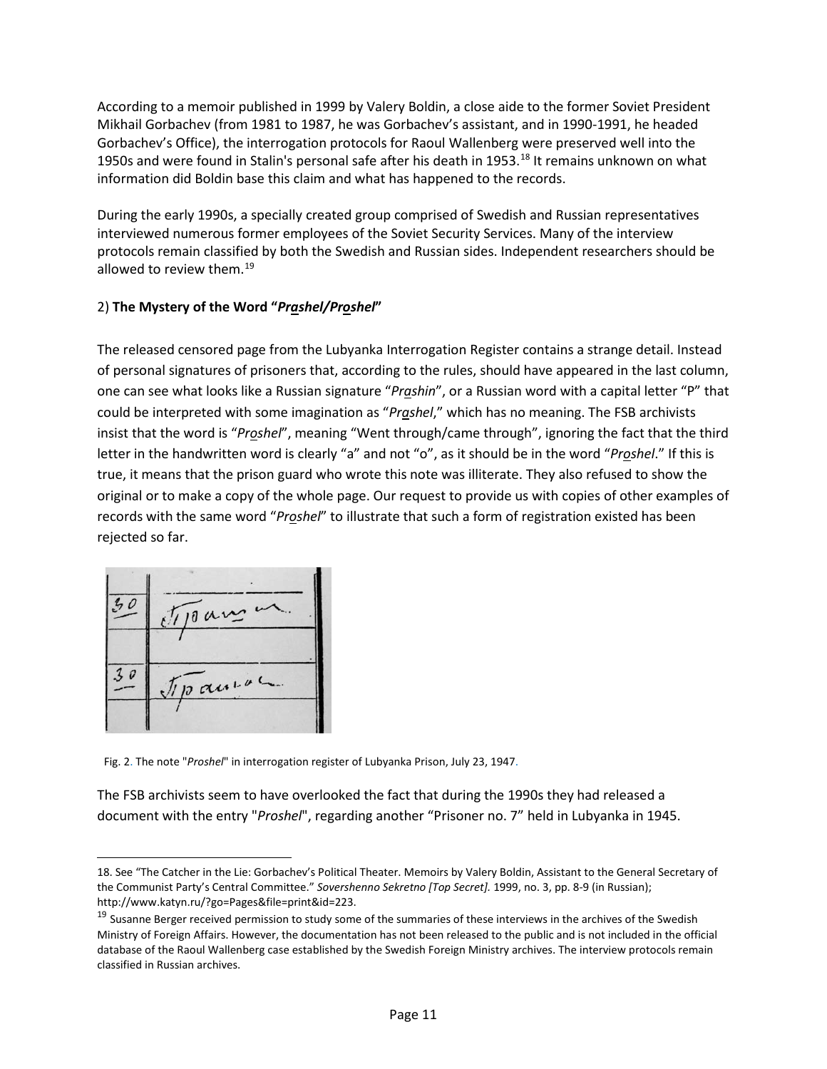According to a memoir published in 1999 by Valery Boldin, a close aide to the former Soviet President Mikhail Gorbachev (from 1981 to 1987, he was Gorbachev's assistant, and in 1990-1991, he headed Gorbachev's Office), the interrogation protocols for Raoul Wallenberg were preserved well into the 1950s and were found in Stalin's personal safe after his death in 1953.[18] It remains unknown on what information did Boldin base this claim and what has happened to the records.

During the early 1990s, a specially created group comprised of Swedish and Russian representatives interviewed numerous former employees of the Soviet Security Services. Many of the interview protocols remain classified by both the Swedish and Russian sides. Independent researchers should be allowed to review them.[19]

2) **The Mystery of the Word "*Prashel/Proshel*"**

The released censored page from the Lubyanka Interrogation Register contains a strange detail. Instead of personal signatures of prisoners that, according to the rules, should have appeared in the last column, one can see what looks like a Russian signature "*Prashin*", or a Russian word with a capital letter "P" that could be interpreted with some imagination as "*Prashel*," which has no meaning. The FSB archivists insist that the word is "*Proshel*", meaning "Went through/came through", ignoring the fact that the third letter in the handwritten word is clearly "a" and not "o", as it should be in the word "*Proshel*." If this is true, it means that the prison guard who wrote this note was illiterate. They also refused to show the original or to make a copy of the whole page. Our request to provide us with copies of other examples of records with the same word "*Proshel*" to illustrate that such a form of registration existed has been rejected so far.

Fig. 2. The note "*Proshel*" in interrogation register of Lubyanka Prison, July 23, 1947.

The FSB archivists seem to have overlooked the fact that during the 1990s they had released a document with the entry "*Proshel*", regarding another "Prisoner no. 7" held in Lubyanka in 1945.

18. See "The Catcher in the Lie: Gorbachev's Political Theater. Memoirs by Valery Boldin, Assistant to the General Secretary of the Communist Party's Central Committee." *Sovershenno Sekretno [Top Secret].* 1999, no. 3, pp. 8-9 (in Russian); http://www.katyn.ru/?go=Pages&file=print&id=223.

19. Susanne Berger received permission to study some of the summaries of these interviews in the archives of the Swedish Ministry of Foreign Affairs. However, the documentation has not been released to the public and is not included in the official database of the Raoul Wallenberg case established by the Swedish Foreign Ministry archives. The interview protocols remain classified in Russian archives.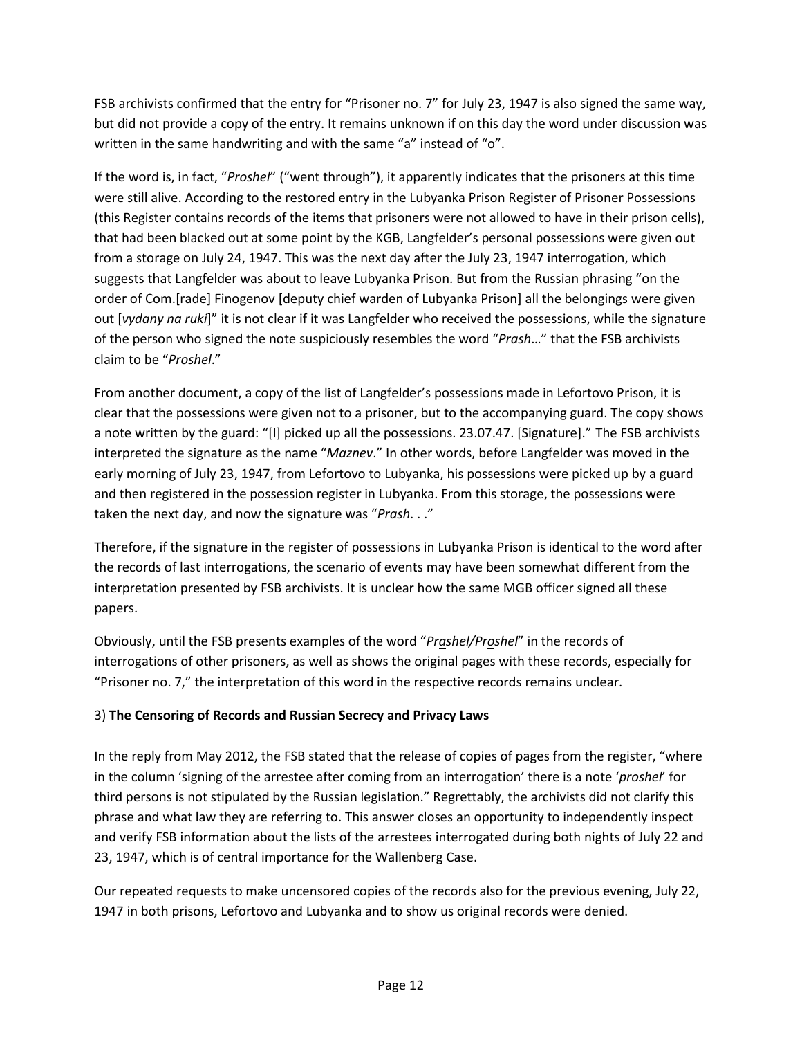FSB archivists confirmed that the entry for "Prisoner no. 7" for July 23, 1947 is also signed the same way, but did not provide a copy of the entry. It remains unknown if on this day the word under discussion was written in the same handwriting and with the same "a" instead of "o".

If the word is, in fact, "*Proshel*" ("went through"), it apparently indicates that the prisoners at this time were still alive. According to the restored entry in the Lubyanka Prison Register of Prisoner Possessions (this Register contains records of the items that prisoners were not allowed to have in their prison cells), that had been blacked out at some point by the KGB, Langfelder's personal possessions were given out from a storage on July 24, 1947. This was the next day after the July 23, 1947 interrogation, which suggests that Langfelder was about to leave Lubyanka Prison. But from the Russian phrasing "on the order of Com.[rade] Finogenov [deputy chief warden of Lubyanka Prison] all the belongings were given out [*vydany na ruki*]" it is not clear if it was Langfelder who received the possessions, while the signature of the person who signed the note suspiciously resembles the word "*Prash*…" that the FSB archivists claim to be "*Proshel*."

From another document, a copy of the list of Langfelder's possessions made in Lefortovo Prison, it is clear that the possessions were given not to a prisoner, but to the accompanying guard. The copy shows a note written by the guard: "[I] picked up all the possessions. 23.07.47. [Signature]." The FSB archivists interpreted the signature as the name "*Maznev*." In other words, before Langfelder was moved in the early morning of July 23, 1947, from Lefortovo to Lubyanka, his possessions were picked up by a guard and then registered in the possession register in Lubyanka. From this storage, the possessions were taken the next day, and now the signature was "*Prash*. . ."

Therefore, if the signature in the register of possessions in Lubyanka Prison is identical to the word after the records of last interrogations, the scenario of events may have been somewhat different from the interpretation presented by FSB archivists. It is unclear how the same MGB officer signed all these papers.

Obviously, until the FSB presents examples of the word "*Pr<u>a</u>shel/Pr<u>o</u>shel*" in the records of interrogations of other prisoners, as well as shows the original pages with these records, especially for "Prisoner no. 7," the interpretation of this word in the respective records remains unclear.

3) **The Censoring of Records and Russian Secrecy and Privacy Laws**

In the reply from May 2012, the FSB stated that the release of copies of pages from the register, "where in the column 'signing of the arrestee after coming from an interrogation' there is a note '*proshel*' for third persons is not stipulated by the Russian legislation." Regrettably, the archivists did not clarify this phrase and what law they are referring to. This answer closes an opportunity to independently inspect and verify FSB information about the lists of the arrestees interrogated during both nights of July 22 and 23, 1947, which is of central importance for the Wallenberg Case.

Our repeated requests to make uncensored copies of the records also for the previous evening, July 22, 1947 in both prisons, Lefortovo and Lubyanka and to show us original records were denied.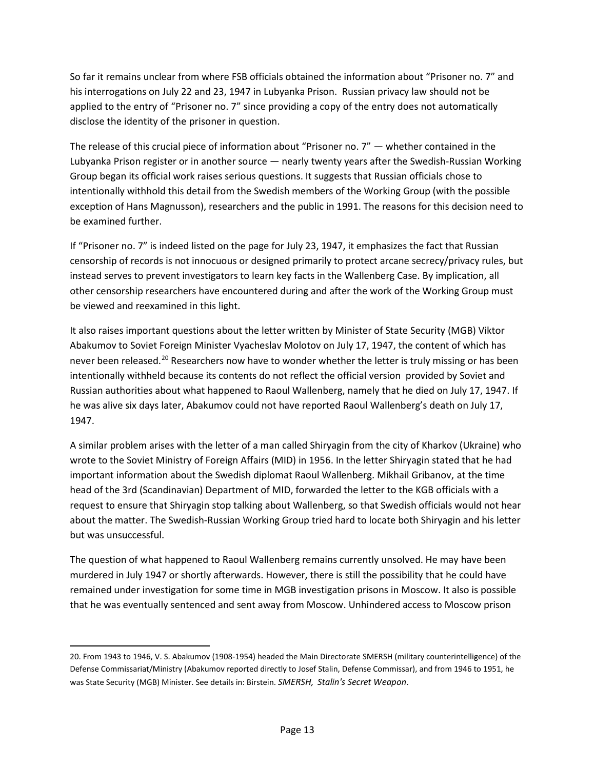So far it remains unclear from where FSB officials obtained the information about "Prisoner no. 7" and his interrogations on July 22 and 23, 1947 in Lubyanka Prison. Russian privacy law should not be applied to the entry of "Prisoner no. 7" since providing a copy of the entry does not automatically disclose the identity of the prisoner in question.

The release of this crucial piece of information about "Prisoner no. 7" — whether contained in the Lubyanka Prison register or in another source — nearly twenty years after the Swedish-Russian Working Group began its official work raises serious questions. It suggests that Russian officials chose to intentionally withhold this detail from the Swedish members of the Working Group (with the possible exception of Hans Magnusson), researchers and the public in 1991. The reasons for this decision need to be examined further.

If "Prisoner no. 7" is indeed listed on the page for July 23, 1947, it emphasizes the fact that Russian censorship of records is not innocuous or designed primarily to protect arcane secrecy/privacy rules, but instead serves to prevent investigators to learn key facts in the Wallenberg Case. By implication, all other censorship researchers have encountered during and after the work of the Working Group must be viewed and reexamined in this light.

It also raises important questions about the letter written by Minister of State Security (MGB) Viktor Abakumov to Soviet Foreign Minister Vyacheslav Molotov on July 17, 1947, the content of which has never been released.[20] Researchers now have to wonder whether the letter is truly missing or has been intentionally withheld because its contents do not reflect the official version provided by Soviet and Russian authorities about what happened to Raoul Wallenberg, namely that he died on July 17, 1947. If he was alive six days later, Abakumov could not have reported Raoul Wallenberg's death on July 17, 1947.

A similar problem arises with the letter of a man called Shiryagin from the city of Kharkov (Ukraine) who wrote to the Soviet Ministry of Foreign Affairs (MID) in 1956. In the letter Shiryagin stated that he had important information about the Swedish diplomat Raoul Wallenberg. Mikhail Gribanov, at the time head of the 3rd (Scandinavian) Department of MID, forwarded the letter to the KGB officials with a request to ensure that Shiryagin stop talking about Wallenberg, so that Swedish officials would not hear about the matter. The Swedish-Russian Working Group tried hard to locate both Shiryagin and his letter but was unsuccessful.

The question of what happened to Raoul Wallenberg remains currently unsolved. He may have been murdered in July 1947 or shortly afterwards. However, there is still the possibility that he could have remained under investigation for some time in MGB investigation prisons in Moscow. It also is possible that he was eventually sentenced and sent away from Moscow. Unhindered access to Moscow prison

---

20. From 1943 to 1946, V. S. Abakumov (1908-1954) headed the Main Directorate SMERSH (military counterintelligence) of the Defense Commissariat/Ministry (Abakumov reported directly to Josef Stalin, Defense Commissar), and from 1946 to 1951, he was State Security (MGB) Minister. See details in: Birstein. *SMERSH, Stalin's Secret Weapon*.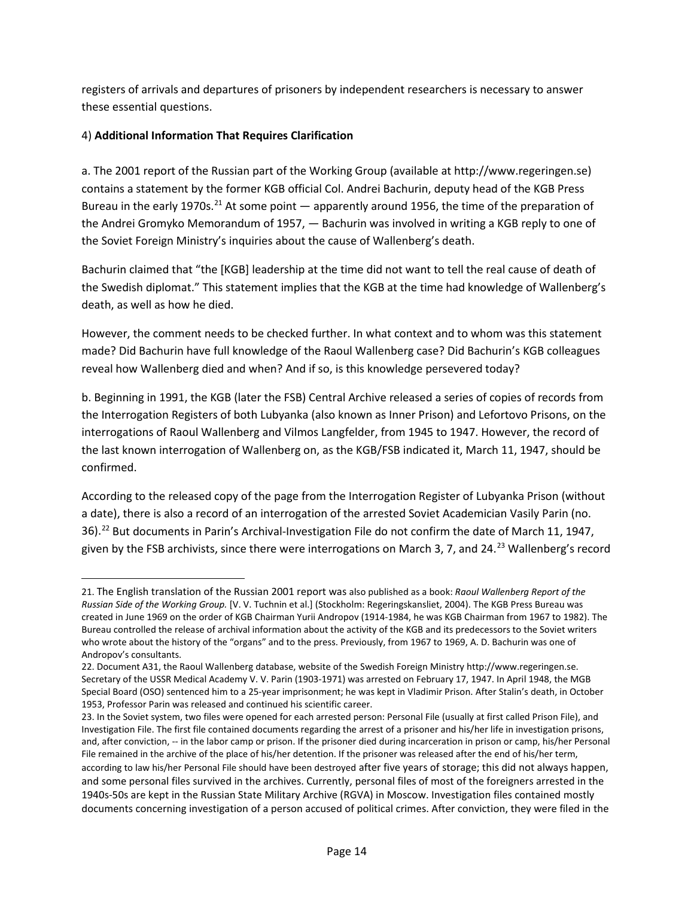registers of arrivals and departures of prisoners by independent researchers is necessary to answer these essential questions.

4) **Additional Information That Requires Clarification**

a. The 2001 report of the Russian part of the Working Group (available at http://www.regeringen.se) contains a statement by the former KGB official Col. Andrei Bachurin, deputy head of the KGB Press Bureau in the early 1970s.[21] At some point — apparently around 1956, the time of the preparation of the Andrei Gromyko Memorandum of 1957, — Bachurin was involved in writing a KGB reply to one of the Soviet Foreign Ministry's inquiries about the cause of Wallenberg's death.

Bachurin claimed that "the [KGB] leadership at the time did not want to tell the real cause of death of the Swedish diplomat." This statement implies that the KGB at the time had knowledge of Wallenberg's death, as well as how he died.

However, the comment needs to be checked further. In what context and to whom was this statement made? Did Bachurin have full knowledge of the Raoul Wallenberg case? Did Bachurin's KGB colleagues reveal how Wallenberg died and when? And if so, is this knowledge persevered today?

b. Beginning in 1991, the KGB (later the FSB) Central Archive released a series of copies of records from the Interrogation Registers of both Lubyanka (also known as Inner Prison) and Lefortovo Prisons, on the interrogations of Raoul Wallenberg and Vilmos Langfelder, from 1945 to 1947. However, the record of the last known interrogation of Wallenberg on, as the KGB/FSB indicated it, March 11, 1947, should be confirmed.

According to the released copy of the page from the Interrogation Register of Lubyanka Prison (without a date), there is also a record of an interrogation of the arrested Soviet Academician Vasily Parin (no. 36).[22] But documents in Parin's Archival-Investigation File do not confirm the date of March 11, 1947, given by the FSB archivists, since there were interrogations on March 3, 7, and 24.[23] Wallenberg's record

---

21. The English translation of the Russian 2001 report was also published as a book: *Raoul Wallenberg Report of the Russian Side of the Working Group.* [V. V. Tuchnin et al.] (Stockholm: Regeringskansliet, 2004). The KGB Press Bureau was created in June 1969 on the order of KGB Chairman Yurii Andropov (1914-1984, he was KGB Chairman from 1967 to 1982). The Bureau controlled the release of archival information about the activity of the KGB and its predecessors to the Soviet writers who wrote about the history of the "organs" and to the press. Previously, from 1967 to 1969, A. D. Bachurin was one of Andropov's consultants.

22. Document A31, the Raoul Wallenberg database, website of the Swedish Foreign Ministry http://www.regeringen.se. Secretary of the USSR Medical Academy V. V. Parin (1903-1971) was arrested on February 17, 1947. In April 1948, the MGB Special Board (OSO) sentenced him to a 25-year imprisonment; he was kept in Vladimir Prison. After Stalin's death, in October 1953, Professor Parin was released and continued his scientific career.

23. In the Soviet system, two files were opened for each arrested person: Personal File (usually at first called Prison File), and Investigation File. The first file contained documents regarding the arrest of a prisoner and his/her life in investigation prisons, and, after conviction, -- in the labor camp or prison. If the prisoner died during incarceration in prison or camp, his/her Personal File remained in the archive of the place of his/her detention. If the prisoner was released after the end of his/her term, according to law his/her Personal File should have been destroyed after five years of storage; this did not always happen, and some personal files survived in the archives. Currently, personal files of most of the foreigners arrested in the 1940s-50s are kept in the Russian State Military Archive (RGVA) in Moscow. Investigation files contained mostly documents concerning investigation of a person accused of political crimes. After conviction, they were filed in the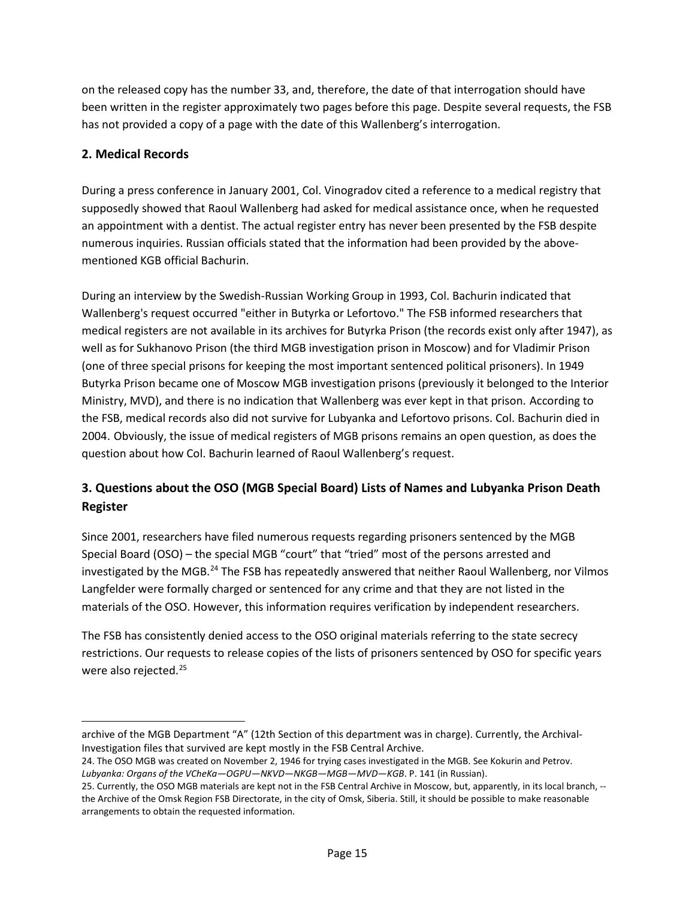on the released copy has the number 33, and, therefore, the date of that interrogation should have been written in the register approximately two pages before this page. Despite several requests, the FSB has not provided a copy of a page with the date of this Wallenberg's interrogation.

## 2. Medical Records

During a press conference in January 2001, Col. Vinogradov cited a reference to a medical registry that supposedly showed that Raoul Wallenberg had asked for medical assistance once, when he requested an appointment with a dentist. The actual register entry has never been presented by the FSB despite numerous inquiries. Russian officials stated that the information had been provided by the above-mentioned KGB official Bachurin.

During an interview by the Swedish-Russian Working Group in 1993, Col. Bachurin indicated that Wallenberg's request occurred "either in Butyrka or Lefortovo." The FSB informed researchers that medical registers are not available in its archives for Butyrka Prison (the records exist only after 1947), as well as for Sukhanovo Prison (the third MGB investigation prison in Moscow) and for Vladimir Prison (one of three special prisons for keeping the most important sentenced political prisoners). In 1949 Butyrka Prison became one of Moscow MGB investigation prisons (previously it belonged to the Interior Ministry, MVD), and there is no indication that Wallenberg was ever kept in that prison. According to the FSB, medical records also did not survive for Lubyanka and Lefortovo prisons. Col. Bachurin died in 2004. Obviously, the issue of medical registers of MGB prisons remains an open question, as does the question about how Col. Bachurin learned of Raoul Wallenberg's request.

## 3. Questions about the OSO (MGB Special Board) Lists of Names and Lubyanka Prison Death Register

Since 2001, researchers have filed numerous requests regarding prisoners sentenced by the MGB Special Board (OSO) – the special MGB "court" that "tried" most of the persons arrested and investigated by the MGB.[24] The FSB has repeatedly answered that neither Raoul Wallenberg, nor Vilmos Langfelder were formally charged or sentenced for any crime and that they are not listed in the materials of the OSO. However, this information requires verification by independent researchers.

The FSB has consistently denied access to the OSO original materials referring to the state secrecy restrictions. Our requests to release copies of the lists of prisoners sentenced by OSO for specific years were also rejected.[25]

---

archive of the MGB Department "A" (12th Section of this department was in charge). Currently, the Archival-Investigation files that survived are kept mostly in the FSB Central Archive.

24. The OSO MGB was created on November 2, 1946 for trying cases investigated in the MGB. See Kokurin and Petrov. *Lubyanka: Organs of the VCheKa—OGPU—NKVD—NKGB—MGB—MVD—KGB*. P. 141 (in Russian).

25. Currently, the OSO MGB materials are kept not in the FSB Central Archive in Moscow, but, apparently, in its local branch, -- the Archive of the Omsk Region FSB Directorate, in the city of Omsk, Siberia. Still, it should be possible to make reasonable arrangements to obtain the requested information.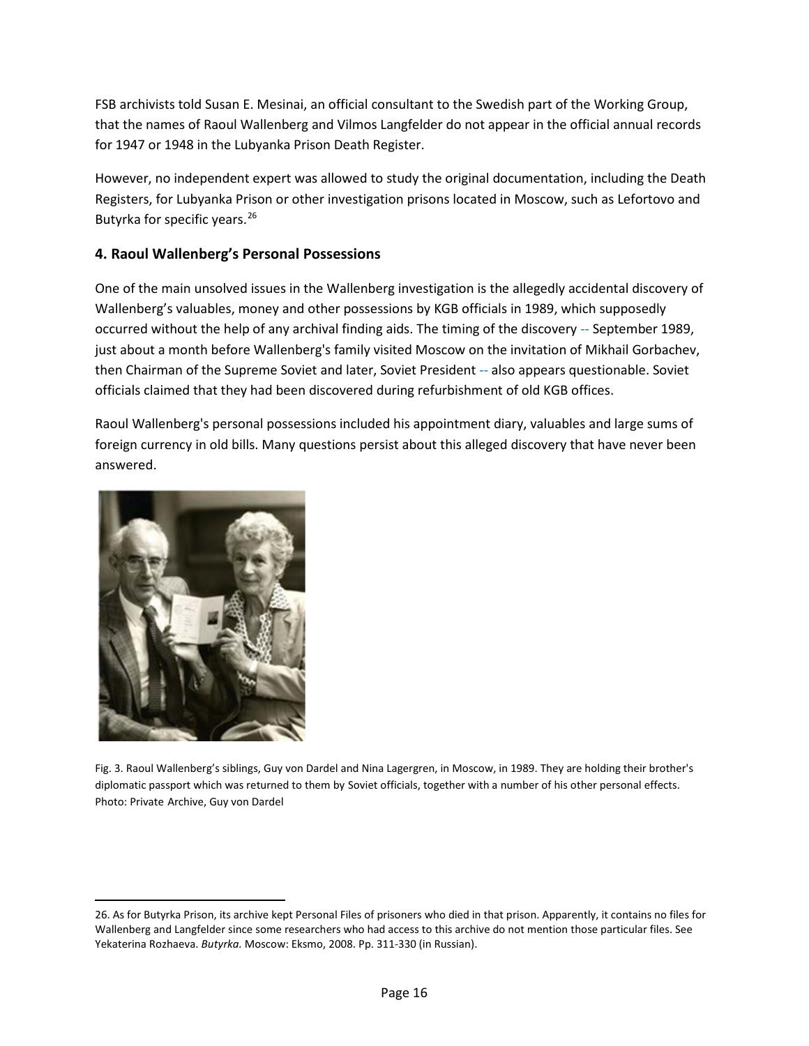FSB archivists told Susan E. Mesinai, an official consultant to the Swedish part of the Working Group, that the names of Raoul Wallenberg and Vilmos Langfelder do not appear in the official annual records for 1947 or 1948 in the Lubyanka Prison Death Register.

However, no independent expert was allowed to study the original documentation, including the Death Registers, for Lubyanka Prison or other investigation prisons located in Moscow, such as Lefortovo and Butyrka for specific years.[26]

### 4. Raoul Wallenberg's Personal Possessions

One of the main unsolved issues in the Wallenberg investigation is the allegedly accidental discovery of Wallenberg's valuables, money and other possessions by KGB officials in 1989, which supposedly occurred without the help of any archival finding aids. The timing of the discovery -- September 1989, just about a month before Wallenberg's family visited Moscow on the invitation of Mikhail Gorbachev, then Chairman of the Supreme Soviet and later, Soviet President -- also appears questionable. Soviet officials claimed that they had been discovered during refurbishment of old KGB offices.

Raoul Wallenberg's personal possessions included his appointment diary, valuables and large sums of foreign currency in old bills. Many questions persist about this alleged discovery that have never been answered.

Fig. 3. Raoul Wallenberg's siblings, Guy von Dardel and Nina Lagergren, in Moscow, in 1989. They are holding their brother's diplomatic passport which was returned to them by Soviet officials, together with a number of his other personal effects. Photo: Private Archive, Guy von Dardel

26. As for Butyrka Prison, its archive kept Personal Files of prisoners who died in that prison. Apparently, it contains no files for Wallenberg and Langfelder since some researchers who had access to this archive do not mention those particular files. See Yekaterina Rozhaeva. *Butyrka.* Moscow: Eksmo, 2008. Pp. 311-330 (in Russian).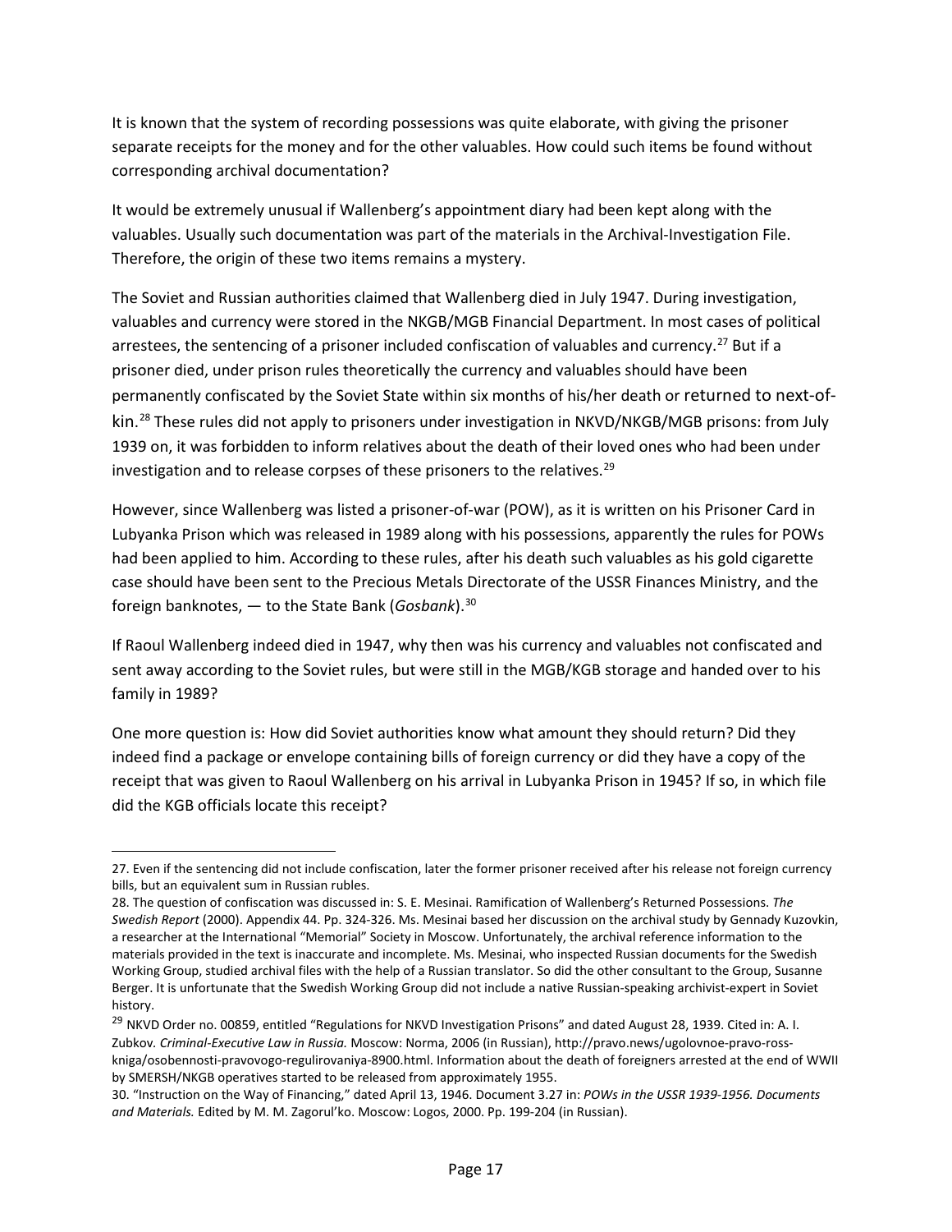It is known that the system of recording possessions was quite elaborate, with giving the prisoner separate receipts for the money and for the other valuables. How could such items be found without corresponding archival documentation?

It would be extremely unusual if Wallenberg's appointment diary had been kept along with the valuables. Usually such documentation was part of the materials in the Archival-Investigation File. Therefore, the origin of these two items remains a mystery.

The Soviet and Russian authorities claimed that Wallenberg died in July 1947. During investigation, valuables and currency were stored in the NKGB/MGB Financial Department. In most cases of political arrestees, the sentencing of a prisoner included confiscation of valuables and currency.[27] But if a prisoner died, under prison rules theoretically the currency and valuables should have been permanently confiscated by the Soviet State within six months of his/her death or returned to next-of-kin.[28] These rules did not apply to prisoners under investigation in NKVD/NKGB/MGB prisons: from July 1939 on, it was forbidden to inform relatives about the death of their loved ones who had been under investigation and to release corpses of these prisoners to the relatives.[29]

However, since Wallenberg was listed a prisoner-of-war (POW), as it is written on his Prisoner Card in Lubyanka Prison which was released in 1989 along with his possessions, apparently the rules for POWs had been applied to him. According to these rules, after his death such valuables as his gold cigarette case should have been sent to the Precious Metals Directorate of the USSR Finances Ministry, and the foreign banknotes, — to the State Bank (*Gosbank*).[30]

If Raoul Wallenberg indeed died in 1947, why then was his currency and valuables not confiscated and sent away according to the Soviet rules, but were still in the MGB/KGB storage and handed over to his family in 1989?

One more question is: How did Soviet authorities know what amount they should return? Did they indeed find a package or envelope containing bills of foreign currency or did they have a copy of the receipt that was given to Raoul Wallenberg on his arrival in Lubyanka Prison in 1945? If so, in which file did the KGB officials locate this receipt?

---

27. Even if the sentencing did not include confiscation, later the former prisoner received after his release not foreign currency bills, but an equivalent sum in Russian rubles.

28. The question of confiscation was discussed in: S. E. Mesinai. Ramification of Wallenberg's Returned Possessions. *The Swedish Report* (2000). Appendix 44. Pp. 324-326. Ms. Mesinai based her discussion on the archival study by Gennady Kuzovkin, a researcher at the International "Memorial" Society in Moscow. Unfortunately, the archival reference information to the materials provided in the text is inaccurate and incomplete. Ms. Mesinai, who inspected Russian documents for the Swedish Working Group, studied archival files with the help of a Russian translator. So did the other consultant to the Group, Susanne Berger. It is unfortunate that the Swedish Working Group did not include a native Russian-speaking archivist-expert in Soviet history.

29. NKVD Order no. 00859, entitled "Regulations for NKVD Investigation Prisons" and dated August 28, 1939. Cited in: A. I. Zubkov. *Criminal-Executive Law in Russia.* Moscow: Norma, 2006 (in Russian), http://pravo.news/ugolovnoe-pravo-ross-kniga/osobennosti-pravovogo-regulirovaniya-8900.html. Information about the death of foreigners arrested at the end of WWII by SMERSH/NKGB operatives started to be released from approximately 1955.

30. "Instruction on the Way of Financing," dated April 13, 1946. Document 3.27 in: *POWs in the USSR 1939-1956. Documents and Materials.* Edited by M. M. Zagorul'ko. Moscow: Logos, 2000. Pp. 199-204 (in Russian).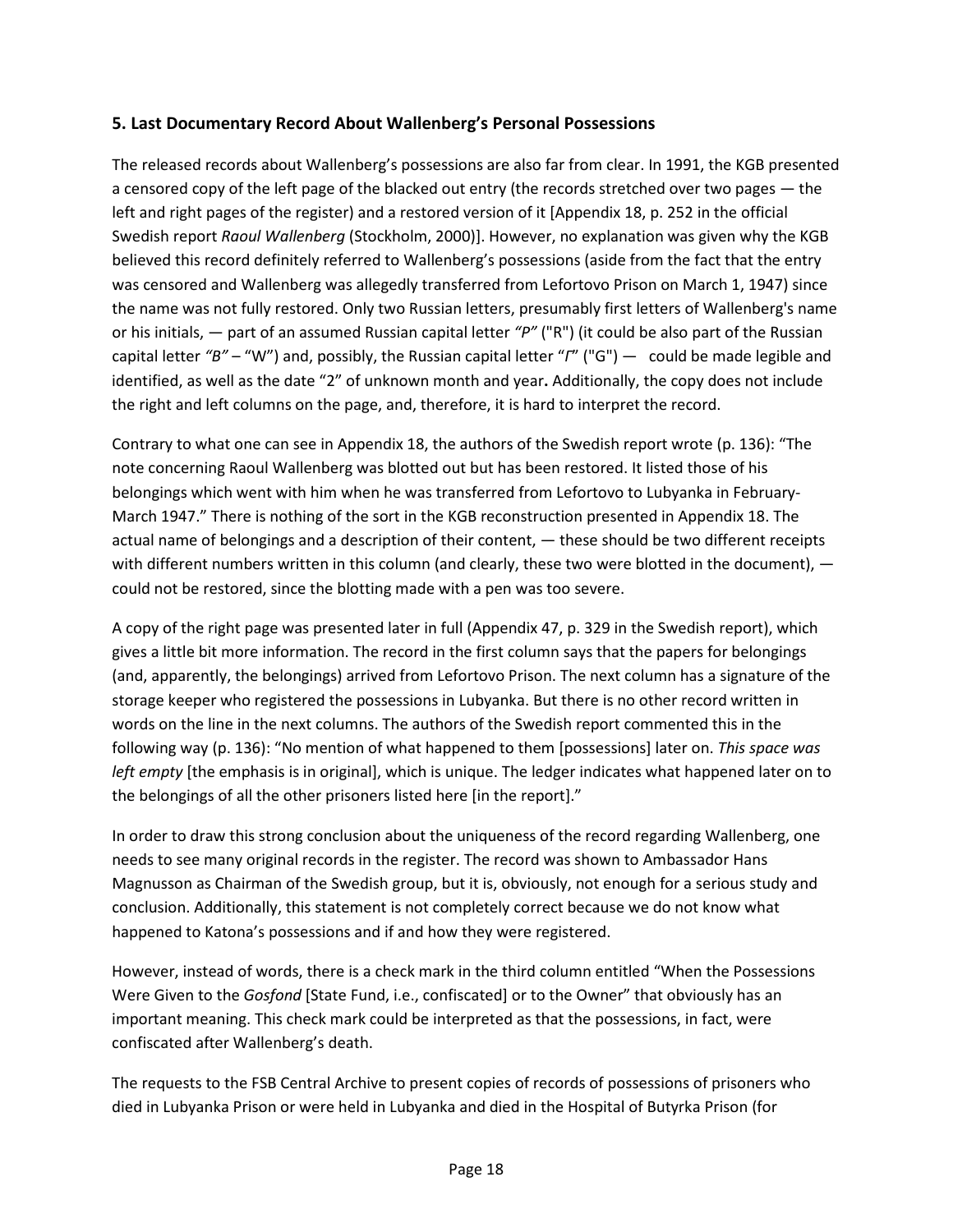## 5. Last Documentary Record About Wallenberg's Personal Possessions

The released records about Wallenberg's possessions are also far from clear. In 1991, the KGB presented a censored copy of the left page of the blacked out entry (the records stretched over two pages — the left and right pages of the register) and a restored version of it [Appendix 18, p. 252 in the official Swedish report *Raoul Wallenberg* (Stockholm, 2000)]. However, no explanation was given why the KGB believed this record definitely referred to Wallenberg's possessions (aside from the fact that the entry was censored and Wallenberg was allegedly transferred from Lefortovo Prison on March 1, 1947) since the name was not fully restored. Only two Russian letters, presumably first letters of Wallenberg's name or his initials, — part of an assumed Russian capital letter *"Р"* ("R") (it could be also part of the Russian capital letter *"В"* – "W") and, possibly, the Russian capital letter "*Г*" ("G") — could be made legible and identified, as well as the date "2" of unknown month and year**.** Additionally, the copy does not include the right and left columns on the page, and, therefore, it is hard to interpret the record.

Contrary to what one can see in Appendix 18, the authors of the Swedish report wrote (p. 136): "The note concerning Raoul Wallenberg was blotted out but has been restored. It listed those of his belongings which went with him when he was transferred from Lefortovo to Lubyanka in February-March 1947." There is nothing of the sort in the KGB reconstruction presented in Appendix 18. The actual name of belongings and a description of their content, — these should be two different receipts with different numbers written in this column (and clearly, these two were blotted in the document), — could not be restored, since the blotting made with a pen was too severe.

A copy of the right page was presented later in full (Appendix 47, p. 329 in the Swedish report), which gives a little bit more information. The record in the first column says that the papers for belongings (and, apparently, the belongings) arrived from Lefortovo Prison. The next column has a signature of the storage keeper who registered the possessions in Lubyanka. But there is no other record written in words on the line in the next columns. The authors of the Swedish report commented this in the following way (p. 136): "No mention of what happened to them [possessions] later on. *This space was left empty* [the emphasis is in original], which is unique. The ledger indicates what happened later on to the belongings of all the other prisoners listed here [in the report]."

In order to draw this strong conclusion about the uniqueness of the record regarding Wallenberg, one needs to see many original records in the register. The record was shown to Ambassador Hans Magnusson as Chairman of the Swedish group, but it is, obviously, not enough for a serious study and conclusion. Additionally, this statement is not completely correct because we do not know what happened to Katona's possessions and if and how they were registered.

However, instead of words, there is a check mark in the third column entitled "When the Possessions Were Given to the *Gosfond* [State Fund, i.e., confiscated] or to the Owner" that obviously has an important meaning. This check mark could be interpreted as that the possessions, in fact, were confiscated after Wallenberg's death.

The requests to the FSB Central Archive to present copies of records of possessions of prisoners who died in Lubyanka Prison or were held in Lubyanka and died in the Hospital of Butyrka Prison (for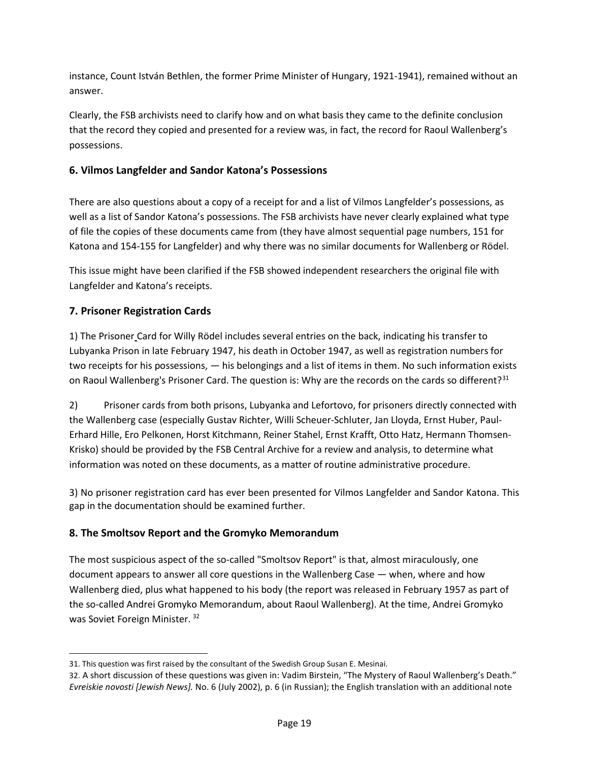instance, Count István Bethlen, the former Prime Minister of Hungary, 1921-1941), remained without an answer.

Clearly, the FSB archivists need to clarify how and on what basis they came to the definite conclusion that the record they copied and presented for a review was, in fact, the record for Raoul Wallenberg's possessions.

### 6. Vilmos Langfelder and Sandor Katona's Possessions

There are also questions about a copy of a receipt for and a list of Vilmos Langfelder's possessions, as well as a list of Sandor Katona's possessions. The FSB archivists have never clearly explained what type of file the copies of these documents came from (they have almost sequential page numbers, 151 for Katona and 154-155 for Langfelder) and why there was no similar documents for Wallenberg or Rödel.

This issue might have been clarified if the FSB showed independent researchers the original file with Langfelder and Katona's receipts.

### 7. Prisoner Registration Cards

1) The Prisoner Card for Willy Rödel includes several entries on the back, indicating his transfer to Lubyanka Prison in late February 1947, his death in October 1947, as well as registration numbers for two receipts for his possessions, — his belongings and a list of items in them. No such information exists on Raoul Wallenberg's Prisoner Card. The question is: Why are the records on the cards so different?[31]

2) Prisoner cards from both prisons, Lubyanka and Lefortovo, for prisoners directly connected with the Wallenberg case (especially Gustav Richter, Willi Scheuer-Schluter, Jan Lloyda, Ernst Huber, Paul-Erhard Hille, Ero Pelkonen, Horst Kitchmann, Reiner Stahel, Ernst Krafft, Otto Hatz, Hermann Thomsen-Krisko) should be provided by the FSB Central Archive for a review and analysis, to determine what information was noted on these documents, as a matter of routine administrative procedure.

3) No prisoner registration card has ever been presented for Vilmos Langfelder and Sandor Katona. This gap in the documentation should be examined further.

### 8. The Smoltsov Report and the Gromyko Memorandum

The most suspicious aspect of the so-called "Smoltsov Report" is that, almost miraculously, one document appears to answer all core questions in the Wallenberg Case — when, where and how Wallenberg died, plus what happened to his body (the report was released in February 1957 as part of the so-called Andrei Gromyko Memorandum, about Raoul Wallenberg). At the time, Andrei Gromyko was Soviet Foreign Minister.[32]

---

31. This question was first raised by the consultant of the Swedish Group Susan E. Mesinai.

32. A short discussion of these questions was given in: Vadim Birstein, "The Mystery of Raoul Wallenberg's Death." *Evreiskie novosti [Jewish News].* No. 6 (July 2002), p. 6 (in Russian); the English translation with an additional note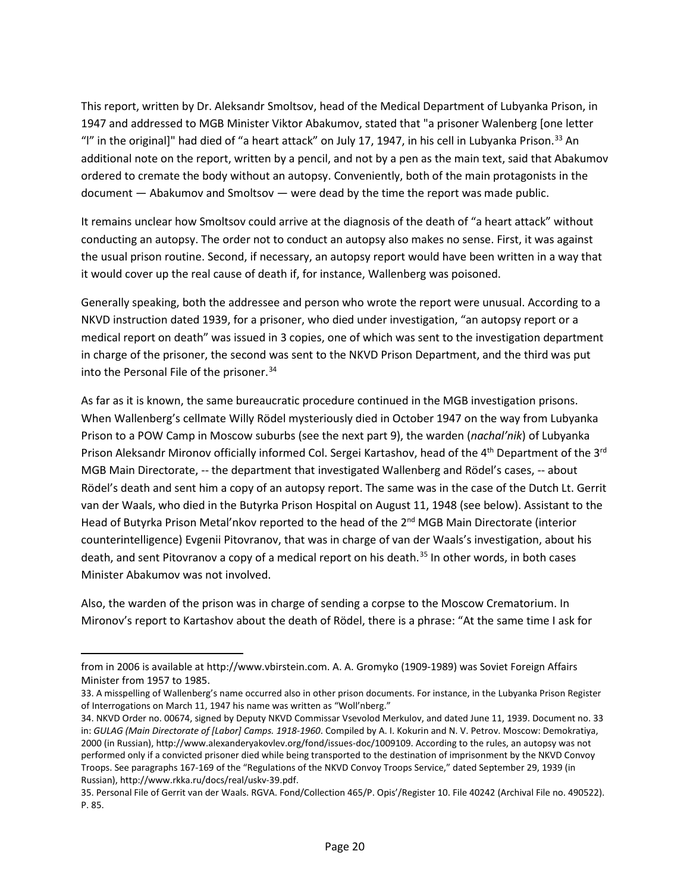This report, written by Dr. Aleksandr Smoltsov, head of the Medical Department of Lubyanka Prison, in 1947 and addressed to MGB Minister Viktor Abakumov, stated that "a prisoner Walenberg [one letter "l" in the original]" had died of "a heart attack" on July 17, 1947, in his cell in Lubyanka Prison.[33] An additional note on the report, written by a pencil, and not by a pen as the main text, said that Abakumov ordered to cremate the body without an autopsy. Conveniently, both of the main protagonists in the document — Abakumov and Smoltsov — were dead by the time the report was made public.

It remains unclear how Smoltsov could arrive at the diagnosis of the death of "a heart attack" without conducting an autopsy. The order not to conduct an autopsy also makes no sense. First, it was against the usual prison routine. Second, if necessary, an autopsy report would have been written in a way that it would cover up the real cause of death if, for instance, Wallenberg was poisoned.

Generally speaking, both the addressee and person who wrote the report were unusual. According to a NKVD instruction dated 1939, for a prisoner, who died under investigation, "an autopsy report or a medical report on death" was issued in 3 copies, one of which was sent to the investigation department in charge of the prisoner, the second was sent to the NKVD Prison Department, and the third was put into the Personal File of the prisoner.[34]

As far as it is known, the same bureaucratic procedure continued in the MGB investigation prisons. When Wallenberg's cellmate Willy Rödel mysteriously died in October 1947 on the way from Lubyanka Prison to a POW Camp in Moscow suburbs (see the next part 9), the warden (*nachal'nik*) of Lubyanka Prison Aleksandr Mironov officially informed Col. Sergei Kartashov, head of the 4th Department of the 3rd MGB Main Directorate, -- the department that investigated Wallenberg and Rödel's cases, -- about Rödel's death and sent him a copy of an autopsy report. The same was in the case of the Dutch Lt. Gerrit van der Waals, who died in the Butyrka Prison Hospital on August 11, 1948 (see below). Assistant to the Head of Butyrka Prison Metal'nkov reported to the head of the 2nd MGB Main Directorate (interior counterintelligence) Evgenii Pitovranov, that was in charge of van der Waals's investigation, about his death, and sent Pitovranov a copy of a medical report on his death.[35] In other words, in both cases Minister Abakumov was not involved.

Also, the warden of the prison was in charge of sending a corpse to the Moscow Crematorium. In Mironov's report to Kartashov about the death of Rödel, there is a phrase: "At the same time I ask for

---

from in 2006 is available at http://www.vbirstein.com. A. A. Gromyko (1909-1989) was Soviet Foreign Affairs Minister from 1957 to 1985.

33. A misspelling of Wallenberg's name occurred also in other prison documents. For instance, in the Lubyanka Prison Register of Interrogations on March 11, 1947 his name was written as "Woll'nberg."

34. NKVD Order no. 00674, signed by Deputy NKVD Commissar Vsevolod Merkulov, and dated June 11, 1939. Document no. 33 in: *GULAG (Main Directorate of [Labor] Camps. 1918-1960*. Compiled by A. I. Kokurin and N. V. Petrov. Moscow: Demokratiya, 2000 (in Russian), http://www.alexanderyakovlev.org/fond/issues-doc/1009109. According to the rules, an autopsy was not performed only if a convicted prisoner died while being transported to the destination of imprisonment by the NKVD Convoy Troops. See paragraphs 167-169 of the "Regulations of the NKVD Convoy Troops Service," dated September 29, 1939 (in Russian), http://www.rkka.ru/docs/real/uskv-39.pdf.

35. Personal File of Gerrit van der Waals. RGVA. Fond/Collection 465/P. Opis'/Register 10. File 40242 (Archival File no. 490522). P. 85.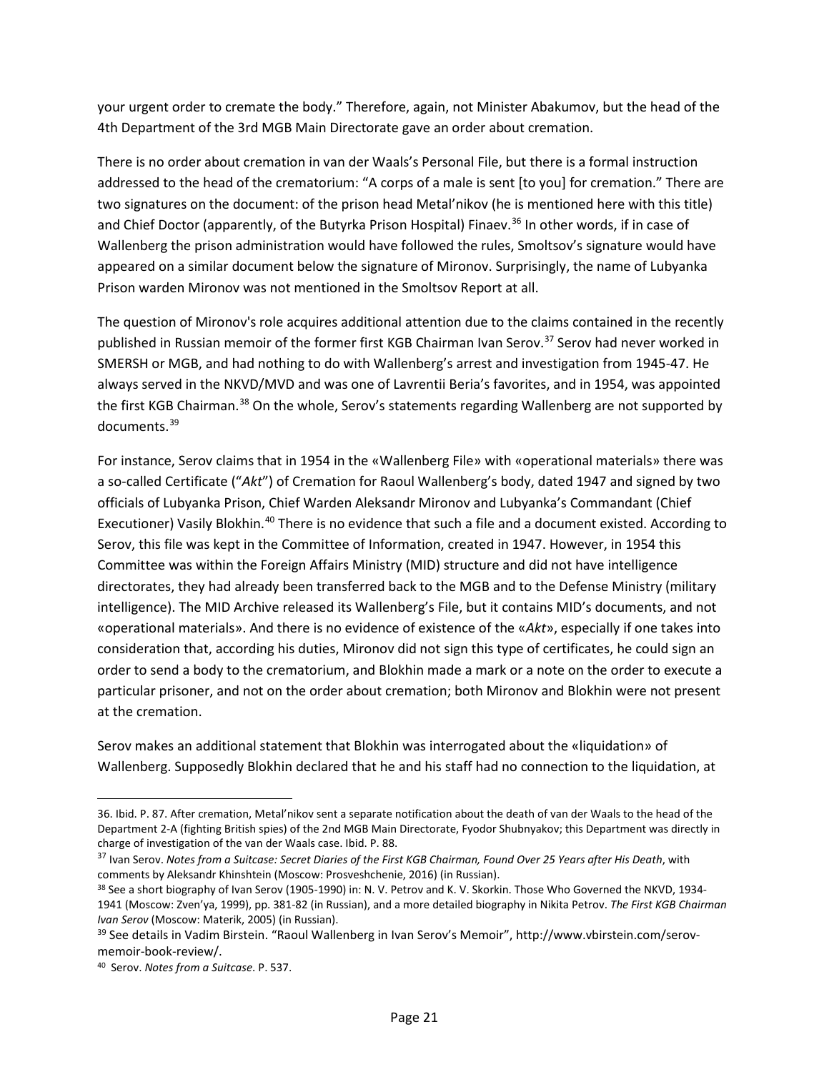your urgent order to cremate the body." Therefore, again, not Minister Abakumov, but the head of the 4th Department of the 3rd MGB Main Directorate gave an order about cremation.

There is no order about cremation in van der Waals's Personal File, but there is a formal instruction addressed to the head of the crematorium: "A corps of a male is sent [to you] for cremation." There are two signatures on the document: of the prison head Metal'nikov (he is mentioned here with this title) and Chief Doctor (apparently, of the Butyrka Prison Hospital) Finaev.[36] In other words, if in case of Wallenberg the prison administration would have followed the rules, Smoltsov's signature would have appeared on a similar document below the signature of Mironov. Surprisingly, the name of Lubyanka Prison warden Mironov was not mentioned in the Smoltsov Report at all.

The question of Mironov's role acquires additional attention due to the claims contained in the recently published in Russian memoir of the former first KGB Chairman Ivan Serov.[37] Serov had never worked in SMERSH or MGB, and had nothing to do with Wallenberg's arrest and investigation from 1945-47. He always served in the NKVD/MVD and was one of Lavrentii Beria's favorites, and in 1954, was appointed the first KGB Chairman.[38] On the whole, Serov's statements regarding Wallenberg are not supported by documents.[39]

For instance, Serov claims that in 1954 in the «Wallenberg File» with «operational materials» there was a so-called Certificate ("*Akt*") of Cremation for Raoul Wallenberg's body, dated 1947 and signed by two officials of Lubyanka Prison, Chief Warden Aleksandr Mironov and Lubyanka's Commandant (Chief Executioner) Vasily Blokhin.[40] There is no evidence that such a file and a document existed. According to Serov, this file was kept in the Committee of Information, created in 1947. However, in 1954 this Committee was within the Foreign Affairs Ministry (MID) structure and did not have intelligence directorates, they had already been transferred back to the MGB and to the Defense Ministry (military intelligence). The MID Archive released its Wallenberg's File, but it contains MID's documents, and not «operational materials». And there is no evidence of existence of the «*Akt*», especially if one takes into consideration that, according his duties, Mironov did not sign this type of certificates, he could sign an order to send a body to the crematorium, and Blokhin made a mark or a note on the order to execute a particular prisoner, and not on the order about cremation; both Mironov and Blokhin were not present at the cremation.

Serov makes an additional statement that Blokhin was interrogated about the «liquidation» of Wallenberg. Supposedly Blokhin declared that he and his staff had no connection to the liquidation, at

---

36. Ibid. P. 87. After cremation, Metal'nikov sent a separate notification about the death of van der Waals to the head of the Department 2-A (fighting British spies) of the 2nd MGB Main Directorate, Fyodor Shubnyakov; this Department was directly in charge of investigation of the van der Waals case. Ibid. P. 88.

[37] Ivan Serov. *Notes from a Suitcase: Secret Diaries of the First KGB Chairman, Found Over 25 Years after His Death*, with comments by Aleksandr Khinshtein (Moscow: Prosveshchenie, 2016) (in Russian).

[38] See a short biography of Ivan Serov (1905-1990) in: N. V. Petrov and K. V. Skorkin. Those Who Governed the NKVD, 1934-1941 (Moscow: Zven'ya, 1999), pp. 381-82 (in Russian), and a more detailed biography in Nikita Petrov. *The First KGB Chairman Ivan Serov* (Moscow: Materik, 2005) (in Russian).

[39] See details in Vadim Birstein. "Raoul Wallenberg in Ivan Serov's Memoir", http://www.vbirstein.com/serov-memoir-book-review/.

[40] Serov. *Notes from a Suitcase*. P. 537.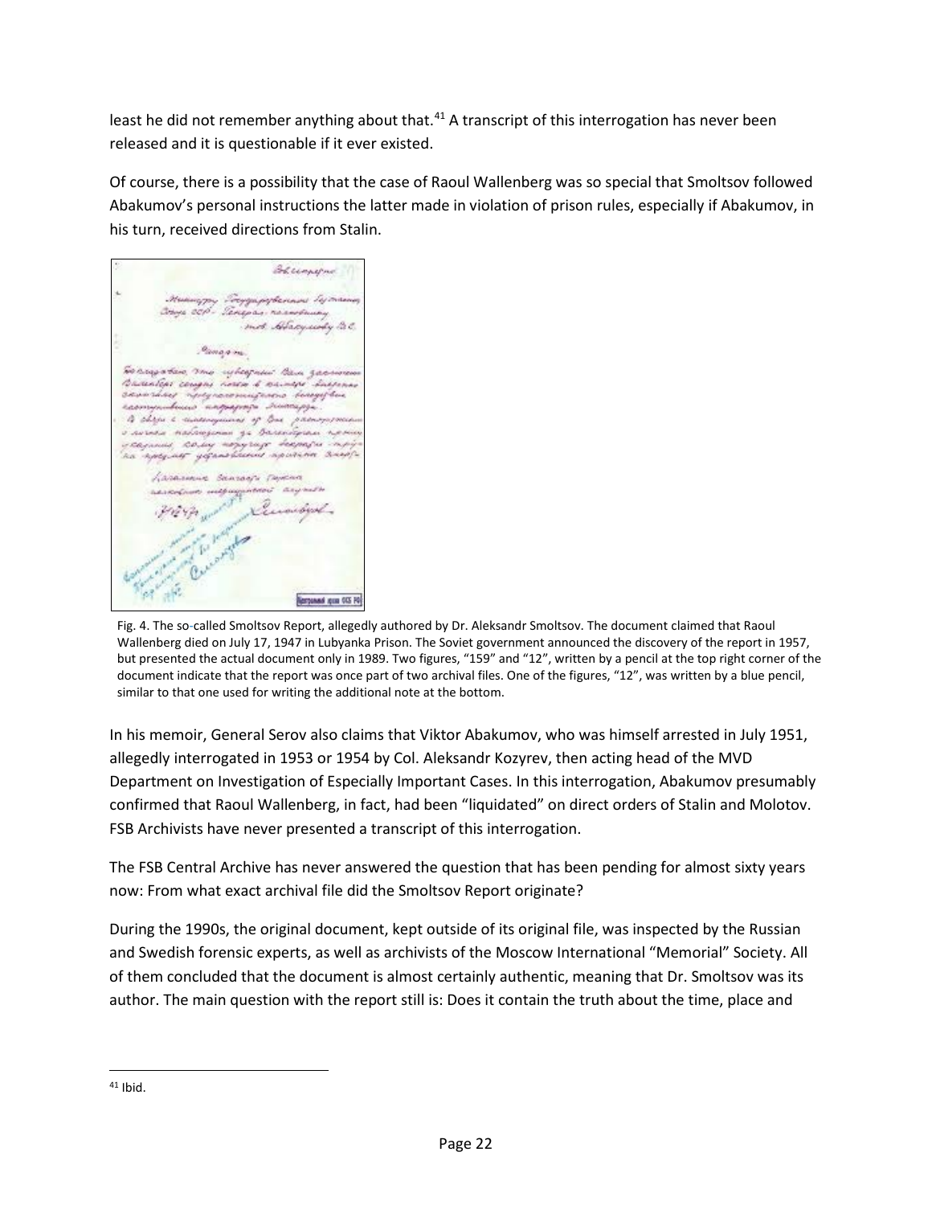least he did not remember anything about that.[41] A transcript of this interrogation has never been released and it is questionable if it ever existed.

Of course, there is a possibility that the case of Raoul Wallenberg was so special that Smoltsov followed Abakumov's personal instructions the latter made in violation of prison rules, especially if Abakumov, in his turn, received directions from Stalin.

Fig. 4. The so-called Smoltsov Report, allegedly authored by Dr. Aleksandr Smoltsov. The document claimed that Raoul Wallenberg died on July 17, 1947 in Lubyanka Prison. The Soviet government announced the discovery of the report in 1957, but presented the actual document only in 1989. Two figures, "159" and "12", written by a pencil at the top right corner of the document indicate that the report was once part of two archival files. One of the figures, "12", was written by a blue pencil, similar to that one used for writing the additional note at the bottom.

In his memoir, General Serov also claims that Viktor Abakumov, who was himself arrested in July 1951, allegedly interrogated in 1953 or 1954 by Col. Aleksandr Kozyrev, then acting head of the MVD Department on Investigation of Especially Important Cases. In this interrogation, Abakumov presumably confirmed that Raoul Wallenberg, in fact, had been "liquidated" on direct orders of Stalin and Molotov. FSB Archivists have never presented a transcript of this interrogation.

The FSB Central Archive has never answered the question that has been pending for almost sixty years now: From what exact archival file did the Smoltsov Report originate?

During the 1990s, the original document, kept outside of its original file, was inspected by the Russian and Swedish forensic experts, as well as archivists of the Moscow International "Memorial" Society. All of them concluded that the document is almost certainly authentic, meaning that Dr. Smoltsov was its author. The main question with the report still is: Does it contain the truth about the time, place and

[41] Ibid.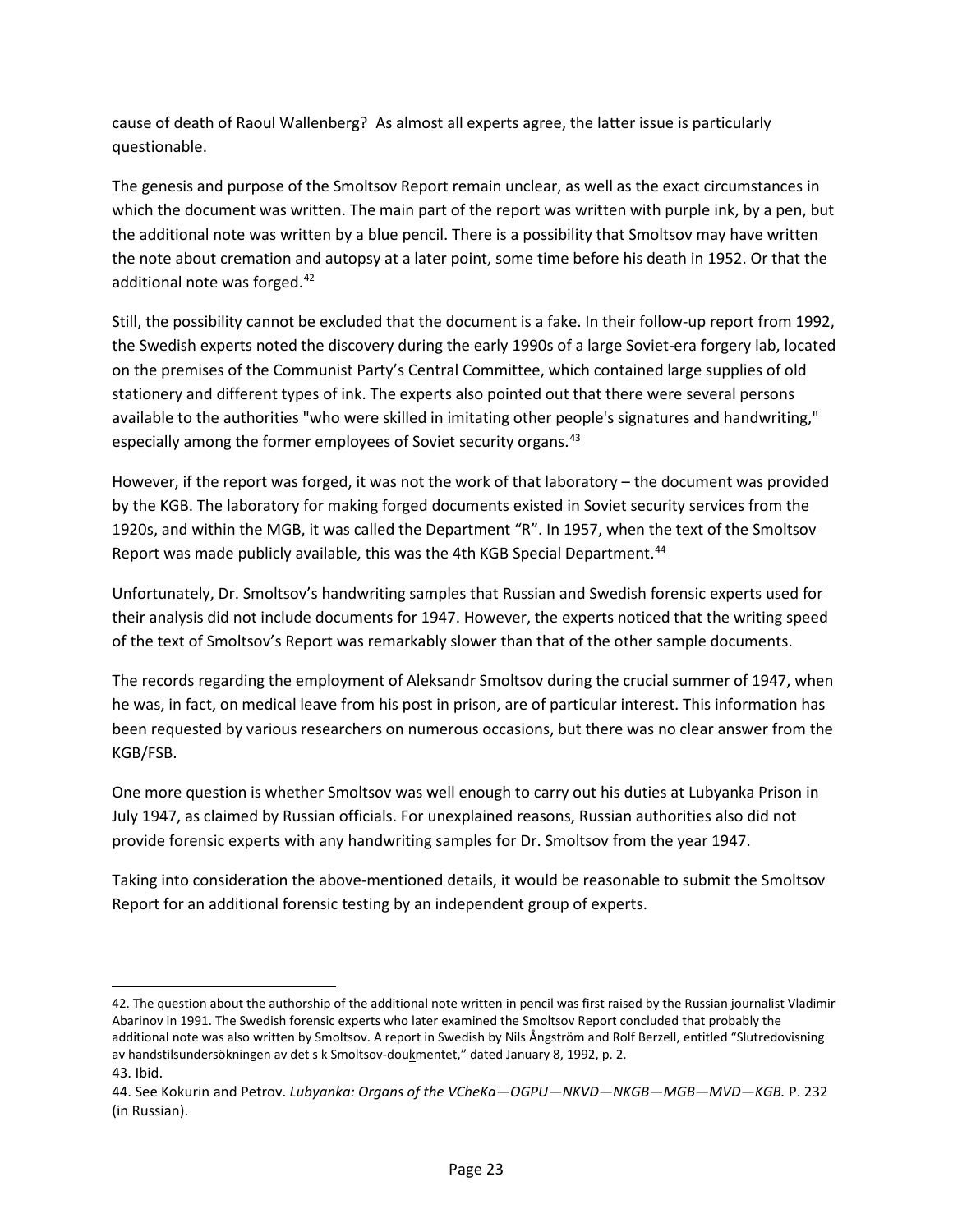cause of death of Raoul Wallenberg? As almost all experts agree, the latter issue is particularly questionable.

The genesis and purpose of the Smoltsov Report remain unclear, as well as the exact circumstances in which the document was written. The main part of the report was written with purple ink, by a pen, but the additional note was written by a blue pencil. There is a possibility that Smoltsov may have written the note about cremation and autopsy at a later point, some time before his death in 1952. Or that the additional note was forged.[42]

Still, the possibility cannot be excluded that the document is a fake. In their follow-up report from 1992, the Swedish experts noted the discovery during the early 1990s of a large Soviet-era forgery lab, located on the premises of the Communist Party's Central Committee, which contained large supplies of old stationery and different types of ink. The experts also pointed out that there were several persons available to the authorities "who were skilled in imitating other people's signatures and handwriting," especially among the former employees of Soviet security organs.[43]

However, if the report was forged, it was not the work of that laboratory – the document was provided by the KGB. The laboratory for making forged documents existed in Soviet security services from the 1920s, and within the MGB, it was called the Department "R". In 1957, when the text of the Smoltsov Report was made publicly available, this was the 4th KGB Special Department.[44]

Unfortunately, Dr. Smoltsov's handwriting samples that Russian and Swedish forensic experts used for their analysis did not include documents for 1947. However, the experts noticed that the writing speed of the text of Smoltsov's Report was remarkably slower than that of the other sample documents.

The records regarding the employment of Aleksandr Smoltsov during the crucial summer of 1947, when he was, in fact, on medical leave from his post in prison, are of particular interest. This information has been requested by various researchers on numerous occasions, but there was no clear answer from the KGB/FSB.

One more question is whether Smoltsov was well enough to carry out his duties at Lubyanka Prison in July 1947, as claimed by Russian officials. For unexplained reasons, Russian authorities also did not provide forensic experts with any handwriting samples for Dr. Smoltsov from the year 1947.

Taking into consideration the above-mentioned details, it would be reasonable to submit the Smoltsov Report for an additional forensic testing by an independent group of experts.

---

42. The question about the authorship of the additional note written in pencil was first raised by the Russian journalist Vladimir Abarinov in 1991. The Swedish forensic experts who later examined the Smoltsov Report concluded that probably the additional note was also written by Smoltsov. A report in Swedish by Nils Ångström and Rolf Berzell, entitled "Slutredovisning av handstilsundersökningen av det s k Smoltsov-doukmentet," dated January 8, 1992, p. 2.

43. Ibid.

44. See Kokurin and Petrov. *Lubyanka: Organs of the VCheKa—OGPU—NKVD—NKGB—MGB—MVD—KGB.* P. 232 (in Russian).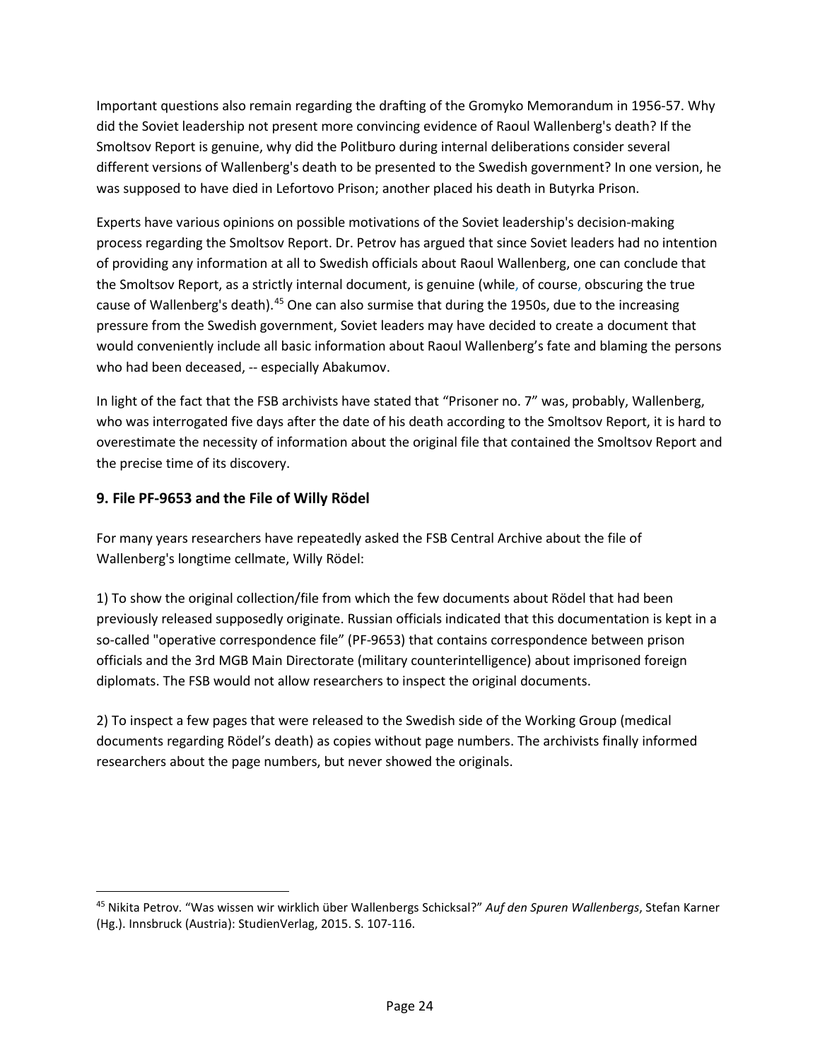Important questions also remain regarding the drafting of the Gromyko Memorandum in 1956-57. Why did the Soviet leadership not present more convincing evidence of Raoul Wallenberg's death? If the Smoltsov Report is genuine, why did the Politburo during internal deliberations consider several different versions of Wallenberg's death to be presented to the Swedish government? In one version, he was supposed to have died in Lefortovo Prison; another placed his death in Butyrka Prison.

Experts have various opinions on possible motivations of the Soviet leadership's decision-making process regarding the Smoltsov Report. Dr. Petrov has argued that since Soviet leaders had no intention of providing any information at all to Swedish officials about Raoul Wallenberg, one can conclude that the Smoltsov Report, as a strictly internal document, is genuine (while, of course, obscuring the true cause of Wallenberg's death).[45] One can also surmise that during the 1950s, due to the increasing pressure from the Swedish government, Soviet leaders may have decided to create a document that would conveniently include all basic information about Raoul Wallenberg's fate and blaming the persons who had been deceased, -- especially Abakumov.

In light of the fact that the FSB archivists have stated that "Prisoner no. 7" was, probably, Wallenberg, who was interrogated five days after the date of his death according to the Smoltsov Report, it is hard to overestimate the necessity of information about the original file that contained the Smoltsov Report and the precise time of its discovery.

### 9. File PF-9653 and the File of Willy Rödel

For many years researchers have repeatedly asked the FSB Central Archive about the file of Wallenberg's longtime cellmate, Willy Rödel:

1) To show the original collection/file from which the few documents about Rödel that had been previously released supposedly originate. Russian officials indicated that this documentation is kept in a so-called "operative correspondence file" (PF-9653) that contains correspondence between prison officials and the 3rd MGB Main Directorate (military counterintelligence) about imprisoned foreign diplomats. The FSB would not allow researchers to inspect the original documents.

2) To inspect a few pages that were released to the Swedish side of the Working Group (medical documents regarding Rödel's death) as copies without page numbers. The archivists finally informed researchers about the page numbers, but never showed the originals.

---

[45] Nikita Petrov. "Was wissen wir wirklich über Wallenbergs Schicksal?" *Auf den Spuren Wallenbergs*, Stefan Karner (Hg.). Innsbruck (Austria): StudienVerlag, 2015. S. 107-116.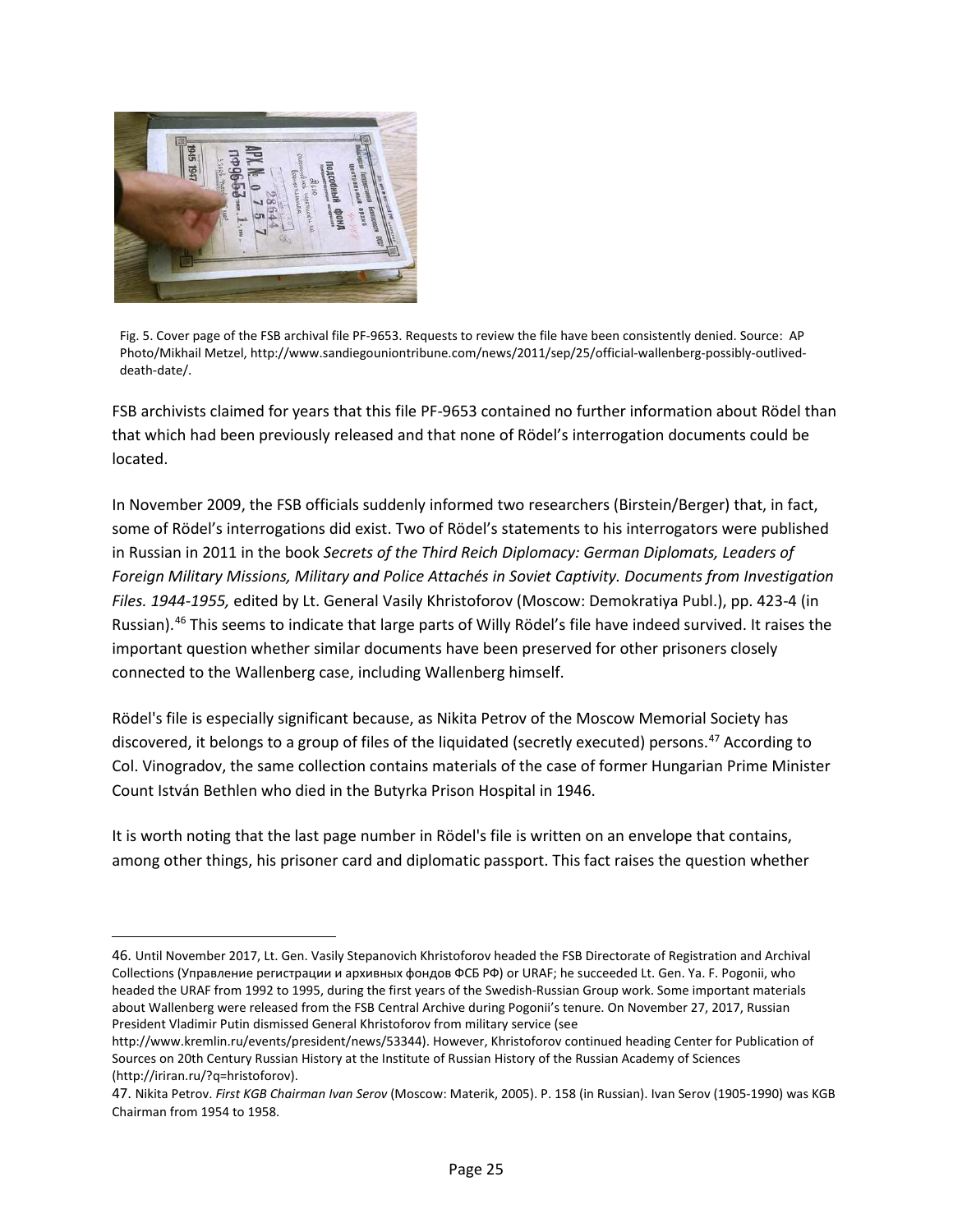Fig. 5. Cover page of the FSB archival file PF-9653. Requests to review the file have been consistently denied. Source: AP Photo/Mikhail Metzel, http://www.sandiegouniontribune.com/news/2011/sep/25/official-wallenberg-possibly-outlived-death-date/.

FSB archivists claimed for years that this file PF-9653 contained no further information about Rödel than that which had been previously released and that none of Rödel's interrogation documents could be located.

In November 2009, the FSB officials suddenly informed two researchers (Birstein/Berger) that, in fact, some of Rödel's interrogations did exist. Two of Rödel's statements to his interrogators were published in Russian in 2011 in the book *Secrets of the Third Reich Diplomacy: German Diplomats, Leaders of Foreign Military Missions, Military and Police Attachés in Soviet Captivity. Documents from Investigation Files. 1944-1955,* edited by Lt. General Vasily Khristoforov (Moscow: Demokratiya Publ.), pp. 423-4 (in Russian).[46] This seems to indicate that large parts of Willy Rödel's file have indeed survived. It raises the important question whether similar documents have been preserved for other prisoners closely connected to the Wallenberg case, including Wallenberg himself.

Rödel's file is especially significant because, as Nikita Petrov of the Moscow Memorial Society has discovered, it belongs to a group of files of the liquidated (secretly executed) persons.[47] According to Col. Vinogradov, the same collection contains materials of the case of former Hungarian Prime Minister Count István Bethlen who died in the Butyrka Prison Hospital in 1946.

It is worth noting that the last page number in Rödel's file is written on an envelope that contains, among other things, his prisoner card and diplomatic passport. This fact raises the question whether

---

46. Until November 2017, Lt. Gen. Vasily Stepanovich Khristoforov headed the FSB Directorate of Registration and Archival Collections (Управление регистрации и архивных фондов ФСБ РФ) or URAF; he succeeded Lt. Gen. Ya. F. Pogonii, who headed the URAF from 1992 to 1995, during the first years of the Swedish-Russian Group work. Some important materials about Wallenberg were released from the FSB Central Archive during Pogonii's tenure. On November 27, 2017, Russian President Vladimir Putin dismissed General Khristoforov from military service (see http://www.kremlin.ru/events/president/news/53344). However, Khristoforov continued heading Center for Publication of Sources on 20th Century Russian History at the Institute of Russian History of the Russian Academy of Sciences (http://iriran.ru/?q=hristoforov).

47. Nikita Petrov. *First KGB Chairman Ivan Serov* (Moscow: Materik, 2005). P. 158 (in Russian). Ivan Serov (1905-1990) was KGB Chairman from 1954 to 1958.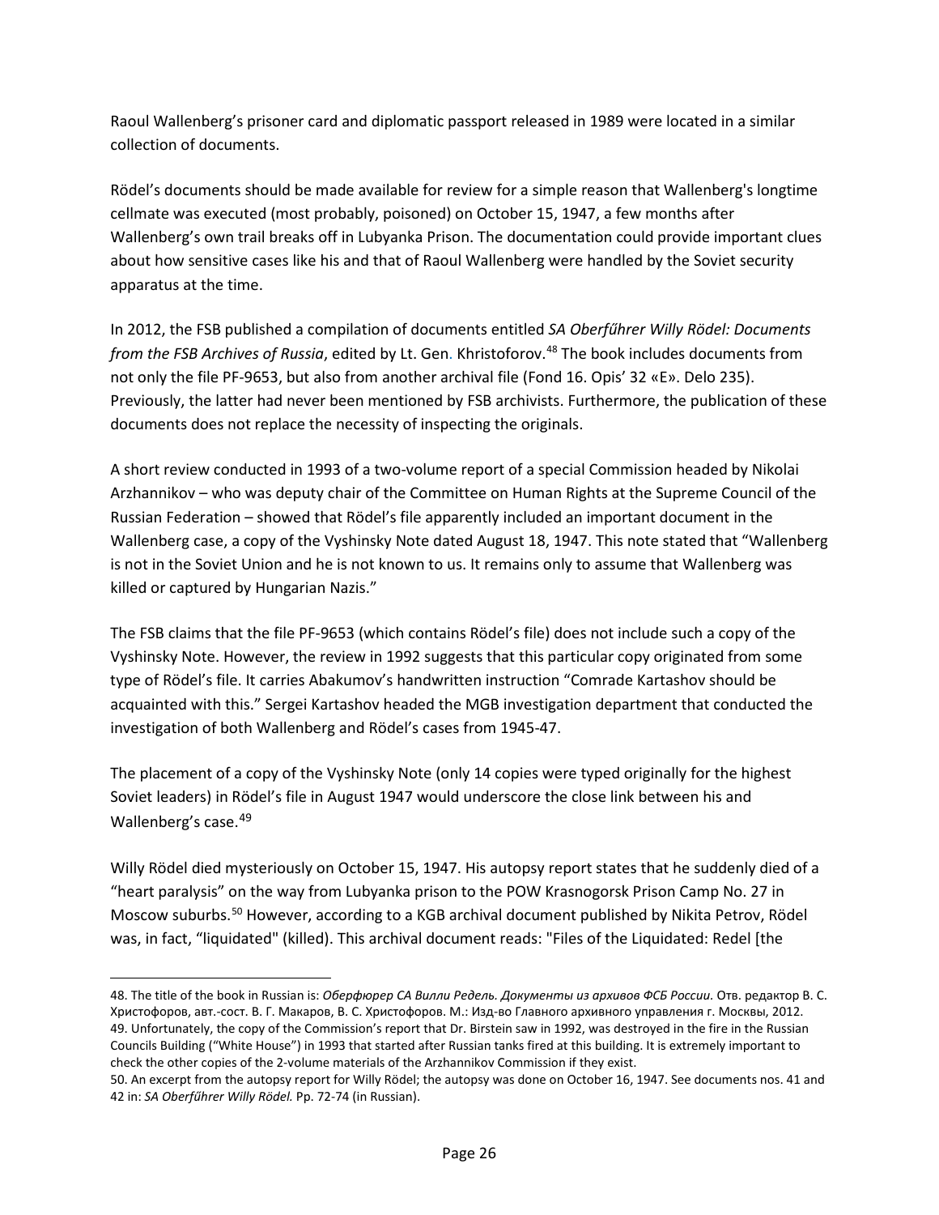Raoul Wallenberg's prisoner card and diplomatic passport released in 1989 were located in a similar collection of documents.

Rödel's documents should be made available for review for a simple reason that Wallenberg's longtime cellmate was executed (most probably, poisoned) on October 15, 1947, a few months after Wallenberg's own trail breaks off in Lubyanka Prison. The documentation could provide important clues about how sensitive cases like his and that of Raoul Wallenberg were handled by the Soviet security apparatus at the time.

In 2012, the FSB published a compilation of documents entitled *SA Oberfűhrer Willy Rödel: Documents from the FSB Archives of Russia*, edited by Lt. Gen. Khristoforov.[48] The book includes documents from not only the file PF-9653, but also from another archival file (Fond 16. Opis' 32 «E». Delo 235). Previously, the latter had never been mentioned by FSB archivists. Furthermore, the publication of these documents does not replace the necessity of inspecting the originals.

A short review conducted in 1993 of a two-volume report of a special Commission headed by Nikolai Arzhannikov – who was deputy chair of the Committee on Human Rights at the Supreme Council of the Russian Federation – showed that Rödel's file apparently included an important document in the Wallenberg case, a copy of the Vyshinsky Note dated August 18, 1947. This note stated that "Wallenberg is not in the Soviet Union and he is not known to us. It remains only to assume that Wallenberg was killed or captured by Hungarian Nazis."

The FSB claims that the file PF-9653 (which contains Rödel's file) does not include such a copy of the Vyshinsky Note. However, the review in 1992 suggests that this particular copy originated from some type of Rödel's file. It carries Abakumov's handwritten instruction "Comrade Kartashov should be acquainted with this." Sergei Kartashov headed the MGB investigation department that conducted the investigation of both Wallenberg and Rödel's cases from 1945-47.

The placement of a copy of the Vyshinsky Note (only 14 copies were typed originally for the highest Soviet leaders) in Rödel's file in August 1947 would underscore the close link between his and Wallenberg's case.[49]

Willy Rödel died mysteriously on October 15, 1947. His autopsy report states that he suddenly died of a "heart paralysis" on the way from Lubyanka prison to the POW Krasnogorsk Prison Camp No. 27 in Moscow suburbs.[50] However, according to a KGB archival document published by Nikita Petrov, Rödel was, in fact, "liquidated" (killed). This archival document reads: "Files of the Liquidated: Redel [the

---

48. The title of the book in Russian is: *Оберфюрер СА Вилли Редель. Документы из архивов ФСБ России.* Отв. редактор В. С. Христофоров, авт.-сост. В. Г. Макаров, В. С. Христофоров. М.: Изд-во Главного архивного управления г. Москвы, 2012.

49. Unfortunately, the copy of the Commission's report that Dr. Birstein saw in 1992, was destroyed in the fire in the Russian Councils Building ("White House") in 1993 that started after Russian tanks fired at this building. It is extremely important to check the other copies of the 2-volume materials of the Arzhannikov Commission if they exist.

50. An excerpt from the autopsy report for Willy Rödel; the autopsy was done on October 16, 1947. See documents nos. 41 and 42 in: *SA Oberfűhrer Willy Rödel.* Pp. 72-74 (in Russian).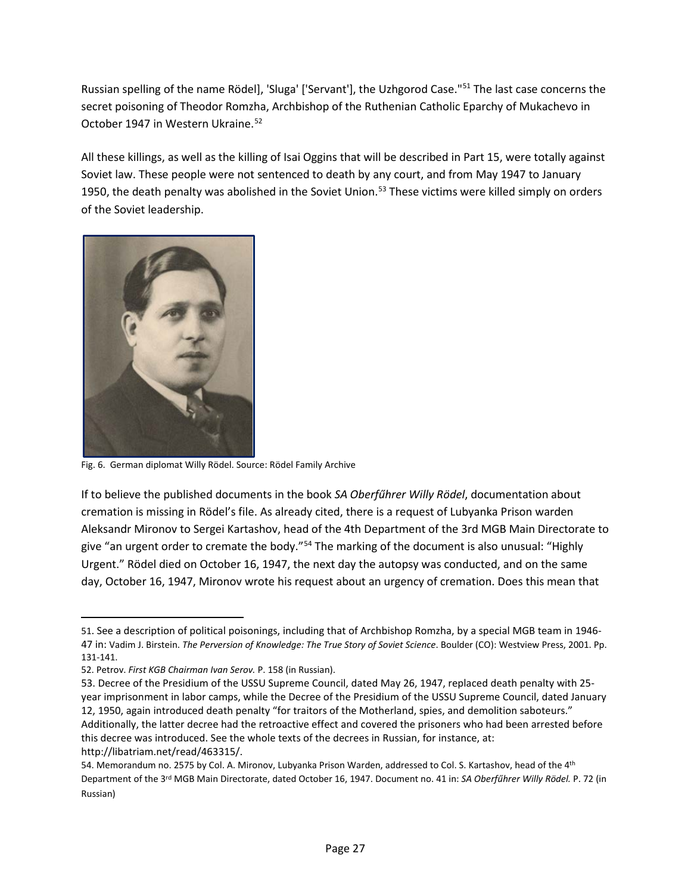Russian spelling of the name Rödel], 'Sluga' ['Servant'], the Uzhgorod Case."[51] The last case concerns the secret poisoning of Theodor Romzha, Archbishop of the Ruthenian Catholic Eparchy of Mukachevo in October 1947 in Western Ukraine.[52]

All these killings, as well as the killing of Isai Oggins that will be described in Part 15, were totally against Soviet law. These people were not sentenced to death by any court, and from May 1947 to January 1950, the death penalty was abolished in the Soviet Union.[53] These victims were killed simply on orders of the Soviet leadership.

Fig. 6. German diplomat Willy Rödel. Source: Rödel Family Archive

If to believe the published documents in the book *SA Oberfűhrer Willy Rödel*, documentation about cremation is missing in Rödel's file. As already cited, there is a request of Lubyanka Prison warden Aleksandr Mironov to Sergei Kartashov, head of the 4th Department of the 3rd MGB Main Directorate to give "an urgent order to cremate the body."[54] The marking of the document is also unusual: "Highly Urgent." Rödel died on October 16, 1947, the next day the autopsy was conducted, and on the same day, October 16, 1947, Mironov wrote his request about an urgency of cremation. Does this mean that

---

51. See a description of political poisonings, including that of Archbishop Romzha, by a special MGB team in 1946-47 in: Vadim J. Birstein. *The Perversion of Knowledge: The True Story of Soviet Science*. Boulder (CO): Westview Press, 2001. Pp. 131-141.

52. Petrov. *First KGB Chairman Ivan Serov.* P. 158 (in Russian).

53. Decree of the Presidium of the USSU Supreme Council, dated May 26, 1947, replaced death penalty with 25-year imprisonment in labor camps, while the Decree of the Presidium of the USSU Supreme Council, dated January 12, 1950, again introduced death penalty "for traitors of the Motherland, spies, and demolition saboteurs." Additionally, the latter decree had the retroactive effect and covered the prisoners who had been arrested before this decree was introduced. See the whole texts of the decrees in Russian, for instance, at: http://libatriam.net/read/463315/.

54. Memorandum no. 2575 by Col. A. Mironov, Lubyanka Prison Warden, addressed to Col. S. Kartashov, head of the 4th Department of the 3rd MGB Main Directorate, dated October 16, 1947. Document no. 41 in: *SA Oberfűhrer Willy Rödel.* P. 72 (in Russian)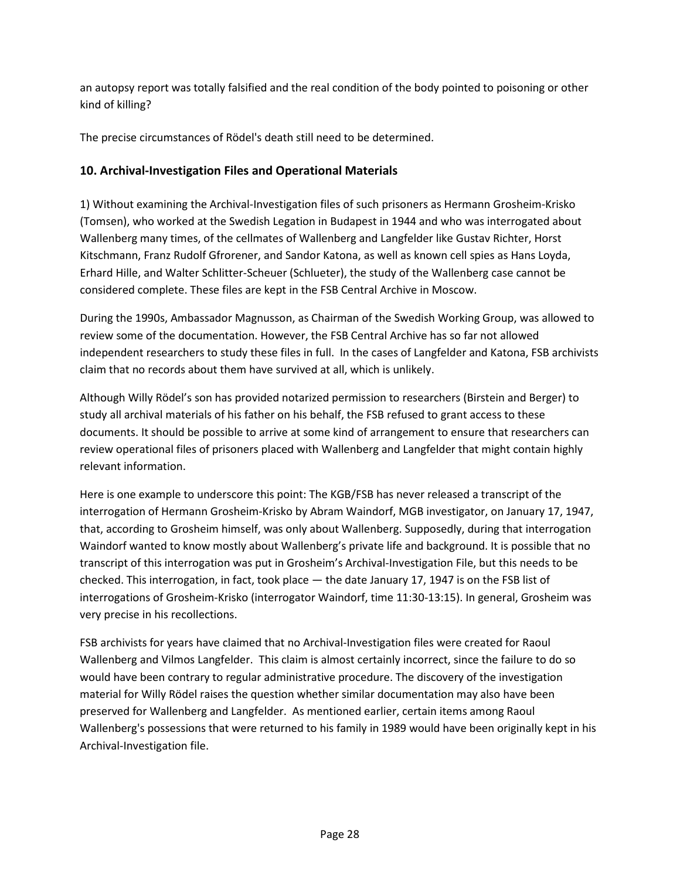an autopsy report was totally falsified and the real condition of the body pointed to poisoning or other kind of killing?

The precise circumstances of Rödel's death still need to be determined.

## 10. Archival-Investigation Files and Operational Materials

1) Without examining the Archival-Investigation files of such prisoners as Hermann Grosheim-Krisko (Tomsen), who worked at the Swedish Legation in Budapest in 1944 and who was interrogated about Wallenberg many times, of the cellmates of Wallenberg and Langfelder like Gustav Richter, Horst Kitschmann, Franz Rudolf Gfrorener, and Sandor Katona, as well as known cell spies as Hans Loyda, Erhard Hille, and Walter Schlitter-Scheuer (Schlueter), the study of the Wallenberg case cannot be considered complete. These files are kept in the FSB Central Archive in Moscow.

During the 1990s, Ambassador Magnusson, as Chairman of the Swedish Working Group, was allowed to review some of the documentation. However, the FSB Central Archive has so far not allowed independent researchers to study these files in full. In the cases of Langfelder and Katona, FSB archivists claim that no records about them have survived at all, which is unlikely.

Although Willy Rödel's son has provided notarized permission to researchers (Birstein and Berger) to study all archival materials of his father on his behalf, the FSB refused to grant access to these documents. It should be possible to arrive at some kind of arrangement to ensure that researchers can review operational files of prisoners placed with Wallenberg and Langfelder that might contain highly relevant information.

Here is one example to underscore this point: The KGB/FSB has never released a transcript of the interrogation of Hermann Grosheim-Krisko by Abram Waindorf, MGB investigator, on January 17, 1947, that, according to Grosheim himself, was only about Wallenberg. Supposedly, during that interrogation Waindorf wanted to know mostly about Wallenberg's private life and background. It is possible that no transcript of this interrogation was put in Grosheim's Archival-Investigation File, but this needs to be checked. This interrogation, in fact, took place — the date January 17, 1947 is on the FSB list of interrogations of Grosheim-Krisko (interrogator Waindorf, time 11:30-13:15). In general, Grosheim was very precise in his recollections.

FSB archivists for years have claimed that no Archival-Investigation files were created for Raoul Wallenberg and Vilmos Langfelder. This claim is almost certainly incorrect, since the failure to do so would have been contrary to regular administrative procedure. The discovery of the investigation material for Willy Rödel raises the question whether similar documentation may also have been preserved for Wallenberg and Langfelder. As mentioned earlier, certain items among Raoul Wallenberg's possessions that were returned to his family in 1989 would have been originally kept in his Archival-Investigation file.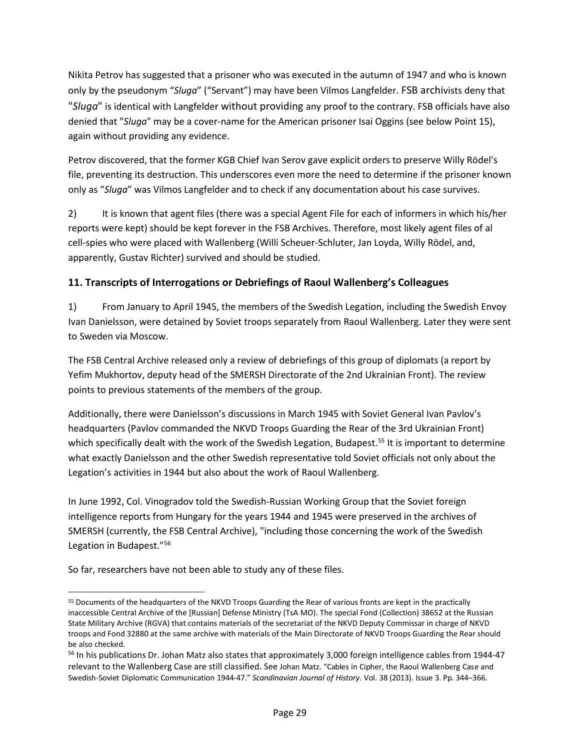Nikita Petrov has suggested that a prisoner who was executed in the autumn of 1947 and who is known only by the pseudonym "*Sluga*" ("Servant") may have been Vilmos Langfelder. FSB archivists deny that "*Sluga*" is identical with Langfelder without providing any proof to the contrary. FSB officials have also denied that "*Sluga*" may be a cover-name for the American prisoner Isai Oggins (see below Point 15), again without providing any evidence.

Petrov discovered, that the former KGB Chief Ivan Serov gave explicit orders to preserve Willy Rödel's file, preventing its destruction. This underscores even more the need to determine if the prisoner known only as "*Sluga*" was Vilmos Langfelder and to check if any documentation about his case survives.

2) It is known that agent files (there was a special Agent File for each of informers in which his/her reports were kept) should be kept forever in the FSB Archives. Therefore, most likely agent files of al cell-spies who were placed with Wallenberg (Willi Scheuer-Schluter, Jan Loyda, Willy Rödel, and, apparently, Gustav Richter) survived and should be studied.

### 11. Transcripts of Interrogations or Debriefings of Raoul Wallenberg's Colleagues

1) From January to April 1945, the members of the Swedish Legation, including the Swedish Envoy Ivan Danielsson, were detained by Soviet troops separately from Raoul Wallenberg. Later they were sent to Sweden via Moscow.

The FSB Central Archive released only a review of debriefings of this group of diplomats (a report by Yefim Mukhortov, deputy head of the SMERSH Directorate of the 2nd Ukrainian Front). The review points to previous statements of the members of the group.

Additionally, there were Danielsson's discussions in March 1945 with Soviet General Ivan Pavlov's headquarters (Pavlov commanded the NKVD Troops Guarding the Rear of the 3rd Ukrainian Front) which specifically dealt with the work of the Swedish Legation, Budapest.[55] It is important to determine what exactly Danielsson and the other Swedish representative told Soviet officials not only about the Legation's activities in 1944 but also about the work of Raoul Wallenberg.

In June 1992, Col. Vinogradov told the Swedish-Russian Working Group that the Soviet foreign intelligence reports from Hungary for the years 1944 and 1945 were preserved in the archives of SMERSH (currently, the FSB Central Archive), "including those concerning the work of the Swedish Legation in Budapest."[56]

So far, researchers have not been able to study any of these files.

---

[55] Documents of the headquarters of the NKVD Troops Guarding the Rear of various fronts are kept in the practically inaccessible Central Archive of the [Russian] Defense Ministry (TsA MO). The special Fond (Collection) 38652 at the Russian State Military Archive (RGVA) that contains materials of the secretariat of the NKVD Deputy Commissar in charge of NKVD troops and Fond 32880 at the same archive with materials of the Main Directorate of NKVD Troops Guarding the Rear should be also checked.

[56] In his publications Dr. Johan Matz also states that approximately 3,000 foreign intelligence cables from 1944-47 relevant to the Wallenberg Case are still classified. See Johan Matz. "Cables in Cipher, the Raoul Wallenberg Case and Swedish-Soviet Diplomatic Communication 1944-47." *Scandinavian Journal of History*. Vol. 38 (2013). Issue 3. Pp. 344–366.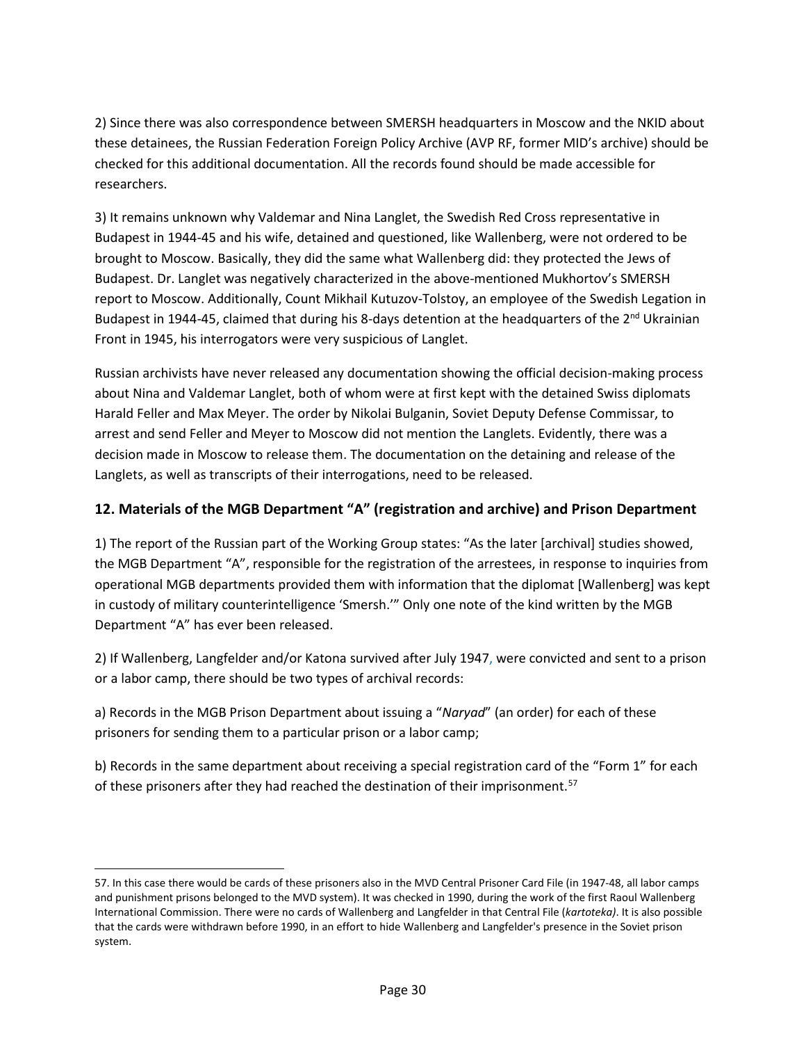2) Since there was also correspondence between SMERSH headquarters in Moscow and the NKID about these detainees, the Russian Federation Foreign Policy Archive (AVP RF, former MID's archive) should be checked for this additional documentation. All the records found should be made accessible for researchers.

3) It remains unknown why Valdemar and Nina Langlet, the Swedish Red Cross representative in Budapest in 1944-45 and his wife, detained and questioned, like Wallenberg, were not ordered to be brought to Moscow. Basically, they did the same what Wallenberg did: they protected the Jews of Budapest. Dr. Langlet was negatively characterized in the above-mentioned Mukhortov's SMERSH report to Moscow. Additionally, Count Mikhail Kutuzov-Tolstoy, an employee of the Swedish Legation in Budapest in 1944-45, claimed that during his 8-days detention at the headquarters of the 2nd Ukrainian Front in 1945, his interrogators were very suspicious of Langlet.

Russian archivists have never released any documentation showing the official decision-making process about Nina and Valdemar Langlet, both of whom were at first kept with the detained Swiss diplomats Harald Feller and Max Meyer. The order by Nikolai Bulganin, Soviet Deputy Defense Commissar, to arrest and send Feller and Meyer to Moscow did not mention the Langlets. Evidently, there was a decision made in Moscow to release them. The documentation on the detaining and release of the Langlets, as well as transcripts of their interrogations, need to be released.

## 12. Materials of the MGB Department "A" (registration and archive) and Prison Department

1) The report of the Russian part of the Working Group states: "As the later [archival] studies showed, the MGB Department "A", responsible for the registration of the arrestees, in response to inquiries from operational MGB departments provided them with information that the diplomat [Wallenberg] was kept in custody of military counterintelligence 'Smersh.'" Only one note of the kind written by the MGB Department "A" has ever been released.

2) If Wallenberg, Langfelder and/or Katona survived after July 1947, were convicted and sent to a prison or a labor camp, there should be two types of archival records:

a) Records in the MGB Prison Department about issuing a "*Naryad*" (an order) for each of these prisoners for sending them to a particular prison or a labor camp;

b) Records in the same department about receiving a special registration card of the "Form 1" for each of these prisoners after they had reached the destination of their imprisonment.[57]

---

57. In this case there would be cards of these prisoners also in the MVD Central Prisoner Card File (in 1947-48, all labor camps and punishment prisons belonged to the MVD system). It was checked in 1990, during the work of the first Raoul Wallenberg International Commission. There were no cards of Wallenberg and Langfelder in that Central File (*kartoteka)*. It is also possible that the cards were withdrawn before 1990, in an effort to hide Wallenberg and Langfelder's presence in the Soviet prison system.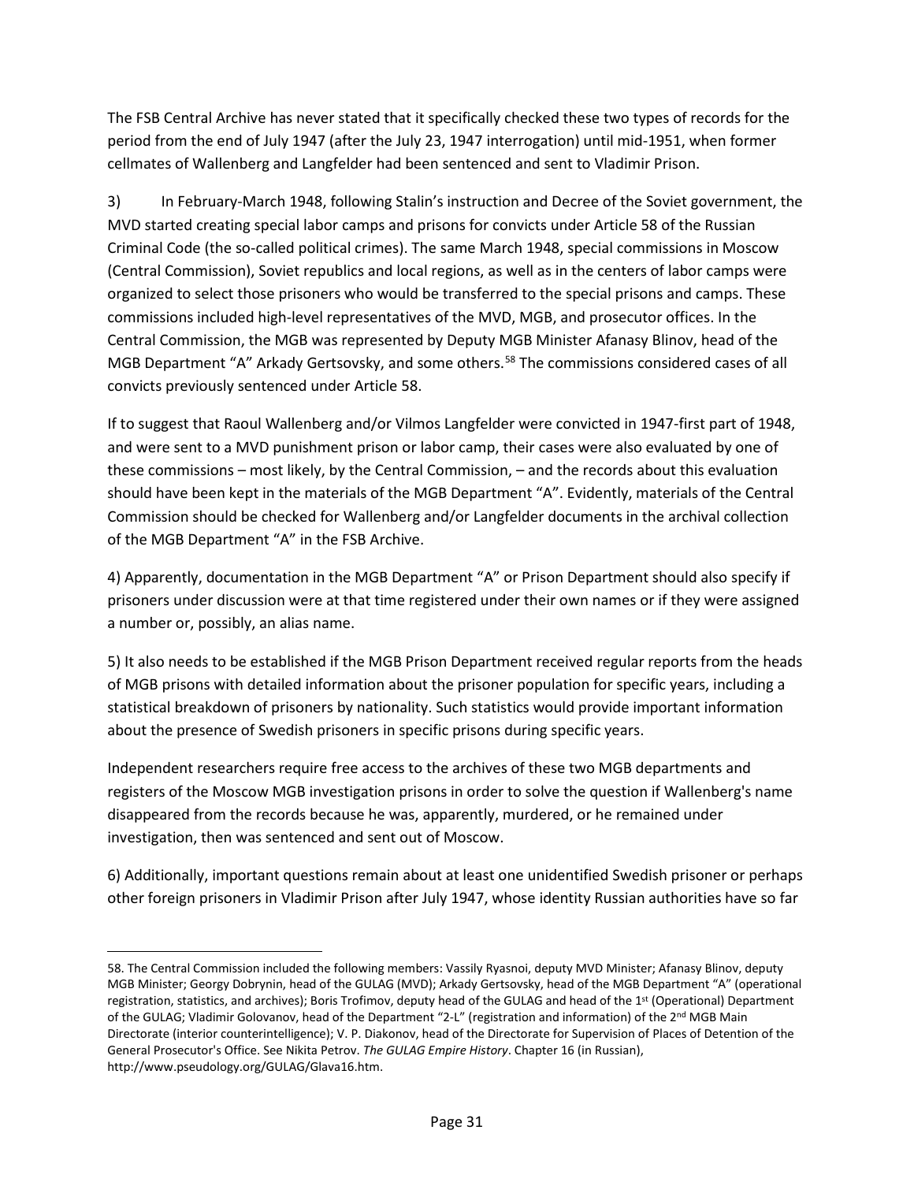The FSB Central Archive has never stated that it specifically checked these two types of records for the period from the end of July 1947 (after the July 23, 1947 interrogation) until mid-1951, when former cellmates of Wallenberg and Langfelder had been sentenced and sent to Vladimir Prison.

3) In February-March 1948, following Stalin's instruction and Decree of the Soviet government, the MVD started creating special labor camps and prisons for convicts under Article 58 of the Russian Criminal Code (the so-called political crimes). The same March 1948, special commissions in Moscow (Central Commission), Soviet republics and local regions, as well as in the centers of labor camps were organized to select those prisoners who would be transferred to the special prisons and camps. These commissions included high-level representatives of the MVD, MGB, and prosecutor offices. In the Central Commission, the MGB was represented by Deputy MGB Minister Afanasy Blinov, head of the MGB Department "A" Arkady Gertsovsky, and some others.[58] The commissions considered cases of all convicts previously sentenced under Article 58.

If to suggest that Raoul Wallenberg and/or Vilmos Langfelder were convicted in 1947-first part of 1948, and were sent to a MVD punishment prison or labor camp, their cases were also evaluated by one of these commissions – most likely, by the Central Commission, – and the records about this evaluation should have been kept in the materials of the MGB Department "A". Evidently, materials of the Central Commission should be checked for Wallenberg and/or Langfelder documents in the archival collection of the MGB Department "A" in the FSB Archive.

4) Apparently, documentation in the MGB Department "A" or Prison Department should also specify if prisoners under discussion were at that time registered under their own names or if they were assigned a number or, possibly, an alias name.

5) It also needs to be established if the MGB Prison Department received regular reports from the heads of MGB prisons with detailed information about the prisoner population for specific years, including a statistical breakdown of prisoners by nationality. Such statistics would provide important information about the presence of Swedish prisoners in specific prisons during specific years.

Independent researchers require free access to the archives of these two MGB departments and registers of the Moscow MGB investigation prisons in order to solve the question if Wallenberg's name disappeared from the records because he was, apparently, murdered, or he remained under investigation, then was sentenced and sent out of Moscow.

6) Additionally, important questions remain about at least one unidentified Swedish prisoner or perhaps other foreign prisoners in Vladimir Prison after July 1947, whose identity Russian authorities have so far

---

58. The Central Commission included the following members: Vassily Ryasnoi, deputy MVD Minister; Afanasy Blinov, deputy MGB Minister; Georgy Dobrynin, head of the GULAG (MVD); Arkady Gertsovsky, head of the MGB Department "A" (operational registration, statistics, and archives); Boris Trofimov, deputy head of the GULAG and head of the 1st (Operational) Department of the GULAG; Vladimir Golovanov, head of the Department "2-L" (registration and information) of the 2nd MGB Main Directorate (interior counterintelligence); V. P. Diakonov, head of the Directorate for Supervision of Places of Detention of the General Prosecutor's Office. See Nikita Petrov. *The GULAG Empire History*. Chapter 16 (in Russian), http://www.pseudology.org/GULAG/Glava16.htm.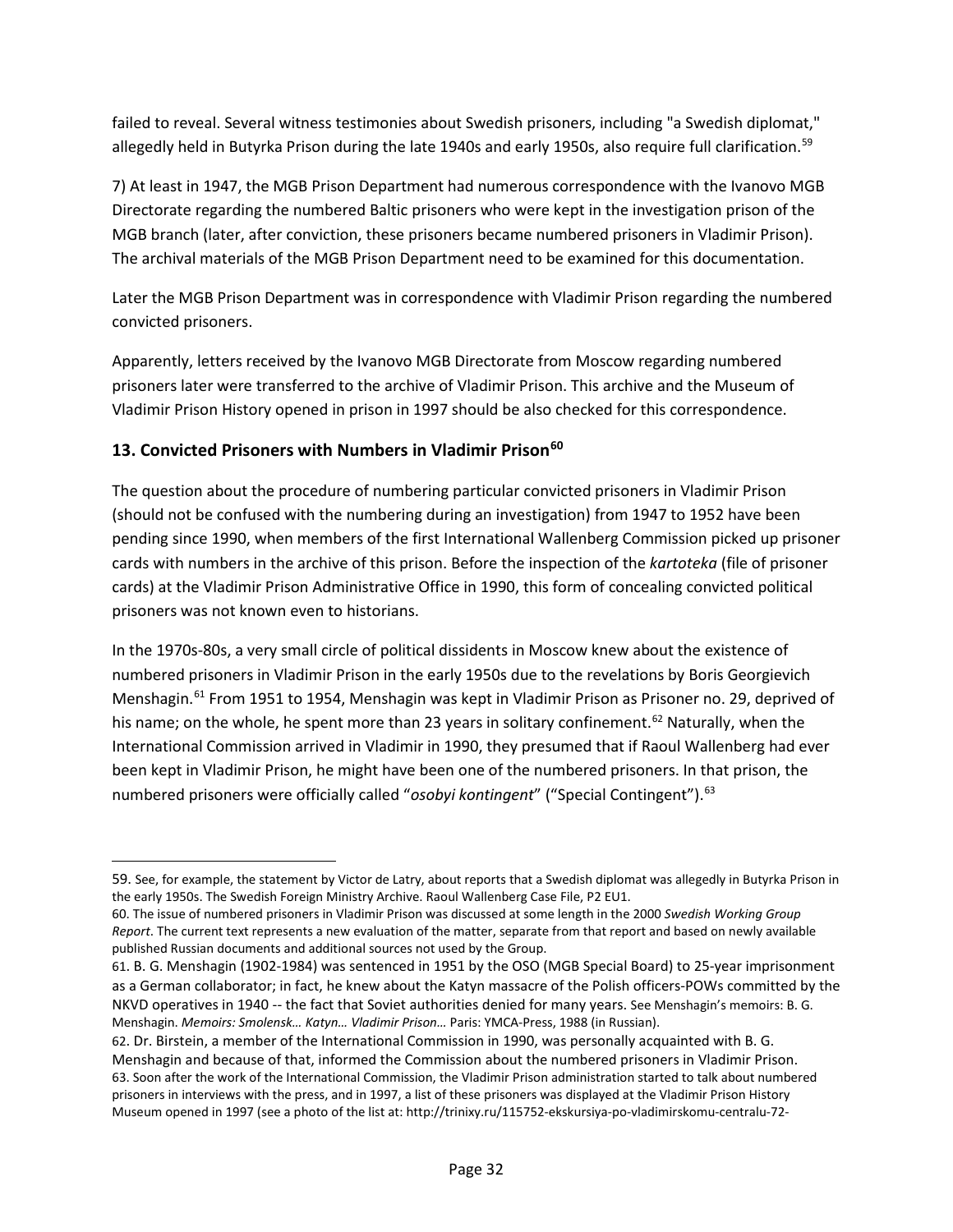failed to reveal. Several witness testimonies about Swedish prisoners, including "a Swedish diplomat," allegedly held in Butyrka Prison during the late 1940s and early 1950s, also require full clarification.[59]

7) At least in 1947, the MGB Prison Department had numerous correspondence with the Ivanovo MGB Directorate regarding the numbered Baltic prisoners who were kept in the investigation prison of the MGB branch (later, after conviction, these prisoners became numbered prisoners in Vladimir Prison). The archival materials of the MGB Prison Department need to be examined for this documentation.

Later the MGB Prison Department was in correspondence with Vladimir Prison regarding the numbered convicted prisoners.

Apparently, letters received by the Ivanovo MGB Directorate from Moscow regarding numbered prisoners later were transferred to the archive of Vladimir Prison. This archive and the Museum of Vladimir Prison History opened in prison in 1997 should be also checked for this correspondence.

## 13. Convicted Prisoners with Numbers in Vladimir Prison[60]

The question about the procedure of numbering particular convicted prisoners in Vladimir Prison (should not be confused with the numbering during an investigation) from 1947 to 1952 have been pending since 1990, when members of the first International Wallenberg Commission picked up prisoner cards with numbers in the archive of this prison. Before the inspection of the *kartoteka* (file of prisoner cards) at the Vladimir Prison Administrative Office in 1990, this form of concealing convicted political prisoners was not known even to historians.

In the 1970s-80s, a very small circle of political dissidents in Moscow knew about the existence of numbered prisoners in Vladimir Prison in the early 1950s due to the revelations by Boris Georgievich Menshagin.[61] From 1951 to 1954, Menshagin was kept in Vladimir Prison as Prisoner no. 29, deprived of his name; on the whole, he spent more than 23 years in solitary confinement.[62] Naturally, when the International Commission arrived in Vladimir in 1990, they presumed that if Raoul Wallenberg had ever been kept in Vladimir Prison, he might have been one of the numbered prisoners. In that prison, the numbered prisoners were officially called "*osobyi kontingent*" ("Special Contingent").[63]

---

59. See, for example, the statement by Victor de Latry, about reports that a Swedish diplomat was allegedly in Butyrka Prison in the early 1950s. The Swedish Foreign Ministry Archive. Raoul Wallenberg Case File, P2 EU1.

60. The issue of numbered prisoners in Vladimir Prison was discussed at some length in the 2000 *Swedish Working Group Report*. The current text represents a new evaluation of the matter, separate from that report and based on newly available published Russian documents and additional sources not used by the Group.

61. B. G. Menshagin (1902-1984) was sentenced in 1951 by the OSO (MGB Special Board) to 25-year imprisonment as a German collaborator; in fact, he knew about the Katyn massacre of the Polish officers-POWs committed by the NKVD operatives in 1940 -- the fact that Soviet authorities denied for many years. See Menshagin's memoirs: B. G. Menshagin. *Memoirs: Smolensk… Katyn… Vladimir Prison…* Paris: YMCA-Press, 1988 (in Russian).

62. Dr. Birstein, a member of the International Commission in 1990, was personally acquainted with B. G. Menshagin and because of that, informed the Commission about the numbered prisoners in Vladimir Prison.

63. Soon after the work of the International Commission, the Vladimir Prison administration started to talk about numbered prisoners in interviews with the press, and in 1997, a list of these prisoners was displayed at the Vladimir Prison History Museum opened in 1997 (see a photo of the list at: http://trinixy.ru/115752-ekskursiya-po-vladimirskomu-centralu-72-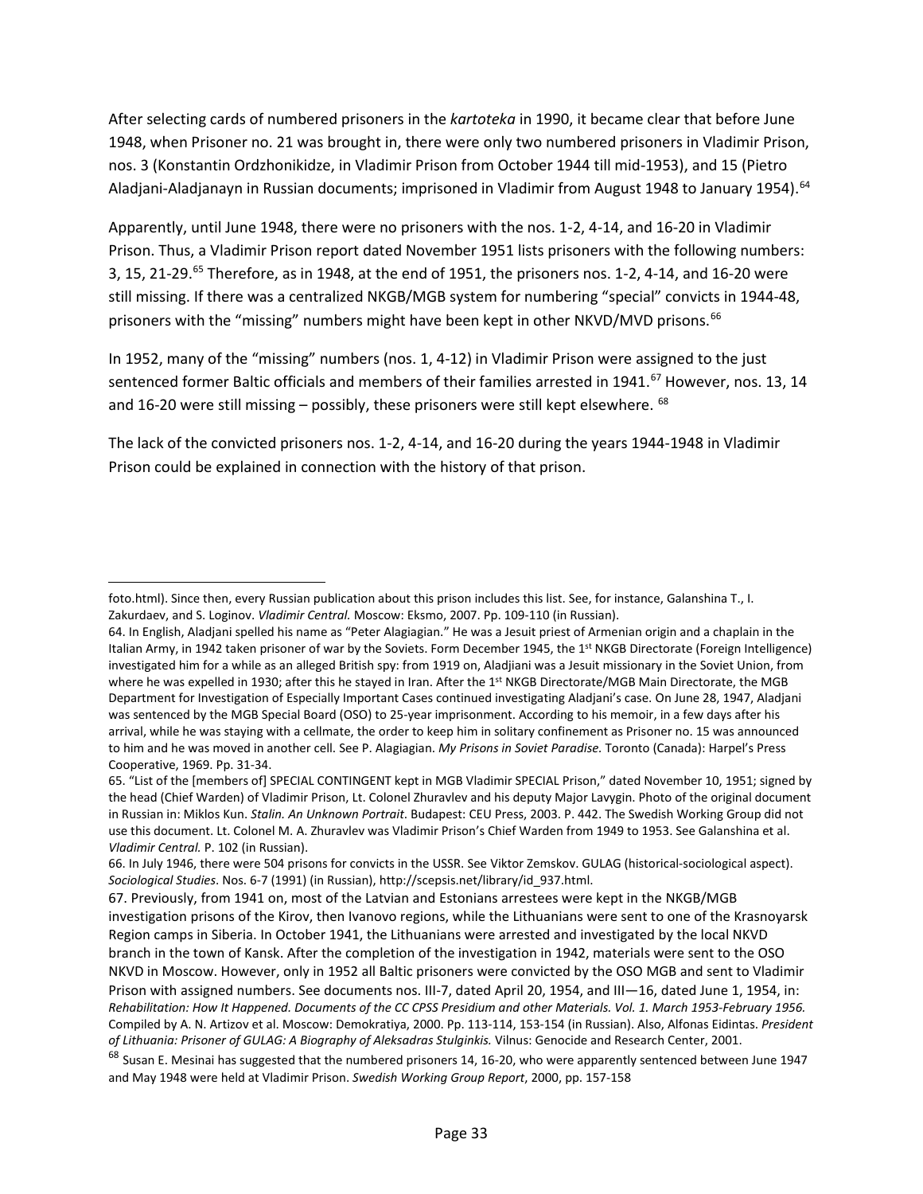After selecting cards of numbered prisoners in the *kartoteka* in 1990, it became clear that before June 1948, when Prisoner no. 21 was brought in, there were only two numbered prisoners in Vladimir Prison, nos. 3 (Konstantin Ordzhonikidze, in Vladimir Prison from October 1944 till mid-1953), and 15 (Pietro Aladjani-Aladjanayn in Russian documents; imprisoned in Vladimir from August 1948 to January 1954).[64]

Apparently, until June 1948, there were no prisoners with the nos. 1-2, 4-14, and 16-20 in Vladimir Prison. Thus, a Vladimir Prison report dated November 1951 lists prisoners with the following numbers: 3, 15, 21-29.[65] Therefore, as in 1948, at the end of 1951, the prisoners nos. 1-2, 4-14, and 16-20 were still missing. If there was a centralized NKGB/MGB system for numbering "special" convicts in 1944-48, prisoners with the "missing" numbers might have been kept in other NKVD/MVD prisons.[66]

In 1952, many of the "missing" numbers (nos. 1, 4-12) in Vladimir Prison were assigned to the just sentenced former Baltic officials and members of their families arrested in 1941.[67] However, nos. 13, 14 and 16-20 were still missing – possibly, these prisoners were still kept elsewhere. [68]

The lack of the convicted prisoners nos. 1-2, 4-14, and 16-20 during the years 1944-1948 in Vladimir Prison could be explained in connection with the history of that prison.

---

foto.html). Since then, every Russian publication about this prison includes this list. See, for instance, Galanshina T., I. Zakurdaev, and S. Loginov. *Vladimir Central.* Moscow: Eksmo, 2007. Pp. 109-110 (in Russian).

64. In English, Aladjani spelled his name as "Peter Alagiagian." He was a Jesuit priest of Armenian origin and a chaplain in the Italian Army, in 1942 taken prisoner of war by the Soviets. Form December 1945, the 1st NKGB Directorate (Foreign Intelligence) investigated him for a while as an alleged British spy: from 1919 on, Aladjiani was a Jesuit missionary in the Soviet Union, from where he was expelled in 1930; after this he stayed in Iran. After the 1st NKGB Directorate/MGB Main Directorate, the MGB Department for Investigation of Especially Important Cases continued investigating Aladjani's case. On June 28, 1947, Aladjani was sentenced by the MGB Special Board (OSO) to 25-year imprisonment. According to his memoir, in a few days after his arrival, while he was staying with a cellmate, the order to keep him in solitary confinement as Prisoner no. 15 was announced to him and he was moved in another cell. See P. Alagiagian. *My Prisons in Soviet Paradise.* Toronto (Canada): Harpel's Press Cooperative, 1969. Pp. 31-34.

65. "List of the [members of] SPECIAL CONTINGENT kept in MGB Vladimir SPECIAL Prison," dated November 10, 1951; signed by the head (Chief Warden) of Vladimir Prison, Lt. Colonel Zhuravlev and his deputy Major Lavygin. Photo of the original document in Russian in: Miklos Kun. *Stalin. An Unknown Portrait*. Budapest: CEU Press, 2003. P. 442. The Swedish Working Group did not use this document. Lt. Colonel M. A. Zhuravlev was Vladimir Prison's Chief Warden from 1949 to 1953. See Galanshina et al. *Vladimir Central.* P. 102 (in Russian).

66. In July 1946, there were 504 prisons for convicts in the USSR. See Viktor Zemskov. GULAG (historical-sociological aspect). *Sociological Studies*. Nos. 6-7 (1991) (in Russian), http://scepsis.net/library/id_937.html.

67. Previously, from 1941 on, most of the Latvian and Estonians arrestees were kept in the NKGB/MGB investigation prisons of the Kirov, then Ivanovo regions, while the Lithuanians were sent to one of the Krasnoyarsk Region camps in Siberia. In October 1941, the Lithuanians were arrested and investigated by the local NKVD branch in the town of Kansk. After the completion of the investigation in 1942, materials were sent to the OSO NKVD in Moscow. However, only in 1952 all Baltic prisoners were convicted by the OSO MGB and sent to Vladimir Prison with assigned numbers. See documents nos. III-7, dated April 20, 1954, and III—16, dated June 1, 1954, in: *Rehabilitation: How It Happened. Documents of the CC CPSS Presidium and other Materials. Vol. 1. March 1953-February 1956.* Compiled by A. N. Artizov et al. Moscow: Demokratiya, 2000. Pp. 113-114, 153-154 (in Russian). Also, Alfonas Eidintas. *President of Lithuania: Prisoner of GULAG: A Biography of Aleksadras Stulginkis.* Vilnus: Genocide and Research Center, 2001.

68 Susan E. Mesinai has suggested that the numbered prisoners 14, 16-20, who were apparently sentenced between June 1947 and May 1948 were held at Vladimir Prison. *Swedish Working Group Report*, 2000, pp. 157-158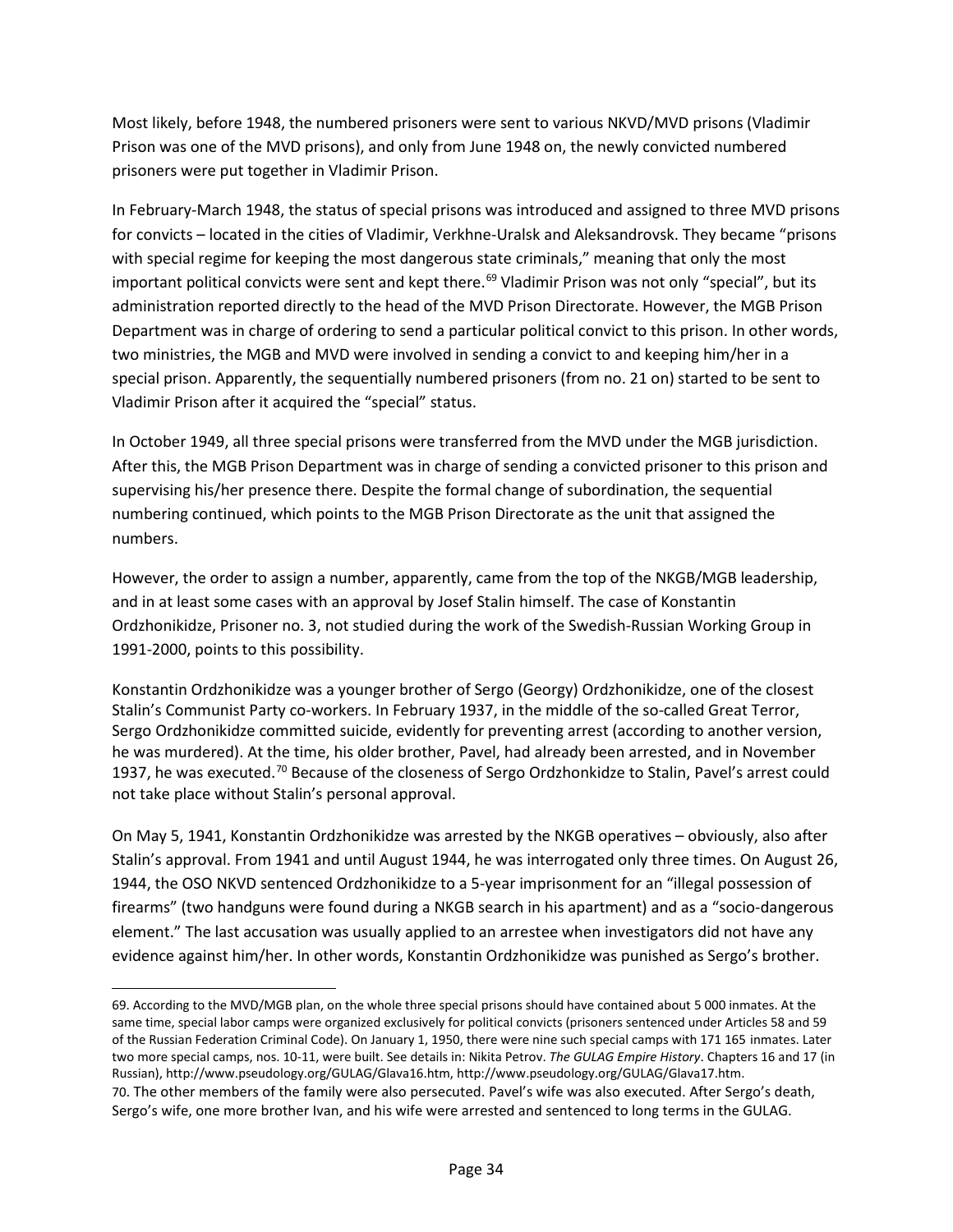Most likely, before 1948, the numbered prisoners were sent to various NKVD/MVD prisons (Vladimir Prison was one of the MVD prisons), and only from June 1948 on, the newly convicted numbered prisoners were put together in Vladimir Prison.

In February-March 1948, the status of special prisons was introduced and assigned to three MVD prisons for convicts – located in the cities of Vladimir, Verkhne-Uralsk and Aleksandrovsk. They became "prisons with special regime for keeping the most dangerous state criminals," meaning that only the most important political convicts were sent and kept there.[69] Vladimir Prison was not only "special", but its administration reported directly to the head of the MVD Prison Directorate. However, the MGB Prison Department was in charge of ordering to send a particular political convict to this prison. In other words, two ministries, the MGB and MVD were involved in sending a convict to and keeping him/her in a special prison. Apparently, the sequentially numbered prisoners (from no. 21 on) started to be sent to Vladimir Prison after it acquired the "special" status.

In October 1949, all three special prisons were transferred from the MVD under the MGB jurisdiction. After this, the MGB Prison Department was in charge of sending a convicted prisoner to this prison and supervising his/her presence there. Despite the formal change of subordination, the sequential numbering continued, which points to the MGB Prison Directorate as the unit that assigned the numbers.

However, the order to assign a number, apparently, came from the top of the NKGB/MGB leadership, and in at least some cases with an approval by Josef Stalin himself. The case of Konstantin Ordzhonikidze, Prisoner no. 3, not studied during the work of the Swedish-Russian Working Group in 1991-2000, points to this possibility.

Konstantin Ordzhonikidze was a younger brother of Sergo (Georgy) Ordzhonikidze, one of the closest Stalin's Communist Party co-workers. In February 1937, in the middle of the so-called Great Terror, Sergo Ordzhonikidze committed suicide, evidently for preventing arrest (according to another version, he was murdered). At the time, his older brother, Pavel, had already been arrested, and in November 1937, he was executed.[70] Because of the closeness of Sergo Ordzhonkidze to Stalin, Pavel's arrest could not take place without Stalin's personal approval.

On May 5, 1941, Konstantin Ordzhonikidze was arrested by the NKGB operatives – obviously, also after Stalin's approval. From 1941 and until August 1944, he was interrogated only three times. On August 26, 1944, the OSO NKVD sentenced Ordzhonikidze to a 5-year imprisonment for an "illegal possession of firearms" (two handguns were found during a NKGB search in his apartment) and as a "socio-dangerous element." The last accusation was usually applied to an arrestee when investigators did not have any evidence against him/her. In other words, Konstantin Ordzhonikidze was punished as Sergo's brother.

---

69. According to the MVD/MGB plan, on the whole three special prisons should have contained about 5 000 inmates. At the same time, special labor camps were organized exclusively for political convicts (prisoners sentenced under Articles 58 and 59 of the Russian Federation Criminal Code). On January 1, 1950, there were nine such special camps with 171 165 inmates. Later two more special camps, nos. 10-11, were built. See details in: Nikita Petrov. *The GULAG Empire History*. Chapters 16 and 17 (in Russian), http://www.pseudology.org/GULAG/Glava16.htm, http://www.pseudology.org/GULAG/Glava17.htm.

70. The other members of the family were also persecuted. Pavel's wife was also executed. After Sergo's death, Sergo's wife, one more brother Ivan, and his wife were arrested and sentenced to long terms in the GULAG.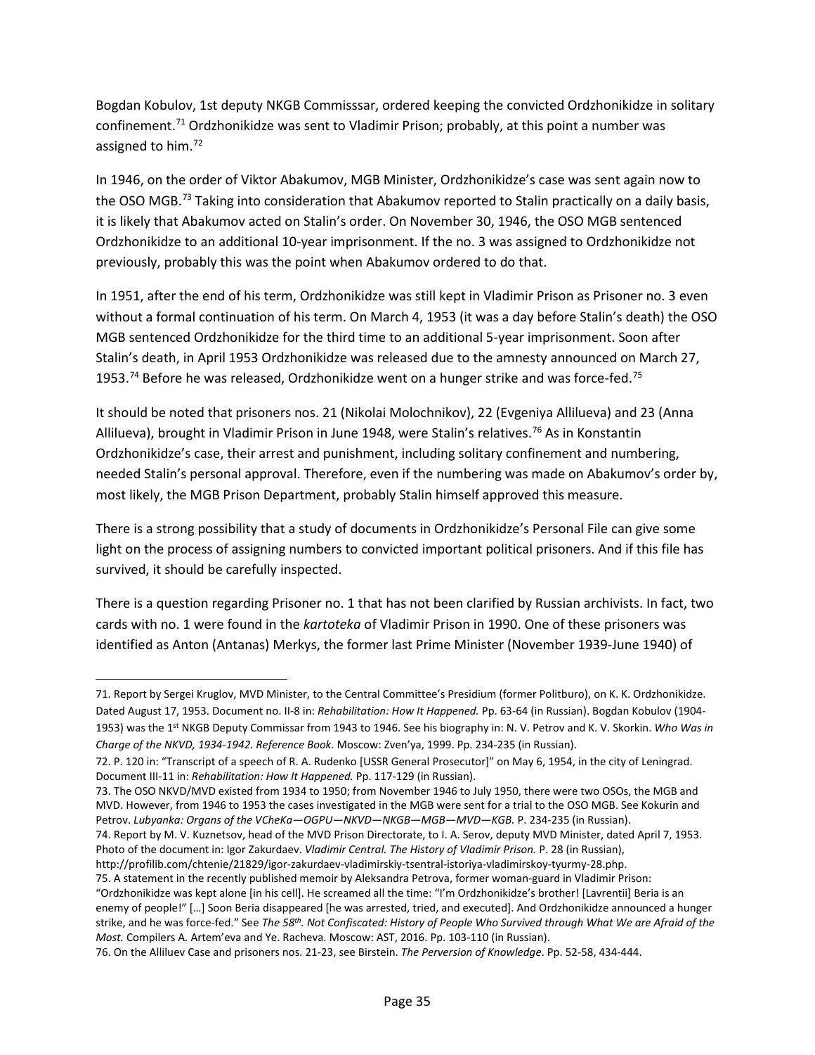Bogdan Kobulov, 1st deputy NKGB Commisssar, ordered keeping the convicted Ordzhonikidze in solitary confinement.[71] Ordzhonikidze was sent to Vladimir Prison; probably, at this point a number was assigned to him.[72]

In 1946, on the order of Viktor Abakumov, MGB Minister, Ordzhonikidze's case was sent again now to the OSO MGB.[73] Taking into consideration that Abakumov reported to Stalin practically on a daily basis, it is likely that Abakumov acted on Stalin's order. On November 30, 1946, the OSO MGB sentenced Ordzhonikidze to an additional 10-year imprisonment. If the no. 3 was assigned to Ordzhonikidze not previously, probably this was the point when Abakumov ordered to do that.

In 1951, after the end of his term, Ordzhonikidze was still kept in Vladimir Prison as Prisoner no. 3 even without a formal continuation of his term. On March 4, 1953 (it was a day before Stalin's death) the OSO MGB sentenced Ordzhonikidze for the third time to an additional 5-year imprisonment. Soon after Stalin's death, in April 1953 Ordzhonikidze was released due to the amnesty announced on March 27, 1953.[74] Before he was released, Ordzhonikidze went on a hunger strike and was force-fed.[75]

It should be noted that prisoners nos. 21 (Nikolai Molochnikov), 22 (Evgeniya Allilueva) and 23 (Anna Allilueva), brought in Vladimir Prison in June 1948, were Stalin's relatives.[76] As in Konstantin Ordzhonikidze's case, their arrest and punishment, including solitary confinement and numbering, needed Stalin's personal approval. Therefore, even if the numbering was made on Abakumov's order by, most likely, the MGB Prison Department, probably Stalin himself approved this measure.

There is a strong possibility that a study of documents in Ordzhonikidze's Personal File can give some light on the process of assigning numbers to convicted important political prisoners. And if this file has survived, it should be carefully inspected.

There is a question regarding Prisoner no. 1 that has not been clarified by Russian archivists. In fact, two cards with no. 1 were found in the *kartoteka* of Vladimir Prison in 1990. One of these prisoners was identified as Anton (Antanas) Merkys, the former last Prime Minister (November 1939-June 1940) of

---

71. Report by Sergei Kruglov, MVD Minister, to the Central Committee's Presidium (former Politburo), on K. K. Ordzhonikidze. Dated August 17, 1953. Document no. II-8 in: *Rehabilitation: How It Happened.* Pp. 63-64 (in Russian). Bogdan Kobulov (1904-1953) was the 1st NKGB Deputy Commissar from 1943 to 1946. See his biography in: N. V. Petrov and K. V. Skorkin. *Who Was in Charge of the NKVD, 1934-1942. Reference Book*. Moscow: Zven'ya, 1999. Pp. 234-235 (in Russian).

72. P. 120 in: "Transcript of a speech of R. A. Rudenko [USSR General Prosecutor]" on May 6, 1954, in the city of Leningrad. Document III-11 in: *Rehabilitation: How It Happened.* Pp. 117-129 (in Russian).

73. The OSO NKVD/MVD existed from 1934 to 1950; from November 1946 to July 1950, there were two OSOs, the MGB and MVD. However, from 1946 to 1953 the cases investigated in the MGB were sent for a trial to the OSO MGB. See Kokurin and Petrov. *Lubyanka: Organs of the VCheKa—OGPU—NKVD—NKGB—MGB—MVD—KGB.* P. 234-235 (in Russian).

74. Report by M. V. Kuznetsov, head of the MVD Prison Directorate, to I. A. Serov, deputy MVD Minister, dated April 7, 1953. Photo of the document in: Igor Zakurdaev. *Vladimir Central. The History of Vladimir Prison.* P. 28 (in Russian), http://profilib.com/chtenie/21829/igor-zakurdaev-vladimirskiy-tsentral-istoriya-vladimirskoy-tyurmy-28.php.

75. A statement in the recently published memoir by Aleksandra Petrova, former woman-guard in Vladimir Prison: "Ordzhonikidze was kept alone [in his cell]. He screamed all the time: "I'm Ordzhonikidze's brother! [Lavrentii] Beria is an enemy of people!" […] Soon Beria disappeared [he was arrested, tried, and executed]. And Ordzhonikidze announced a hunger strike, and he was force-fed." See *The 58th. Not Confiscated: History of People Who Survived through What We are Afraid of the Most.* Compilers A. Artem'eva and Ye. Racheva. Moscow: AST, 2016. Pp. 103-110 (in Russian).

76. On the Alliluev Case and prisoners nos. 21-23, see Birstein. *The Perversion of Knowledge*. Pp. 52-58, 434-444.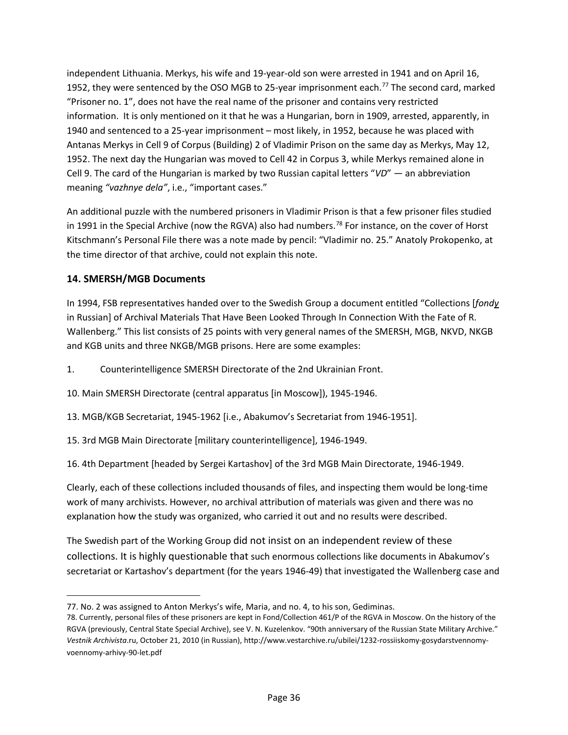independent Lithuania. Merkys, his wife and 19-year-old son were arrested in 1941 and on April 16, 1952, they were sentenced by the OSO MGB to 25-year imprisonment each.[77] The second card, marked "Prisoner no. 1", does not have the real name of the prisoner and contains very restricted information. It is only mentioned on it that he was a Hungarian, born in 1909, arrested, apparently, in 1940 and sentenced to a 25-year imprisonment – most likely, in 1952, because he was placed with Antanas Merkys in Cell 9 of Corpus (Building) 2 of Vladimir Prison on the same day as Merkys, May 12, 1952. The next day the Hungarian was moved to Cell 42 in Corpus 3, while Merkys remained alone in Cell 9. The card of the Hungarian is marked by two Russian capital letters "*VD*" — an abbreviation meaning *"vazhnye dela"*, i.e., "important cases."

An additional puzzle with the numbered prisoners in Vladimir Prison is that a few prisoner files studied in 1991 in the Special Archive (now the RGVA) also had numbers.[78] For instance, on the cover of Horst Kitschmann's Personal File there was a note made by pencil: "Vladimir no. 25." Anatoly Prokopenko, at the time director of that archive, could not explain this note.

## 14. SMERSH/MGB Documents

In 1994, FSB representatives handed over to the Swedish Group a document entitled "Collections [*fondy* in Russian] of Archival Materials That Have Been Looked Through In Connection With the Fate of R. Wallenberg." This list consists of 25 points with very general names of the SMERSH, MGB, NKVD, NKGB and KGB units and three NKGB/MGB prisons. Here are some examples:

1. Counterintelligence SMERSH Directorate of the 2nd Ukrainian Front.

10. Main SMERSH Directorate (central apparatus [in Moscow]), 1945-1946.

13. MGB/KGB Secretariat, 1945-1962 [i.e., Abakumov's Secretariat from 1946-1951].

15. 3rd MGB Main Directorate [military counterintelligence], 1946-1949.

16. 4th Department [headed by Sergei Kartashov] of the 3rd MGB Main Directorate, 1946-1949.

Clearly, each of these collections included thousands of files, and inspecting them would be long-time work of many archivists. However, no archival attribution of materials was given and there was no explanation how the study was organized, who carried it out and no results were described.

The Swedish part of the Working Group did not insist on an independent review of these collections. It is highly questionable that such enormous collections like documents in Abakumov's secretariat or Kartashov's department (for the years 1946-49) that investigated the Wallenberg case and

---

77. No. 2 was assigned to Anton Merkys's wife, Maria, and no. 4, to his son, Gediminas.

78. Currently, personal files of these prisoners are kept in Fond/Collection 461/P of the RGVA in Moscow. On the history of the RGVA (previously, Central State Special Archive), see V. N. Kuzelenkov. "90th anniversary of the Russian State Military Archive." *Vestnik Archivista*.ru, October 21, 2010 (in Russian), http://www.vestarchive.ru/ubilei/1232-rossiiskomy-gosydarstvennomy-voennomy-arhivy-90-let.pdf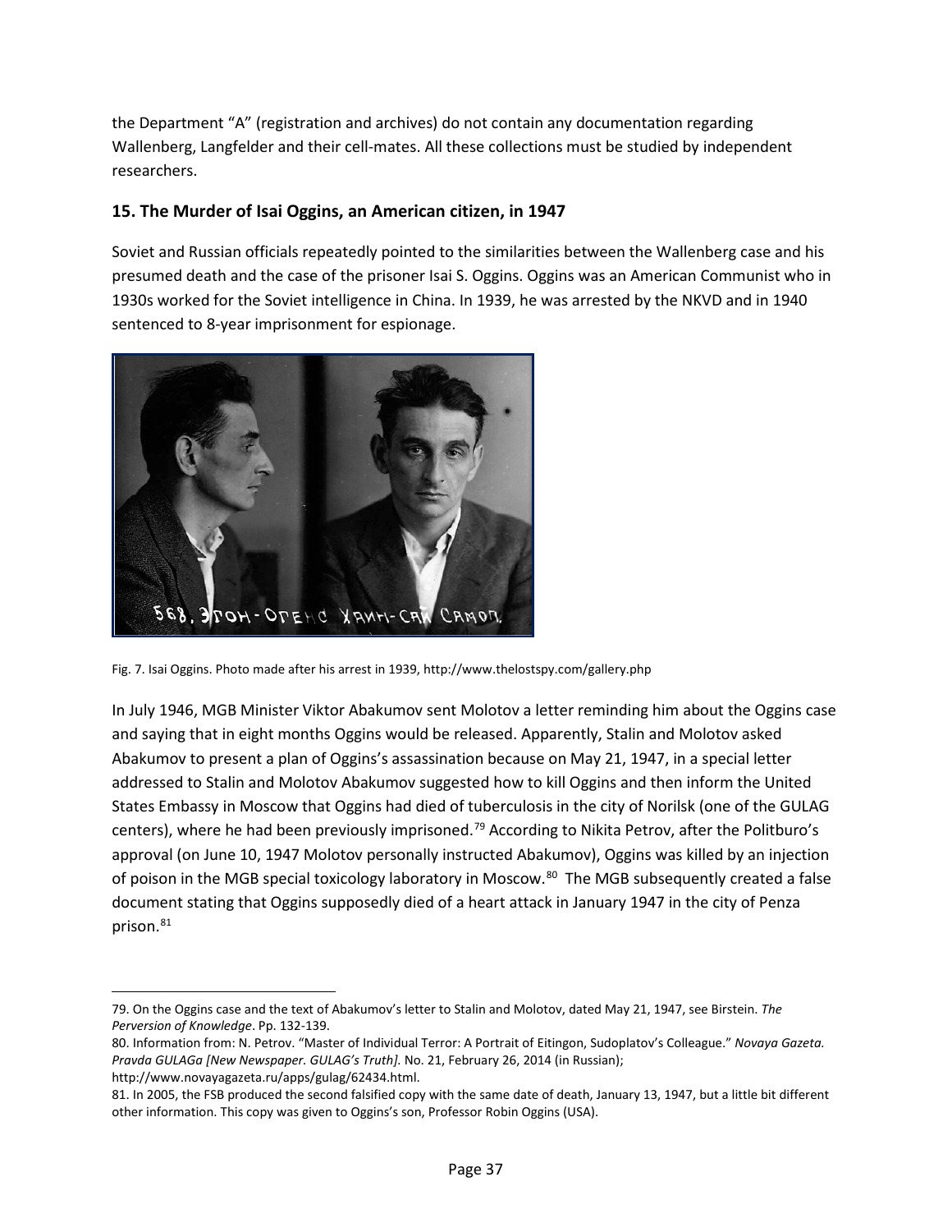the Department "A" (registration and archives) do not contain any documentation regarding Wallenberg, Langfelder and their cell-mates. All these collections must be studied by independent researchers.

## 15. The Murder of Isai Oggins, an American citizen, in 1947

Soviet and Russian officials repeatedly pointed to the similarities between the Wallenberg case and his presumed death and the case of the prisoner Isai S. Oggins. Oggins was an American Communist who in 1930s worked for the Soviet intelligence in China. In 1939, he was arrested by the NKVD and in 1940 sentenced to 8-year imprisonment for espionage.

Fig. 7. Isai Oggins. Photo made after his arrest in 1939, http://www.thelostspy.com/gallery.php

In July 1946, MGB Minister Viktor Abakumov sent Molotov a letter reminding him about the Oggins case and saying that in eight months Oggins would be released. Apparently, Stalin and Molotov asked Abakumov to present a plan of Oggins's assassination because on May 21, 1947, in a special letter addressed to Stalin and Molotov Abakumov suggested how to kill Oggins and then inform the United States Embassy in Moscow that Oggins had died of tuberculosis in the city of Norilsk (one of the GULAG centers), where he had been previously imprisoned.[79] According to Nikita Petrov, after the Politburo's approval (on June 10, 1947 Molotov personally instructed Abakumov), Oggins was killed by an injection of poison in the MGB special toxicology laboratory in Moscow.[80] The MGB subsequently created a false document stating that Oggins supposedly died of a heart attack in January 1947 in the city of Penza prison.[81]

---

79. On the Oggins case and the text of Abakumov's letter to Stalin and Molotov, dated May 21, 1947, see Birstein. *The Perversion of Knowledge*. Pp. 132-139.

80. Information from: N. Petrov. "Master of Individual Terror: A Portrait of Eitingon, Sudoplatov's Colleague." *Novaya Gazeta. Pravda GULAGa [New Newspaper. GULAG's Truth].* No. 21, February 26, 2014 (in Russian); http://www.novayagazeta.ru/apps/gulag/62434.html.

81. In 2005, the FSB produced the second falsified copy with the same date of death, January 13, 1947, but a little bit different other information. This copy was given to Oggins's son, Professor Robin Oggins (USA).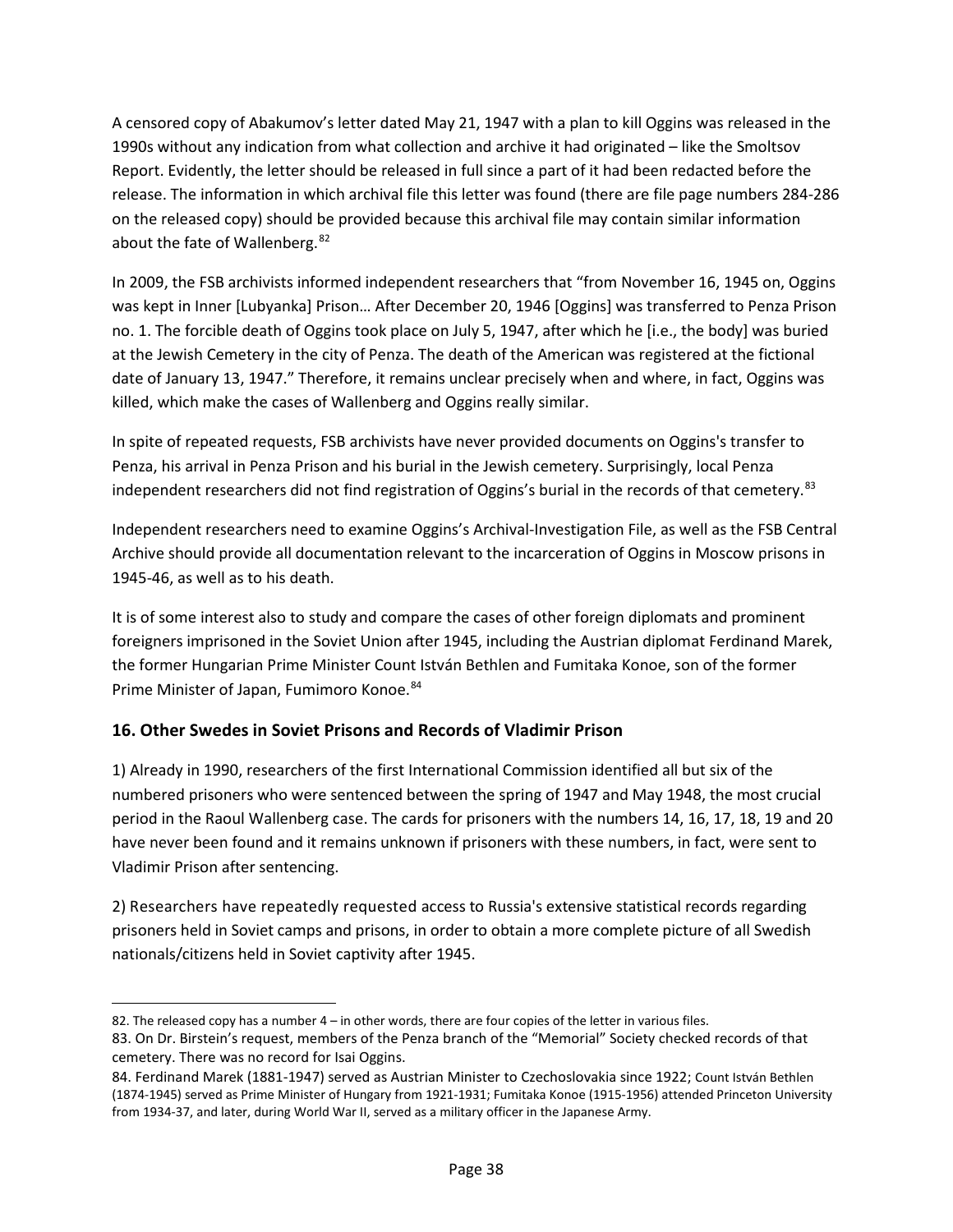A censored copy of Abakumov's letter dated May 21, 1947 with a plan to kill Oggins was released in the 1990s without any indication from what collection and archive it had originated – like the Smoltsov Report. Evidently, the letter should be released in full since a part of it had been redacted before the release. The information in which archival file this letter was found (there are file page numbers 284-286 on the released copy) should be provided because this archival file may contain similar information about the fate of Wallenberg.[82]

In 2009, the FSB archivists informed independent researchers that "from November 16, 1945 on, Oggins was kept in Inner [Lubyanka] Prison… After December 20, 1946 [Oggins] was transferred to Penza Prison no. 1. The forcible death of Oggins took place on July 5, 1947, after which he [i.e., the body] was buried at the Jewish Cemetery in the city of Penza. The death of the American was registered at the fictional date of January 13, 1947." Therefore, it remains unclear precisely when and where, in fact, Oggins was killed, which make the cases of Wallenberg and Oggins really similar.

In spite of repeated requests, FSB archivists have never provided documents on Oggins's transfer to Penza, his arrival in Penza Prison and his burial in the Jewish cemetery. Surprisingly, local Penza independent researchers did not find registration of Oggins's burial in the records of that cemetery.[83]

Independent researchers need to examine Oggins's Archival-Investigation File, as well as the FSB Central Archive should provide all documentation relevant to the incarceration of Oggins in Moscow prisons in 1945-46, as well as to his death.

It is of some interest also to study and compare the cases of other foreign diplomats and prominent foreigners imprisoned in the Soviet Union after 1945, including the Austrian diplomat Ferdinand Marek, the former Hungarian Prime Minister Count István Bethlen and Fumitaka Konoe, son of the former Prime Minister of Japan, Fumimoro Konoe.[84]

## 16. Other Swedes in Soviet Prisons and Records of Vladimir Prison

1) Already in 1990, researchers of the first International Commission identified all but six of the numbered prisoners who were sentenced between the spring of 1947 and May 1948, the most crucial period in the Raoul Wallenberg case. The cards for prisoners with the numbers 14, 16, 17, 18, 19 and 20 have never been found and it remains unknown if prisoners with these numbers, in fact, were sent to Vladimir Prison after sentencing.

2) Researchers have repeatedly requested access to Russia's extensive statistical records regarding prisoners held in Soviet camps and prisons, in order to obtain a more complete picture of all Swedish nationals/citizens held in Soviet captivity after 1945.

---

82. The released copy has a number 4 – in other words, there are four copies of the letter in various files.

83. On Dr. Birstein's request, members of the Penza branch of the "Memorial" Society checked records of that cemetery. There was no record for Isai Oggins.

84. Ferdinand Marek (1881-1947) served as Austrian Minister to Czechoslovakia since 1922; Count István Bethlen (1874-1945) served as Prime Minister of Hungary from 1921-1931; Fumitaka Konoe (1915-1956) attended Princeton University from 1934-37, and later, during World War II, served as a military officer in the Japanese Army.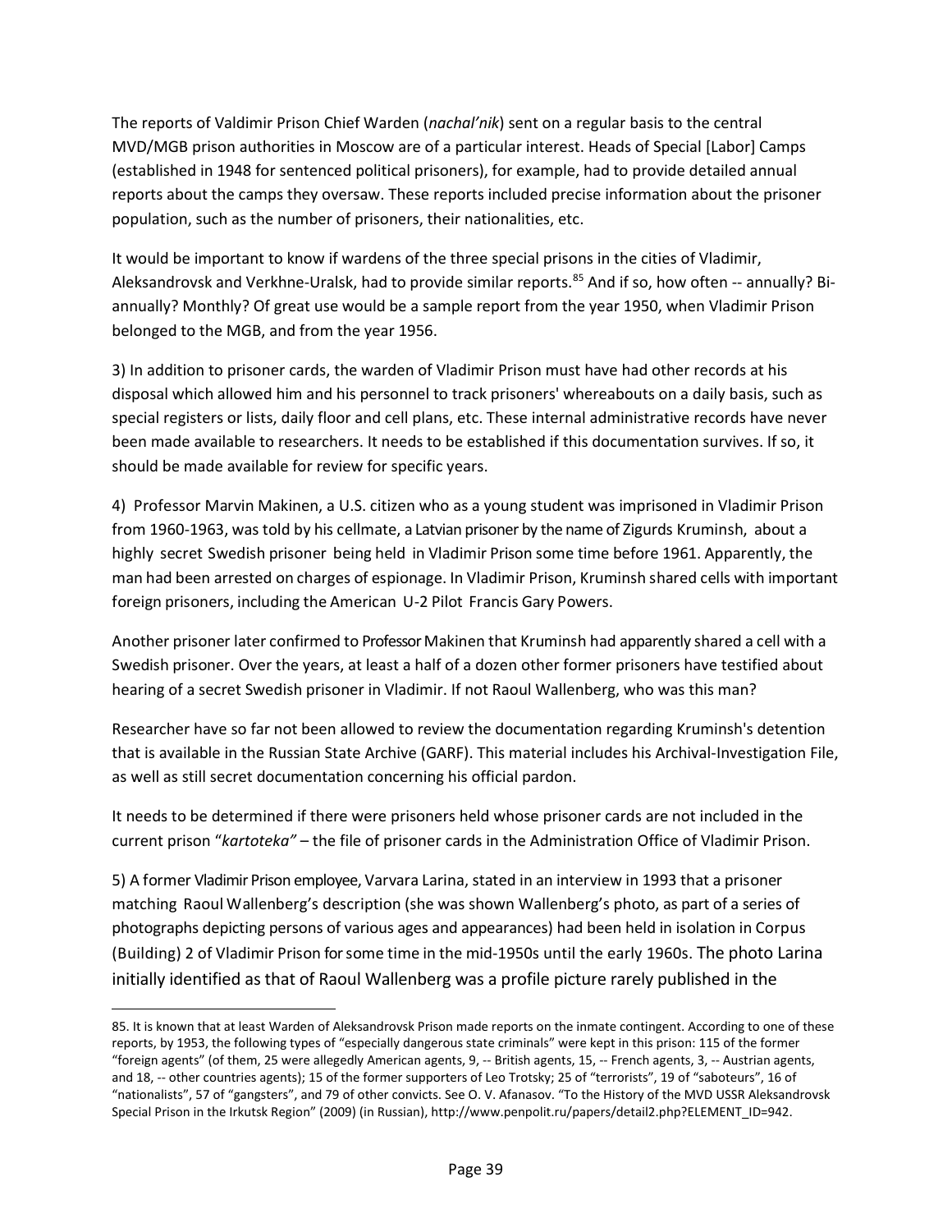The reports of Valdimir Prison Chief Warden (*nachal'nik*) sent on a regular basis to the central MVD/MGB prison authorities in Moscow are of a particular interest. Heads of Special [Labor] Camps (established in 1948 for sentenced political prisoners), for example, had to provide detailed annual reports about the camps they oversaw. These reports included precise information about the prisoner population, such as the number of prisoners, their nationalities, etc.

It would be important to know if wardens of the three special prisons in the cities of Vladimir, Aleksandrovsk and Verkhne-Uralsk, had to provide similar reports.[85] And if so, how often -- annually? Bi-annually? Monthly? Of great use would be a sample report from the year 1950, when Vladimir Prison belonged to the MGB, and from the year 1956.

3) In addition to prisoner cards, the warden of Vladimir Prison must have had other records at his disposal which allowed him and his personnel to track prisoners' whereabouts on a daily basis, such as special registers or lists, daily floor and cell plans, etc. These internal administrative records have never been made available to researchers. It needs to be established if this documentation survives. If so, it should be made available for review for specific years.

4) Professor Marvin Makinen, a U.S. citizen who as a young student was imprisoned in Vladimir Prison from 1960-1963, was told by his cellmate, a Latvian prisoner by the name of Zigurds Kruminsh, about a highly secret Swedish prisoner being held in Vladimir Prison some time before 1961. Apparently, the man had been arrested on charges of espionage. In Vladimir Prison, Kruminsh shared cells with important foreign prisoners, including the American U-2 Pilot Francis Gary Powers.

Another prisoner later confirmed to Professor Makinen that Kruminsh had apparently shared a cell with a Swedish prisoner. Over the years, at least a half of a dozen other former prisoners have testified about hearing of a secret Swedish prisoner in Vladimir. If not Raoul Wallenberg, who was this man?

Researcher have so far not been allowed to review the documentation regarding Kruminsh's detention that is available in the Russian State Archive (GARF). This material includes his Archival-Investigation File, as well as still secret documentation concerning his official pardon.

It needs to be determined if there were prisoners held whose prisoner cards are not included in the current prison "*kartoteka"* – the file of prisoner cards in the Administration Office of Vladimir Prison.

5) A former Vladimir Prison employee, Varvara Larina, stated in an interview in 1993 that a prisoner matching Raoul Wallenberg's description (she was shown Wallenberg's photo, as part of a series of photographs depicting persons of various ages and appearances) had been held in isolation in Corpus (Building) 2 of Vladimir Prison for some time in the mid-1950s until the early 1960s. The photo Larina initially identified as that of Raoul Wallenberg was a profile picture rarely published in the

---

85. It is known that at least Warden of Aleksandrovsk Prison made reports on the inmate contingent. According to one of these reports, by 1953, the following types of "especially dangerous state criminals" were kept in this prison: 115 of the former "foreign agents" (of them, 25 were allegedly American agents, 9, -- British agents, 15, -- French agents, 3, -- Austrian agents, and 18, -- other countries agents); 15 of the former supporters of Leo Trotsky; 25 of "terrorists", 19 of "saboteurs", 16 of "nationalists", 57 of "gangsters", and 79 of other convicts. See O. V. Afanasov. "To the History of the MVD USSR Aleksandrovsk Special Prison in the Irkutsk Region" (2009) (in Russian), http://www.penpolit.ru/papers/detail2.php?ELEMENT_ID=942.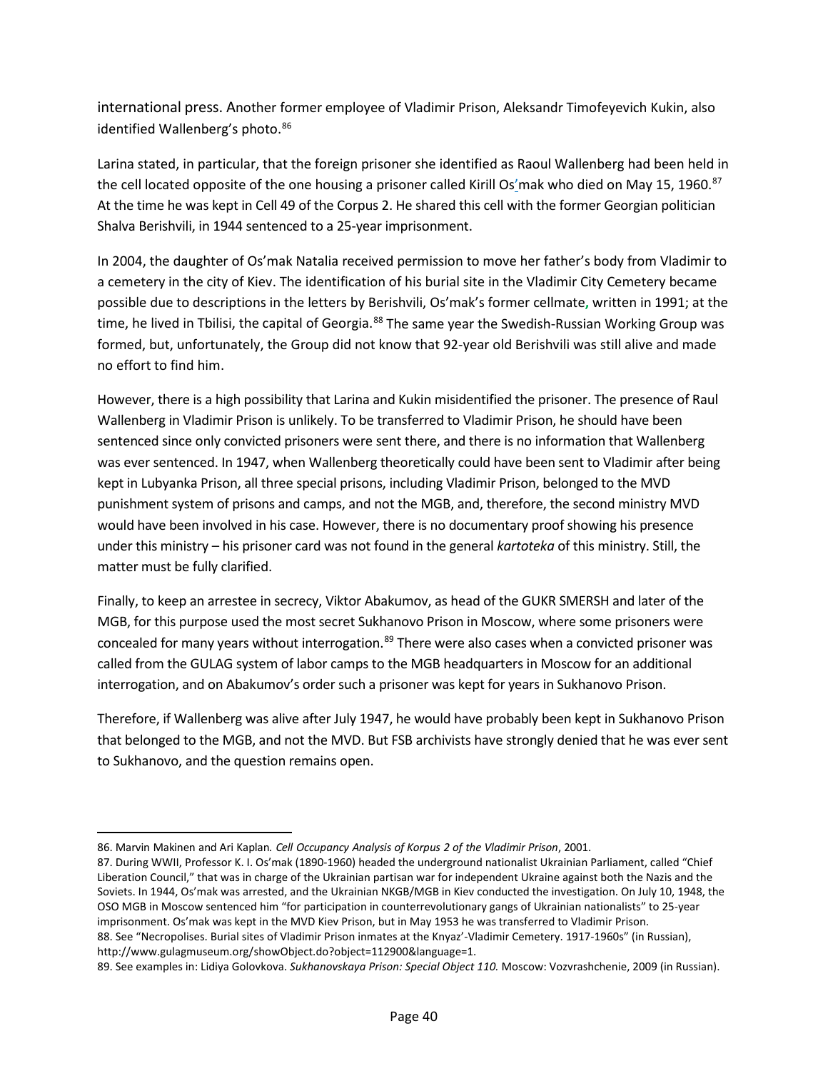international press. Another former employee of Vladimir Prison, Aleksandr Timofeyevich Kukin, also identified Wallenberg's photo.[86]

Larina stated, in particular, that the foreign prisoner she identified as Raoul Wallenberg had been held in the cell located opposite of the one housing a prisoner called Kirill Os'mak who died on May 15, 1960.[87] At the time he was kept in Cell 49 of the Corpus 2. He shared this cell with the former Georgian politician Shalva Berishvili, in 1944 sentenced to a 25-year imprisonment.

In 2004, the daughter of Os'mak Natalia received permission to move her father's body from Vladimir to a cemetery in the city of Kiev. The identification of his burial site in the Vladimir City Cemetery became possible due to descriptions in the letters by Berishvili, Os'mak's former cellmate, written in 1991; at the time, he lived in Tbilisi, the capital of Georgia.[88] The same year the Swedish-Russian Working Group was formed, but, unfortunately, the Group did not know that 92-year old Berishvili was still alive and made no effort to find him.

However, there is a high possibility that Larina and Kukin misidentified the prisoner. The presence of Raul Wallenberg in Vladimir Prison is unlikely. To be transferred to Vladimir Prison, he should have been sentenced since only convicted prisoners were sent there, and there is no information that Wallenberg was ever sentenced. In 1947, when Wallenberg theoretically could have been sent to Vladimir after being kept in Lubyanka Prison, all three special prisons, including Vladimir Prison, belonged to the MVD punishment system of prisons and camps, and not the MGB, and, therefore, the second ministry MVD would have been involved in his case. However, there is no documentary proof showing his presence under this ministry – his prisoner card was not found in the general *kartoteka* of this ministry. Still, the matter must be fully clarified.

Finally, to keep an arrestee in secrecy, Viktor Abakumov, as head of the GUKR SMERSH and later of the MGB, for this purpose used the most secret Sukhanovo Prison in Moscow, where some prisoners were concealed for many years without interrogation.[89] There were also cases when a convicted prisoner was called from the GULAG system of labor camps to the MGB headquarters in Moscow for an additional interrogation, and on Abakumov's order such a prisoner was kept for years in Sukhanovo Prison.

Therefore, if Wallenberg was alive after July 1947, he would have probably been kept in Sukhanovo Prison that belonged to the MGB, and not the MVD. But FSB archivists have strongly denied that he was ever sent to Sukhanovo, and the question remains open.

---

86. Marvin Makinen and Ari Kaplan. *Cell Occupancy Analysis of Korpus 2 of the Vladimir Prison*, 2001.

87. During WWII, Professor K. I. Os'mak (1890-1960) headed the underground nationalist Ukrainian Parliament, called "Chief Liberation Council," that was in charge of the Ukrainian partisan war for independent Ukraine against both the Nazis and the Soviets. In 1944, Os'mak was arrested, and the Ukrainian NKGB/MGB in Kiev conducted the investigation. On July 10, 1948, the OSO MGB in Moscow sentenced him "for participation in counterrevolutionary gangs of Ukrainian nationalists" to 25-year imprisonment. Os'mak was kept in the MVD Kiev Prison, but in May 1953 he was transferred to Vladimir Prison.

88. See "Necropolises. Burial sites of Vladimir Prison inmates at the Knyaz'-Vladimir Cemetery. 1917-1960s" (in Russian), http://www.gulagmuseum.org/showObject.do?object=112900&language=1.

89. See examples in: Lidiya Golovkova. *Sukhanovskaya Prison: Special Object 110.* Moscow: Vozvrashchenie, 2009 (in Russian).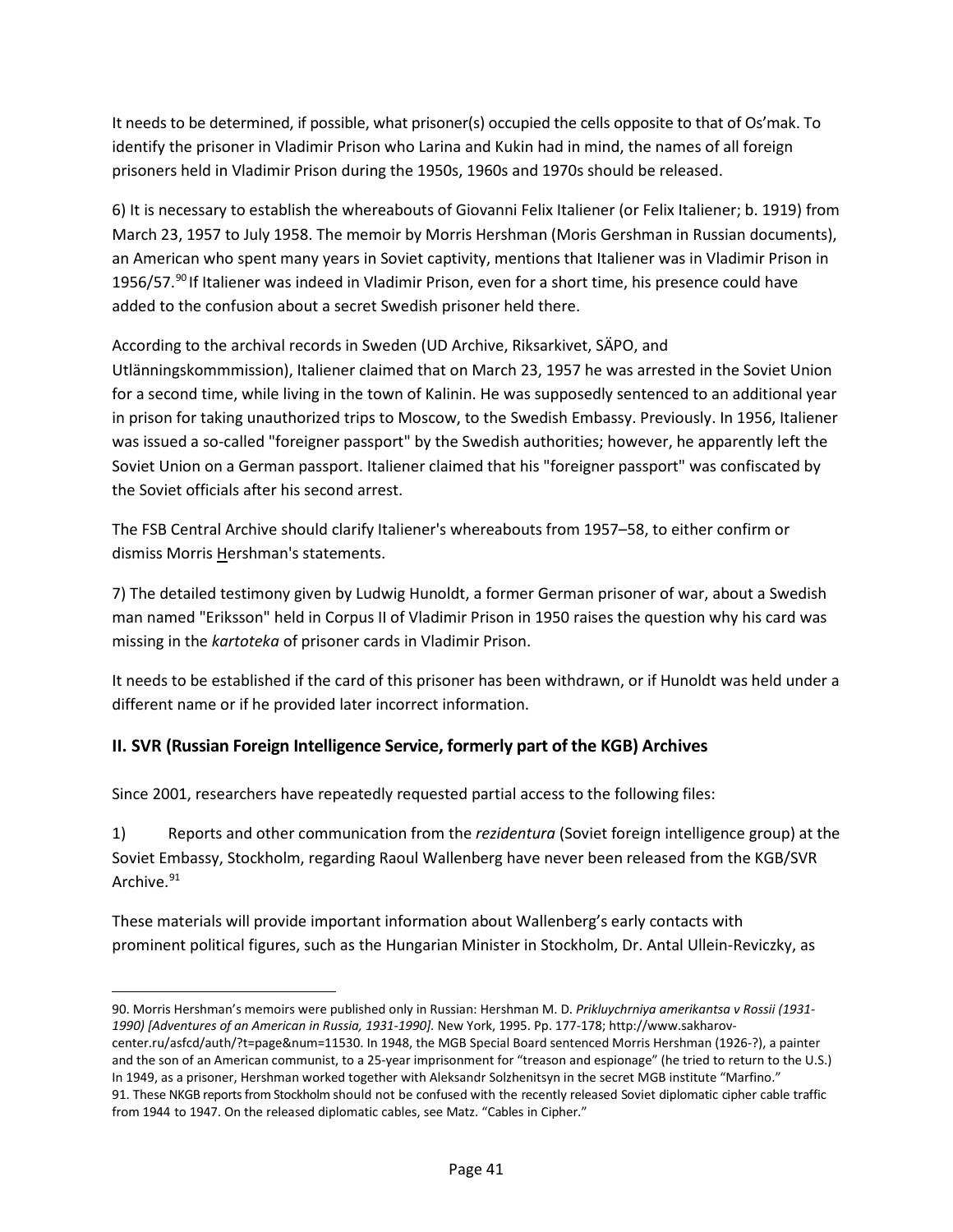It needs to be determined, if possible, what prisoner(s) occupied the cells opposite to that of Os'mak. To identify the prisoner in Vladimir Prison who Larina and Kukin had in mind, the names of all foreign prisoners held in Vladimir Prison during the 1950s, 1960s and 1970s should be released.

6) It is necessary to establish the whereabouts of Giovanni Felix Italiener (or Felix Italiener; b. 1919) from March 23, 1957 to July 1958. The memoir by Morris Hershman (Moris Gershman in Russian documents), an American who spent many years in Soviet captivity, mentions that Italiener was in Vladimir Prison in 1956/57.[90] If Italiener was indeed in Vladimir Prison, even for a short time, his presence could have added to the confusion about a secret Swedish prisoner held there.

According to the archival records in Sweden (UD Archive, Riksarkivet, SÄPO, and Utlänningskommmission), Italiener claimed that on March 23, 1957 he was arrested in the Soviet Union for a second time, while living in the town of Kalinin. He was supposedly sentenced to an additional year in prison for taking unauthorized trips to Moscow, to the Swedish Embassy. Previously. In 1956, Italiener was issued a so-called "foreigner passport" by the Swedish authorities; however, he apparently left the Soviet Union on a German passport. Italiener claimed that his "foreigner passport" was confiscated by the Soviet officials after his second arrest.

The FSB Central Archive should clarify Italiener's whereabouts from 1957–58, to either confirm or dismiss Morris Hershman's statements.

7) The detailed testimony given by Ludwig Hunoldt, a former German prisoner of war, about a Swedish man named "Eriksson" held in Corpus II of Vladimir Prison in 1950 raises the question why his card was missing in the *kartoteka* of prisoner cards in Vladimir Prison.

It needs to be established if the card of this prisoner has been withdrawn, or if Hunoldt was held under a different name or if he provided later incorrect information.

## II. SVR (Russian Foreign Intelligence Service, formerly part of the KGB) Archives

Since 2001, researchers have repeatedly requested partial access to the following files:

1) Reports and other communication from the *rezidentura* (Soviet foreign intelligence group) at the Soviet Embassy, Stockholm, regarding Raoul Wallenberg have never been released from the KGB/SVR Archive.[91]

These materials will provide important information about Wallenberg's early contacts with prominent political figures, such as the Hungarian Minister in Stockholm, Dr. Antal Ullein-Reviczky, as

---

90. Morris Hershman's memoirs were published only in Russian: Hershman M. D. *Prikluychrniya amerikantsa v Rossii (1931-1990) [Adventures of an American in Russia, 1931-1990].* New York, 1995. Pp. 177-178; http://www.sakharov-center.ru/asfcd/auth/?t=page&num=11530. In 1948, the MGB Special Board sentenced Morris Hershman (1926-?), a painter and the son of an American communist, to a 25-year imprisonment for "treason and espionage" (he tried to return to the U.S.) In 1949, as a prisoner, Hershman worked together with Aleksandr Solzhenitsyn in the secret MGB institute "Marfino."

91. These NKGB reports from Stockholm should not be confused with the recently released Soviet diplomatic cipher cable traffic from 1944 to 1947. On the released diplomatic cables, see Matz. "Cables in Cipher."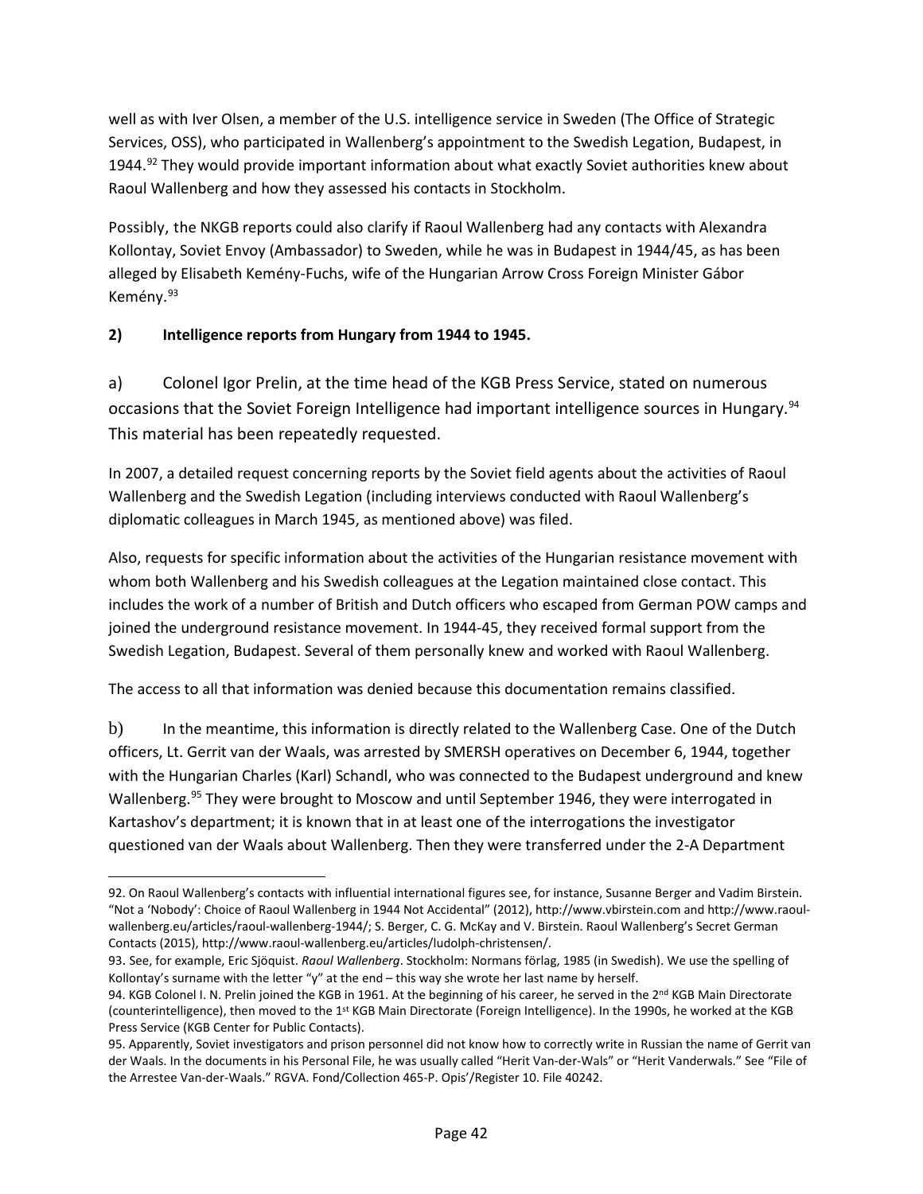well as with Iver Olsen, a member of the U.S. intelligence service in Sweden (The Office of Strategic Services, OSS), who participated in Wallenberg's appointment to the Swedish Legation, Budapest, in 1944.[92] They would provide important information about what exactly Soviet authorities knew about Raoul Wallenberg and how they assessed his contacts in Stockholm.

Possibly, the NKGB reports could also clarify if Raoul Wallenberg had any contacts with Alexandra Kollontay, Soviet Envoy (Ambassador) to Sweden, while he was in Budapest in 1944/45, as has been alleged by Elisabeth Kemény-Fuchs, wife of the Hungarian Arrow Cross Foreign Minister Gábor Kemény.[93]

**2) Intelligence reports from Hungary from 1944 to 1945.**

a) Colonel Igor Prelin, at the time head of the KGB Press Service, stated on numerous occasions that the Soviet Foreign Intelligence had important intelligence sources in Hungary.[94] This material has been repeatedly requested.

In 2007, a detailed request concerning reports by the Soviet field agents about the activities of Raoul Wallenberg and the Swedish Legation (including interviews conducted with Raoul Wallenberg's diplomatic colleagues in March 1945, as mentioned above) was filed.

Also, requests for specific information about the activities of the Hungarian resistance movement with whom both Wallenberg and his Swedish colleagues at the Legation maintained close contact. This includes the work of a number of British and Dutch officers who escaped from German POW camps and joined the underground resistance movement. In 1944-45, they received formal support from the Swedish Legation, Budapest. Several of them personally knew and worked with Raoul Wallenberg.

The access to all that information was denied because this documentation remains classified.

b) In the meantime, this information is directly related to the Wallenberg Case. One of the Dutch officers, Lt. Gerrit van der Waals, was arrested by SMERSH operatives on December 6, 1944, together with the Hungarian Charles (Karl) Schandl, who was connected to the Budapest underground and knew Wallenberg.[95] They were brought to Moscow and until September 1946, they were interrogated in Kartashov's department; it is known that in at least one of the interrogations the investigator questioned van der Waals about Wallenberg. Then they were transferred under the 2-A Department

---

92. On Raoul Wallenberg's contacts with influential international figures see, for instance, Susanne Berger and Vadim Birstein. "Not a 'Nobody': Choice of Raoul Wallenberg in 1944 Not Accidental" (2012), http://www.vbirstein.com and http://www.raoul-wallenberg.eu/articles/raoul-wallenberg-1944/; S. Berger, C. G. McKay and V. Birstein. Raoul Wallenberg's Secret German Contacts (2015), http://www.raoul-wallenberg.eu/articles/ludolph-christensen/.

93. See, for example, Eric Sjöquist. *Raoul Wallenberg*. Stockholm: Normans förlag, 1985 (in Swedish). We use the spelling of Kollontay's surname with the letter "y" at the end – this way she wrote her last name by herself.

94. KGB Colonel I. N. Prelin joined the KGB in 1961. At the beginning of his career, he served in the 2nd KGB Main Directorate (counterintelligence), then moved to the 1st KGB Main Directorate (Foreign Intelligence). In the 1990s, he worked at the KGB Press Service (KGB Center for Public Contacts).

95. Apparently, Soviet investigators and prison personnel did not know how to correctly write in Russian the name of Gerrit van der Waals. In the documents in his Personal File, he was usually called "Herit Van-der-Wals" or "Herit Vanderwals." See "File of the Arrestee Van-der-Waals." RGVA. Fond/Collection 465-P. Opis'/Register 10. File 40242.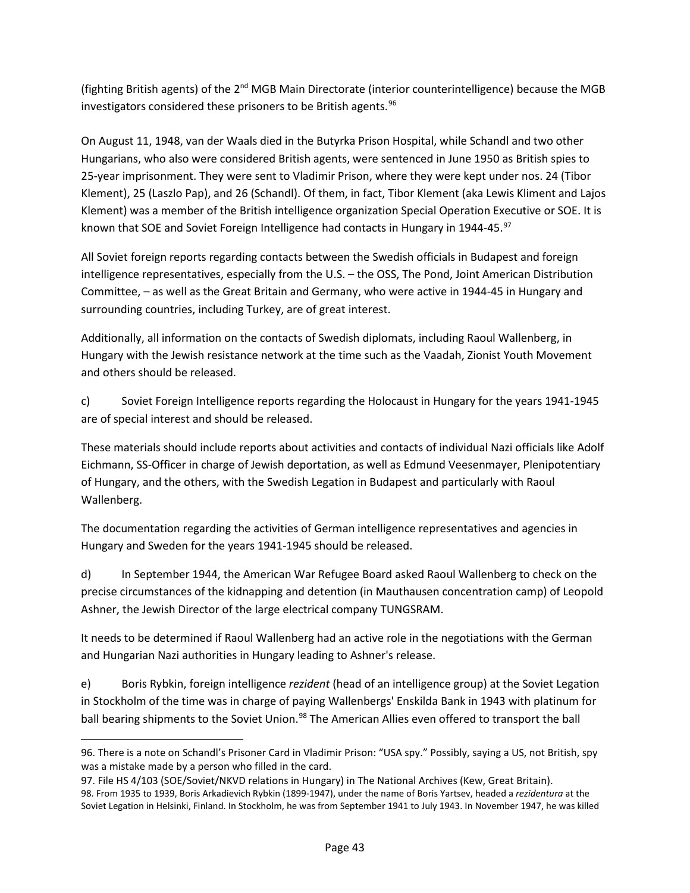(fighting British agents) of the 2nd MGB Main Directorate (interior counterintelligence) because the MGB investigators considered these prisoners to be British agents.[96]

On August 11, 1948, van der Waals died in the Butyrka Prison Hospital, while Schandl and two other Hungarians, who also were considered British agents, were sentenced in June 1950 as British spies to 25-year imprisonment. They were sent to Vladimir Prison, where they were kept under nos. 24 (Tibor Klement), 25 (Laszlo Pap), and 26 (Schandl). Of them, in fact, Tibor Klement (aka Lewis Kliment and Lajos Klement) was a member of the British intelligence organization Special Operation Executive or SOE. It is known that SOE and Soviet Foreign Intelligence had contacts in Hungary in 1944-45.[97]

All Soviet foreign reports regarding contacts between the Swedish officials in Budapest and foreign intelligence representatives, especially from the U.S. – the OSS, The Pond, Joint American Distribution Committee, – as well as the Great Britain and Germany, who were active in 1944-45 in Hungary and surrounding countries, including Turkey, are of great interest.

Additionally, all information on the contacts of Swedish diplomats, including Raoul Wallenberg, in Hungary with the Jewish resistance network at the time such as the Vaadah, Zionist Youth Movement and others should be released.

c) Soviet Foreign Intelligence reports regarding the Holocaust in Hungary for the years 1941-1945 are of special interest and should be released.

These materials should include reports about activities and contacts of individual Nazi officials like Adolf Eichmann, SS-Officer in charge of Jewish deportation, as well as Edmund Veesenmayer, Plenipotentiary of Hungary, and the others, with the Swedish Legation in Budapest and particularly with Raoul Wallenberg.

The documentation regarding the activities of German intelligence representatives and agencies in Hungary and Sweden for the years 1941-1945 should be released.

d) In September 1944, the American War Refugee Board asked Raoul Wallenberg to check on the precise circumstances of the kidnapping and detention (in Mauthausen concentration camp) of Leopold Ashner, the Jewish Director of the large electrical company TUNGSRAM.

It needs to be determined if Raoul Wallenberg had an active role in the negotiations with the German and Hungarian Nazi authorities in Hungary leading to Ashner's release.

e) Boris Rybkin, foreign intelligence *rezident* (head of an intelligence group) at the Soviet Legation in Stockholm of the time was in charge of paying Wallenbergs' Enskilda Bank in 1943 with platinum for ball bearing shipments to the Soviet Union.[98] The American Allies even offered to transport the ball

---

96. There is a note on Schandl's Prisoner Card in Vladimir Prison: "USA spy." Possibly, saying a US, not British, spy was a mistake made by a person who filled in the card.

97. File HS 4/103 (SOE/Soviet/NKVD relations in Hungary) in The National Archives (Kew, Great Britain).

98. From 1935 to 1939, Boris Arkadievich Rybkin (1899-1947), under the name of Boris Yartsev, headed a *rezidentura* at the Soviet Legation in Helsinki, Finland. In Stockholm, he was from September 1941 to July 1943. In November 1947, he was killed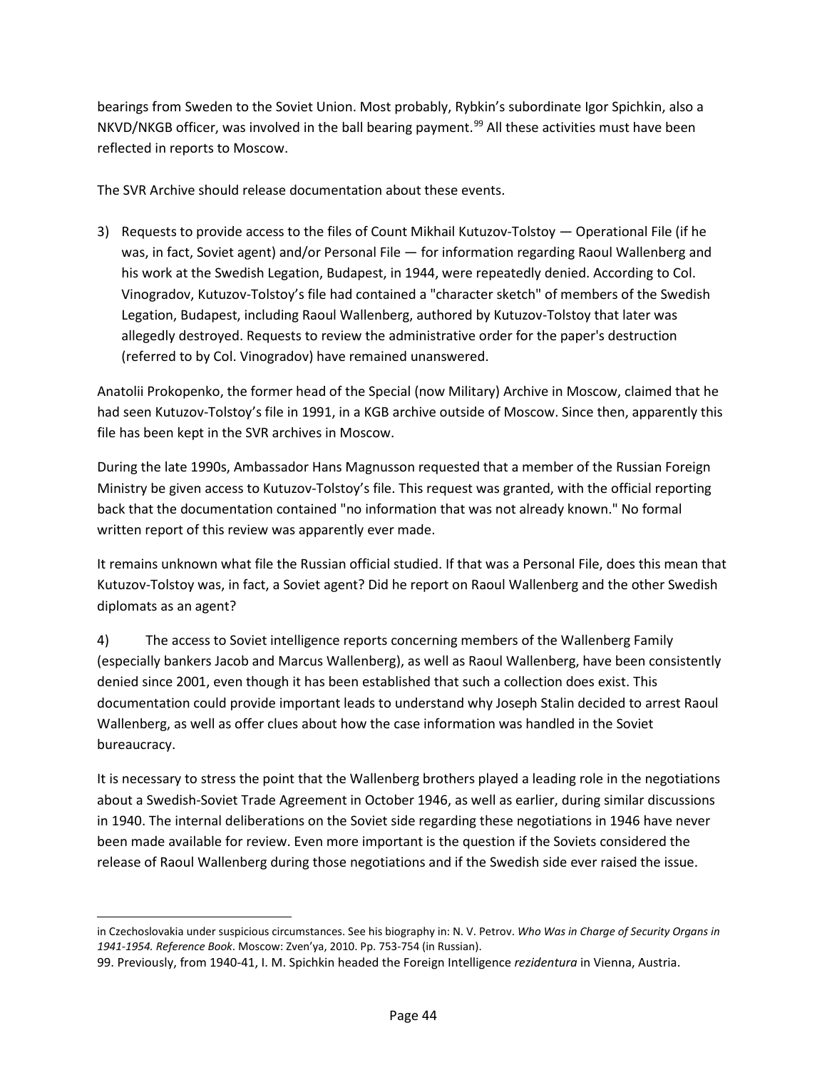bearings from Sweden to the Soviet Union. Most probably, Rybkin's subordinate Igor Spichkin, also a NKVD/NKGB officer, was involved in the ball bearing payment.[99] All these activities must have been reflected in reports to Moscow.

The SVR Archive should release documentation about these events.

3) Requests to provide access to the files of Count Mikhail Kutuzov-Tolstoy — Operational File (if he was, in fact, Soviet agent) and/or Personal File — for information regarding Raoul Wallenberg and his work at the Swedish Legation, Budapest, in 1944, were repeatedly denied. According to Col. Vinogradov, Kutuzov-Tolstoy's file had contained a "character sketch" of members of the Swedish Legation, Budapest, including Raoul Wallenberg, authored by Kutuzov-Tolstoy that later was allegedly destroyed. Requests to review the administrative order for the paper's destruction (referred to by Col. Vinogradov) have remained unanswered.

Anatolii Prokopenko, the former head of the Special (now Military) Archive in Moscow, claimed that he had seen Kutuzov-Tolstoy's file in 1991, in a KGB archive outside of Moscow. Since then, apparently this file has been kept in the SVR archives in Moscow.

During the late 1990s, Ambassador Hans Magnusson requested that a member of the Russian Foreign Ministry be given access to Kutuzov-Tolstoy's file. This request was granted, with the official reporting back that the documentation contained "no information that was not already known." No formal written report of this review was apparently ever made.

It remains unknown what file the Russian official studied. If that was a Personal File, does this mean that Kutuzov-Tolstoy was, in fact, a Soviet agent? Did he report on Raoul Wallenberg and the other Swedish diplomats as an agent?

4) The access to Soviet intelligence reports concerning members of the Wallenberg Family (especially bankers Jacob and Marcus Wallenberg), as well as Raoul Wallenberg, have been consistently denied since 2001, even though it has been established that such a collection does exist. This documentation could provide important leads to understand why Joseph Stalin decided to arrest Raoul Wallenberg, as well as offer clues about how the case information was handled in the Soviet bureaucracy.

It is necessary to stress the point that the Wallenberg brothers played a leading role in the negotiations about a Swedish-Soviet Trade Agreement in October 1946, as well as earlier, during similar discussions in 1940. The internal deliberations on the Soviet side regarding these negotiations in 1946 have never been made available for review. Even more important is the question if the Soviets considered the release of Raoul Wallenberg during those negotiations and if the Swedish side ever raised the issue.

---

in Czechoslovakia under suspicious circumstances. See his biography in: N. V. Petrov. *Who Was in Charge of Security Organs in 1941-1954. Reference Book*. Moscow: Zven'ya, 2010. Pp. 753-754 (in Russian).

99. Previously, from 1940-41, I. M. Spichkin headed the Foreign Intelligence *rezidentura* in Vienna, Austria.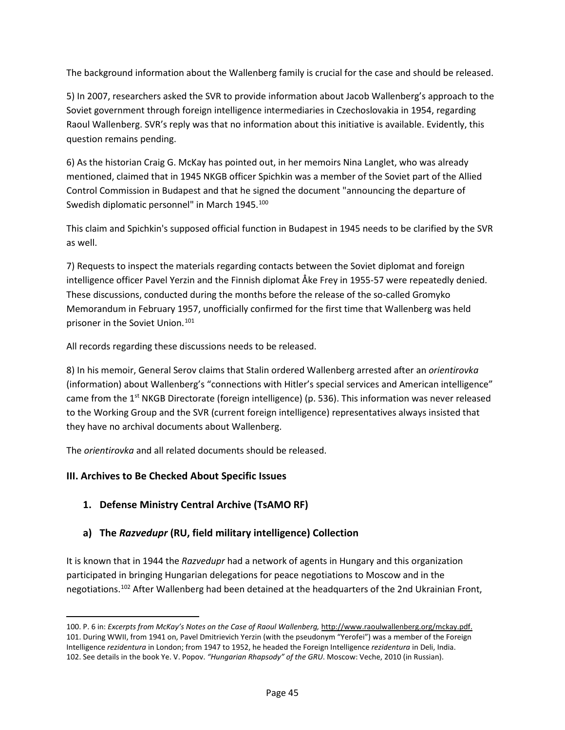The background information about the Wallenberg family is crucial for the case and should be released.

5) In 2007, researchers asked the SVR to provide information about Jacob Wallenberg's approach to the Soviet government through foreign intelligence intermediaries in Czechoslovakia in 1954, regarding Raoul Wallenberg. SVR's reply was that no information about this initiative is available. Evidently, this question remains pending.

6) As the historian Craig G. McKay has pointed out, in her memoirs Nina Langlet, who was already mentioned, claimed that in 1945 NKGB officer Spichkin was a member of the Soviet part of the Allied Control Commission in Budapest and that he signed the document "announcing the departure of Swedish diplomatic personnel" in March 1945.[100]

This claim and Spichkin's supposed official function in Budapest in 1945 needs to be clarified by the SVR as well.

7) Requests to inspect the materials regarding contacts between the Soviet diplomat and foreign intelligence officer Pavel Yerzin and the Finnish diplomat Åke Frey in 1955-57 were repeatedly denied. These discussions, conducted during the months before the release of the so-called Gromyko Memorandum in February 1957, unofficially confirmed for the first time that Wallenberg was held prisoner in the Soviet Union.[101]

All records regarding these discussions needs to be released.

8) In his memoir, General Serov claims that Stalin ordered Wallenberg arrested after an *orientirovka* (information) about Wallenberg's "connections with Hitler's special services and American intelligence" came from the 1st NKGB Directorate (foreign intelligence) (p. 536). This information was never released to the Working Group and the SVR (current foreign intelligence) representatives always insisted that they have no archival documents about Wallenberg.

The *orientirovka* and all related documents should be released.

### III. Archives to Be Checked About Specific Issues

#### 1. Defense Ministry Central Archive (TsAMO RF)

#### a) The *Razvedupr* (RU, field military intelligence) Collection

It is known that in 1944 the *Razvedupr* had a network of agents in Hungary and this organization participated in bringing Hungarian delegations for peace negotiations to Moscow and in the negotiations.[102] After Wallenberg had been detained at the headquarters of the 2nd Ukrainian Front,

---

100. P. 6 in: *Excerpts from McKay's Notes on the Case of Raoul Wallenberg,* http://www.raoulwallenberg.org/mckay.pdf.
101. During WWII, from 1941 on, Pavel Dmitrievich Yerzin (with the pseudonym "Yerofei") was a member of the Foreign Intelligence *rezidentura* in London; from 1947 to 1952, he headed the Foreign Intelligence *rezidentura* in Deli, India.
102. See details in the book Ye. V. Popov. *"Hungarian Rhapsody" of the GRU*. Moscow: Veche, 2010 (in Russian).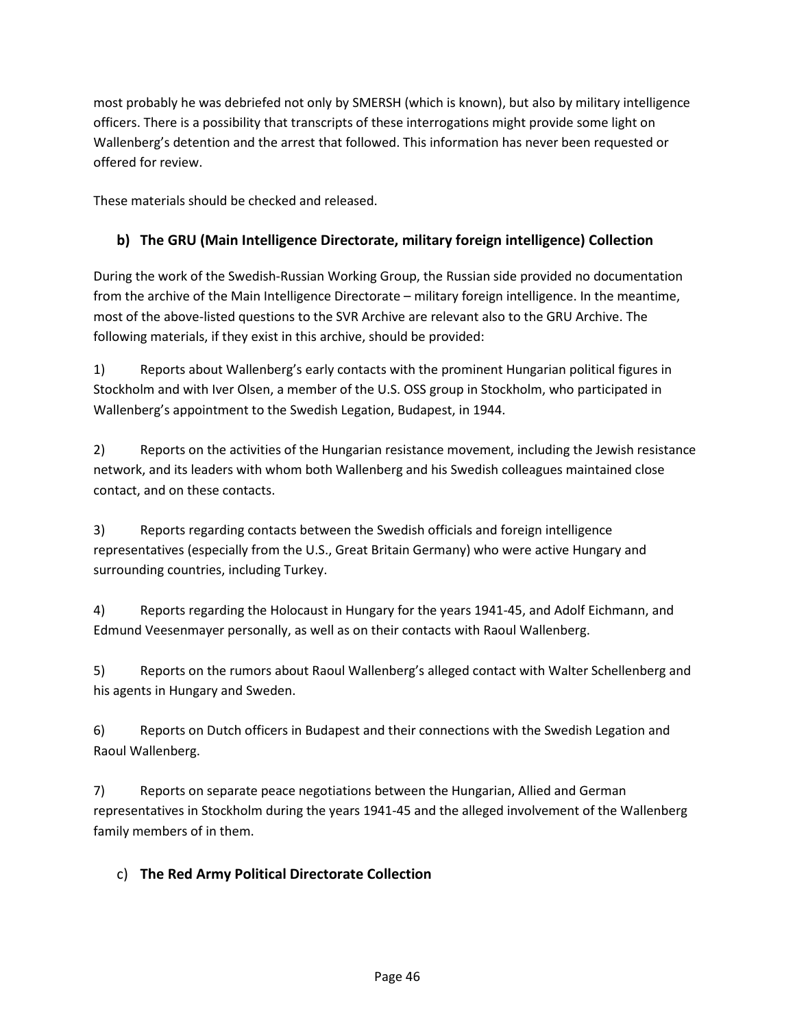most probably he was debriefed not only by SMERSH (which is known), but also by military intelligence officers. There is a possibility that transcripts of these interrogations might provide some light on Wallenberg's detention and the arrest that followed. This information has never been requested or offered for review.

These materials should be checked and released.

### b) The GRU (Main Intelligence Directorate, military foreign intelligence) Collection

During the work of the Swedish-Russian Working Group, the Russian side provided no documentation from the archive of the Main Intelligence Directorate – military foreign intelligence. In the meantime, most of the above-listed questions to the SVR Archive are relevant also to the GRU Archive. The following materials, if they exist in this archive, should be provided:

1) Reports about Wallenberg's early contacts with the prominent Hungarian political figures in Stockholm and with Iver Olsen, a member of the U.S. OSS group in Stockholm, who participated in Wallenberg's appointment to the Swedish Legation, Budapest, in 1944.

2) Reports on the activities of the Hungarian resistance movement, including the Jewish resistance network, and its leaders with whom both Wallenberg and his Swedish colleagues maintained close contact, and on these contacts.

3) Reports regarding contacts between the Swedish officials and foreign intelligence representatives (especially from the U.S., Great Britain Germany) who were active Hungary and surrounding countries, including Turkey.

4) Reports regarding the Holocaust in Hungary for the years 1941-45, and Adolf Eichmann, and Edmund Veesenmayer personally, as well as on their contacts with Raoul Wallenberg.

5) Reports on the rumors about Raoul Wallenberg's alleged contact with Walter Schellenberg and his agents in Hungary and Sweden.

6) Reports on Dutch officers in Budapest and their connections with the Swedish Legation and Raoul Wallenberg.

7) Reports on separate peace negotiations between the Hungarian, Allied and German representatives in Stockholm during the years 1941-45 and the alleged involvement of the Wallenberg family members of in them.

### c) **The Red Army Political Directorate Collection**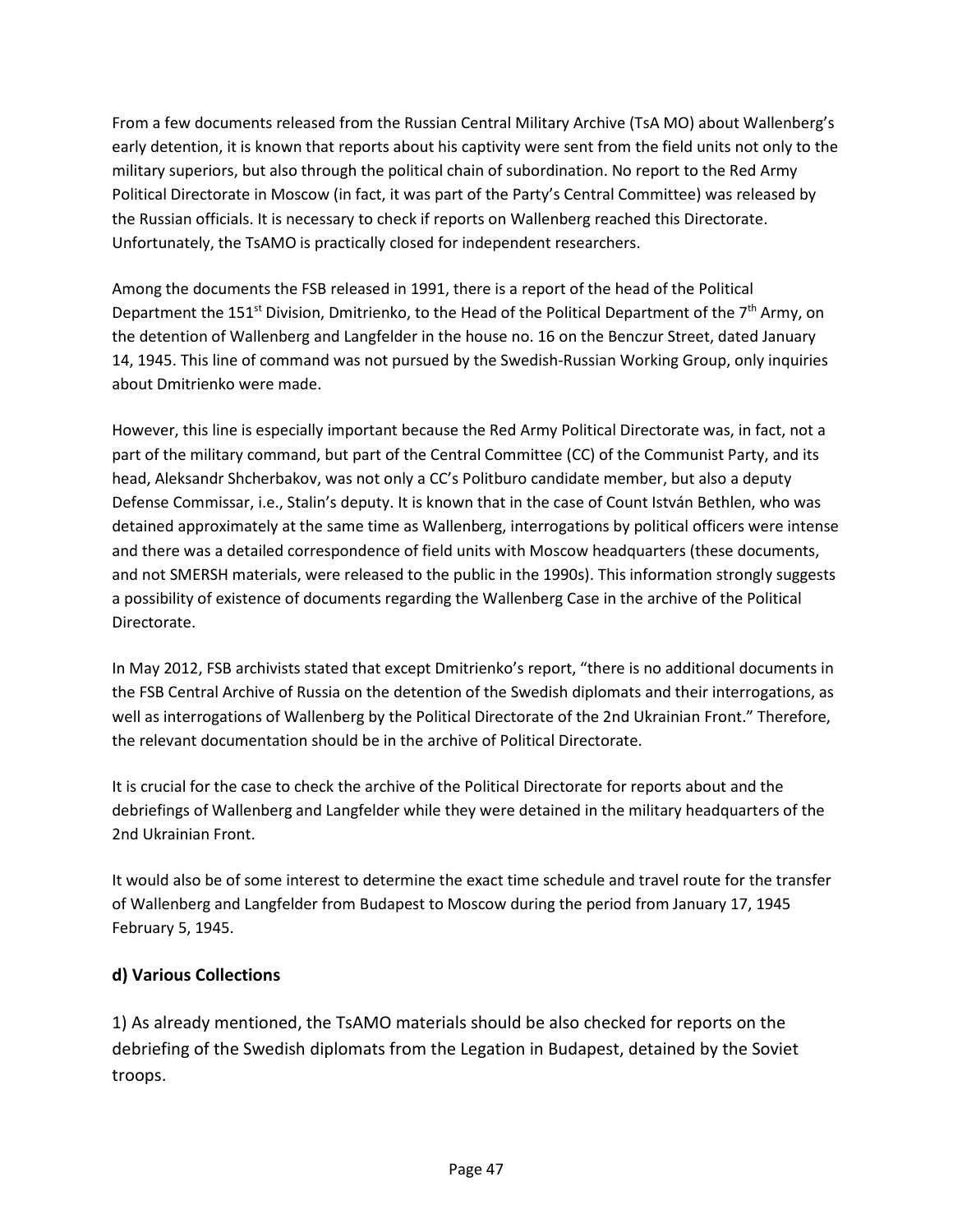From a few documents released from the Russian Central Military Archive (TsA MO) about Wallenberg's early detention, it is known that reports about his captivity were sent from the field units not only to the military superiors, but also through the political chain of subordination. No report to the Red Army Political Directorate in Moscow (in fact, it was part of the Party's Central Committee) was released by the Russian officials. It is necessary to check if reports on Wallenberg reached this Directorate. Unfortunately, the TsAMO is practically closed for independent researchers.

Among the documents the FSB released in 1991, there is a report of the head of the Political Department the 151st Division, Dmitrienko, to the Head of the Political Department of the 7th Army, on the detention of Wallenberg and Langfelder in the house no. 16 on the Benczur Street, dated January 14, 1945. This line of command was not pursued by the Swedish-Russian Working Group, only inquiries about Dmitrienko were made.

However, this line is especially important because the Red Army Political Directorate was, in fact, not a part of the military command, but part of the Central Committee (CC) of the Communist Party, and its head, Aleksandr Shcherbakov, was not only a CC's Politburo candidate member, but also a deputy Defense Commissar, i.e., Stalin's deputy. It is known that in the case of Count István Bethlen, who was detained approximately at the same time as Wallenberg, interrogations by political officers were intense and there was a detailed correspondence of field units with Moscow headquarters (these documents, and not SMERSH materials, were released to the public in the 1990s). This information strongly suggests a possibility of existence of documents regarding the Wallenberg Case in the archive of the Political Directorate.

In May 2012, FSB archivists stated that except Dmitrienko's report, "there is no additional documents in the FSB Central Archive of Russia on the detention of the Swedish diplomats and their interrogations, as well as interrogations of Wallenberg by the Political Directorate of the 2nd Ukrainian Front." Therefore, the relevant documentation should be in the archive of Political Directorate.

It is crucial for the case to check the archive of the Political Directorate for reports about and the debriefings of Wallenberg and Langfelder while they were detained in the military headquarters of the 2nd Ukrainian Front.

It would also be of some interest to determine the exact time schedule and travel route for the transfer of Wallenberg and Langfelder from Budapest to Moscow during the period from January 17, 1945 February 5, 1945.

### d) Various Collections

1) As already mentioned, the TsAMO materials should be also checked for reports on the debriefing of the Swedish diplomats from the Legation in Budapest, detained by the Soviet troops.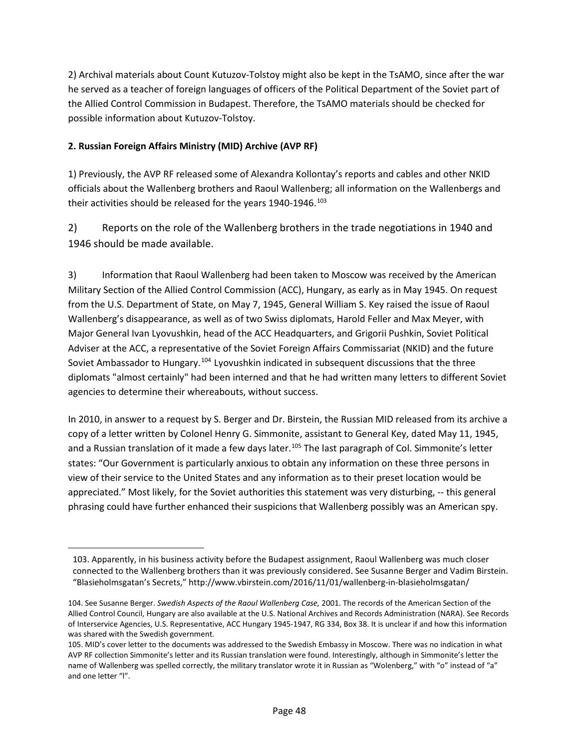2) Archival materials about Count Kutuzov-Tolstoy might also be kept in the TsAMO, since after the war he served as a teacher of foreign languages of officers of the Political Department of the Soviet part of the Allied Control Commission in Budapest. Therefore, the TsAMO materials should be checked for possible information about Kutuzov-Tolstoy.

**2. Russian Foreign Affairs Ministry (MID) Archive (AVP RF)**

1) Previously, the AVP RF released some of Alexandra Kollontay's reports and cables and other NKID officials about the Wallenberg brothers and Raoul Wallenberg; all information on the Wallenbergs and their activities should be released for the years 1940-1946.[103]

2) Reports on the role of the Wallenberg brothers in the trade negotiations in 1940 and 1946 should be made available.

3) Information that Raoul Wallenberg had been taken to Moscow was received by the American Military Section of the Allied Control Commission (ACC), Hungary, as early as in May 1945. On request from the U.S. Department of State, on May 7, 1945, General William S. Key raised the issue of Raoul Wallenberg's disappearance, as well as of two Swiss diplomats, Harold Feller and Max Meyer, with Major General Ivan Lyovushkin, head of the ACC Headquarters, and Grigorii Pushkin, Soviet Political Adviser at the ACC, a representative of the Soviet Foreign Affairs Commissariat (NKID) and the future Soviet Ambassador to Hungary.[104] Lyovushkin indicated in subsequent discussions that the three diplomats "almost certainly" had been interned and that he had written many letters to different Soviet agencies to determine their whereabouts, without success.

In 2010, in answer to a request by S. Berger and Dr. Birstein, the Russian MID released from its archive a copy of a letter written by Colonel Henry G. Simmonite, assistant to General Key, dated May 11, 1945, and a Russian translation of it made a few days later.[105] The last paragraph of Col. Simmonite's letter states: "Our Government is particularly anxious to obtain any information on these three persons in view of their service to the United States and any information as to their preset location would be appreciated." Most likely, for the Soviet authorities this statement was very disturbing, -- this general phrasing could have further enhanced their suspicions that Wallenberg possibly was an American spy.

---

103. Apparently, in his business activity before the Budapest assignment, Raoul Wallenberg was much closer connected to the Wallenberg brothers than it was previously considered. See Susanne Berger and Vadim Birstein. "Blasieholmsgatan's Secrets," http://www.vbirstein.com/2016/11/01/wallenberg-in-blasieholmsgatan/

104. See Susanne Berger. *Swedish Aspects of the Raoul Wallenberg Case,* 2001. The records of the American Section of the Allied Control Council, Hungary are also available at the U.S. National Archives and Records Administration (NARA). See Records of Interservice Agencies, U.S. Representative, ACC Hungary 1945-1947, RG 334, Box 38. It is unclear if and how this information was shared with the Swedish government.

105. MID's cover letter to the documents was addressed to the Swedish Embassy in Moscow. There was no indication in what AVP RF collection Simmonite's letter and its Russian translation were found. Interestingly, although in Simmonite's letter the name of Wallenberg was spelled correctly, the military translator wrote it in Russian as "Wolenberg," with "o" instead of "a" and one letter "l".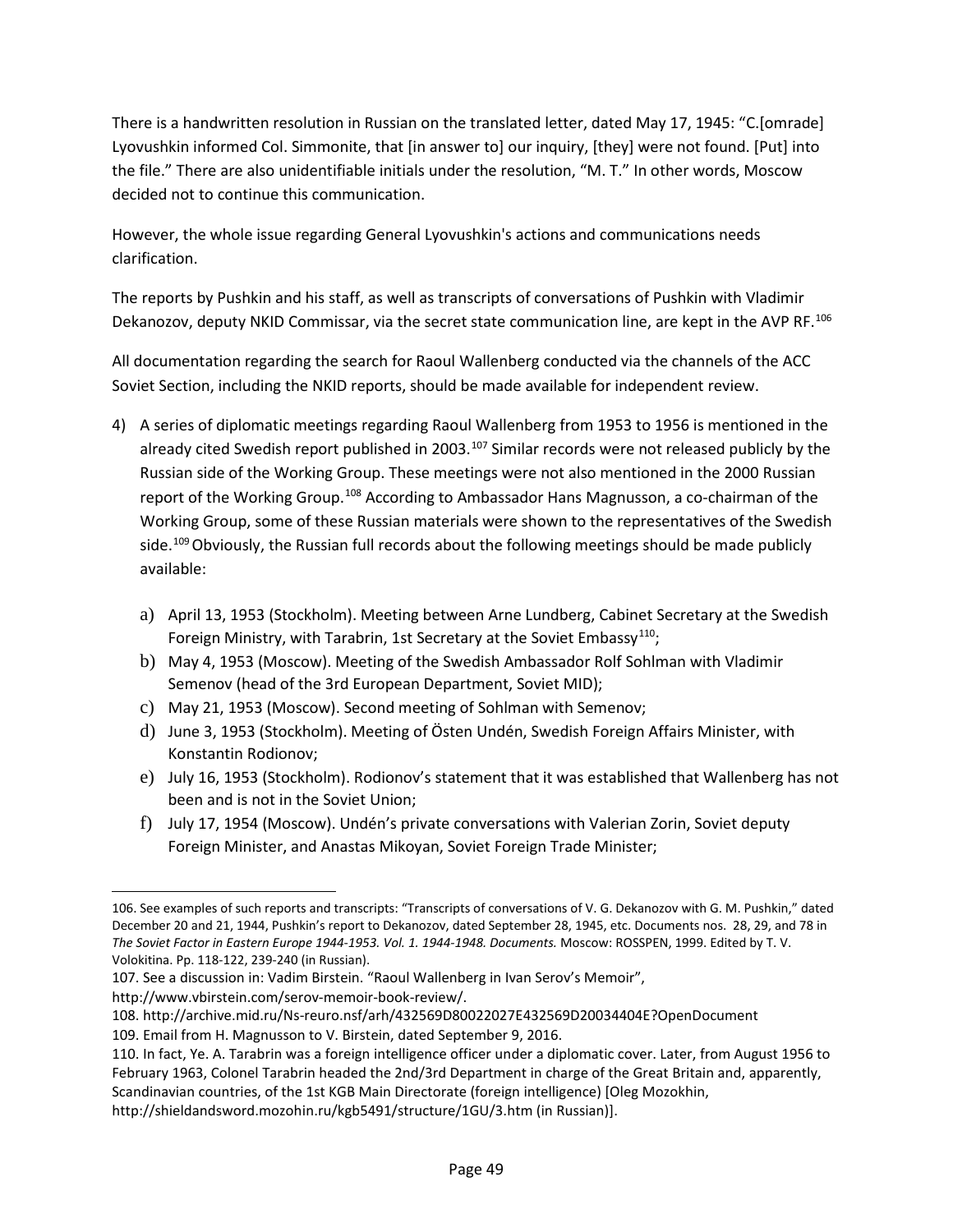There is a handwritten resolution in Russian on the translated letter, dated May 17, 1945: "C.[omrade] Lyovushkin informed Col. Simmonite, that [in answer to] our inquiry, [they] were not found. [Put] into the file." There are also unidentifiable initials under the resolution, "M. T." In other words, Moscow decided not to continue this communication.

However, the whole issue regarding General Lyovushkin's actions and communications needs clarification.

The reports by Pushkin and his staff, as well as transcripts of conversations of Pushkin with Vladimir Dekanozov, deputy NKID Commissar, via the secret state communication line, are kept in the AVP RF.[106]

All documentation regarding the search for Raoul Wallenberg conducted via the channels of the ACC Soviet Section, including the NKID reports, should be made available for independent review.

4) A series of diplomatic meetings regarding Raoul Wallenberg from 1953 to 1956 is mentioned in the already cited Swedish report published in 2003.[107] Similar records were not released publicly by the Russian side of the Working Group. These meetings were not also mentioned in the 2000 Russian report of the Working Group.[108] According to Ambassador Hans Magnusson, a co-chairman of the Working Group, some of these Russian materials were shown to the representatives of the Swedish side.[109] Obviously, the Russian full records about the following meetings should be made publicly available:

   a) April 13, 1953 (Stockholm). Meeting between Arne Lundberg, Cabinet Secretary at the Swedish Foreign Ministry, with Tarabrin, 1st Secretary at the Soviet Embassy[110];
   b) May 4, 1953 (Moscow). Meeting of the Swedish Ambassador Rolf Sohlman with Vladimir Semenov (head of the 3rd European Department, Soviet MID);
   c) May 21, 1953 (Moscow). Second meeting of Sohlman with Semenov;
   d) June 3, 1953 (Stockholm). Meeting of Östen Undén, Swedish Foreign Affairs Minister, with Konstantin Rodionov;
   e) July 16, 1953 (Stockholm). Rodionov's statement that it was established that Wallenberg has not been and is not in the Soviet Union;
   f) July 17, 1954 (Moscow). Undén's private conversations with Valerian Zorin, Soviet deputy Foreign Minister, and Anastas Mikoyan, Soviet Foreign Trade Minister;

---

106. See examples of such reports and transcripts: "Transcripts of conversations of V. G. Dekanozov with G. M. Pushkin," dated December 20 and 21, 1944, Pushkin's report to Dekanozov, dated September 28, 1945, etc. Documents nos. 28, 29, and 78 in *The Soviet Factor in Eastern Europe 1944-1953. Vol. 1. 1944-1948. Documents.* Moscow: ROSSPEN, 1999. Edited by T. V. Volokitina. Pp. 118-122, 239-240 (in Russian).

107. See a discussion in: Vadim Birstein. "Raoul Wallenberg in Ivan Serov's Memoir", http://www.vbirstein.com/serov-memoir-book-review/.

108. http://archive.mid.ru/Ns-reuro.nsf/arh/432569D80022027E432569D20034404E?OpenDocument

109. Email from H. Magnusson to V. Birstein, dated September 9, 2016.

110. In fact, Ye. A. Tarabrin was a foreign intelligence officer under a diplomatic cover. Later, from August 1956 to February 1963, Colonel Tarabrin headed the 2nd/3rd Department in charge of the Great Britain and, apparently, Scandinavian countries, of the 1st KGB Main Directorate (foreign intelligence) [Oleg Mozokhin, http://shieldandsword.mozohin.ru/kgb5491/structure/1GU/3.htm (in Russian)].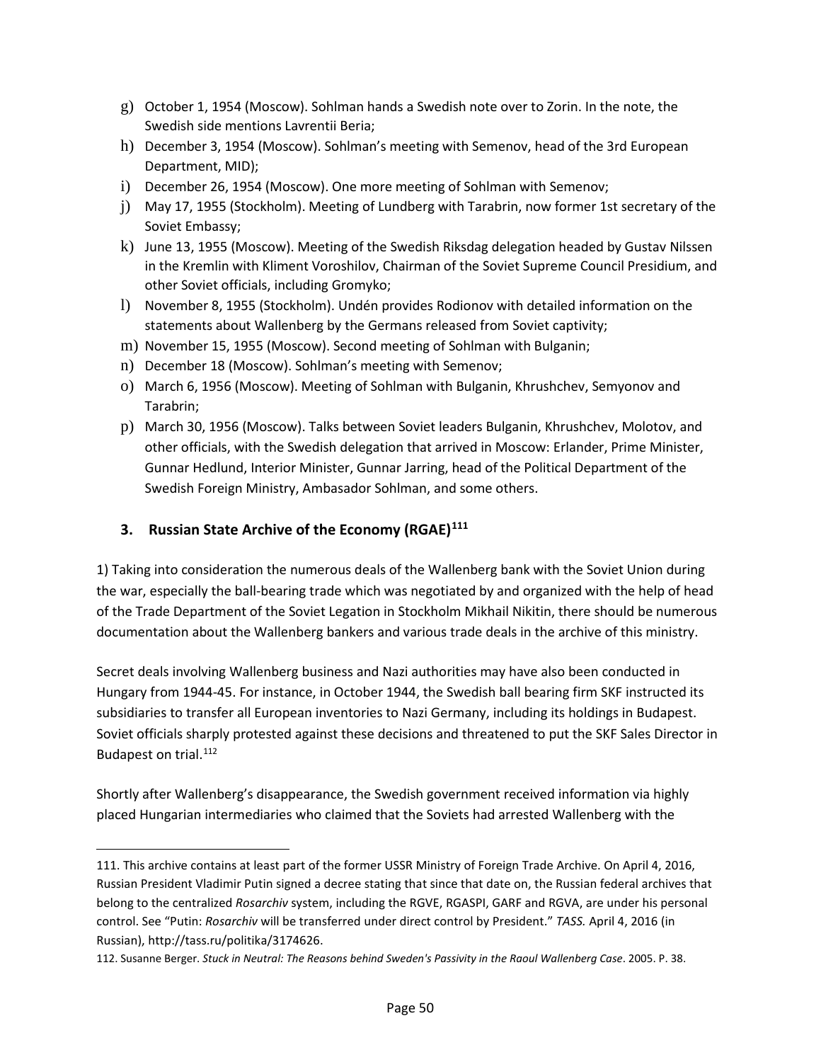g) October 1, 1954 (Moscow). Sohlman hands a Swedish note over to Zorin. In the note, the Swedish side mentions Lavrentii Beria;
h) December 3, 1954 (Moscow). Sohlman's meeting with Semenov, head of the 3rd European Department, MID);
i) December 26, 1954 (Moscow). One more meeting of Sohlman with Semenov;
j) May 17, 1955 (Stockholm). Meeting of Lundberg with Tarabrin, now former 1st secretary of the Soviet Embassy;
k) June 13, 1955 (Moscow). Meeting of the Swedish Riksdag delegation headed by Gustav Nilssen in the Kremlin with Kliment Voroshilov, Chairman of the Soviet Supreme Council Presidium, and other Soviet officials, including Gromyko;
l) November 8, 1955 (Stockholm). Undén provides Rodionov with detailed information on the statements about Wallenberg by the Germans released from Soviet captivity;
m) November 15, 1955 (Moscow). Second meeting of Sohlman with Bulganin;
n) December 18 (Moscow). Sohlman's meeting with Semenov;
o) March 6, 1956 (Moscow). Meeting of Sohlman with Bulganin, Khrushchev, Semyonov and Tarabrin;
p) March 30, 1956 (Moscow). Talks between Soviet leaders Bulganin, Khrushchev, Molotov, and other officials, with the Swedish delegation that arrived in Moscow: Erlander, Prime Minister, Gunnar Hedlund, Interior Minister, Gunnar Jarring, head of the Political Department of the Swedish Foreign Ministry, Ambassador Sohlman, and some others.

### 3. Russian State Archive of the Economy (RGAE)[111]

1) Taking into consideration the numerous deals of the Wallenberg bank with the Soviet Union during the war, especially the ball-bearing trade which was negotiated by and organized with the help of head of the Trade Department of the Soviet Legation in Stockholm Mikhail Nikitin, there should be numerous documentation about the Wallenberg bankers and various trade deals in the archive of this ministry.

Secret deals involving Wallenberg business and Nazi authorities may have also been conducted in Hungary from 1944-45. For instance, in October 1944, the Swedish ball bearing firm SKF instructed its subsidiaries to transfer all European inventories to Nazi Germany, including its holdings in Budapest. Soviet officials sharply protested against these decisions and threatened to put the SKF Sales Director in Budapest on trial.[112]

Shortly after Wallenberg's disappearance, the Swedish government received information via highly placed Hungarian intermediaries who claimed that the Soviets had arrested Wallenberg with the

---

111. This archive contains at least part of the former USSR Ministry of Foreign Trade Archive. On April 4, 2016, Russian President Vladimir Putin signed a decree stating that since that date on, the Russian federal archives that belong to the centralized *Rosarchiv* system, including the RGVE, RGASPI, GARF and RGVA, are under his personal control. See "Putin: *Rosarchiv* will be transferred under direct control by President." *TASS.* April 4, 2016 (in Russian), http://tass.ru/politika/3174626.

112. Susanne Berger. *Stuck in Neutral: The Reasons behind Sweden's Passivity in the Raoul Wallenberg Case*. 2005. P. 38.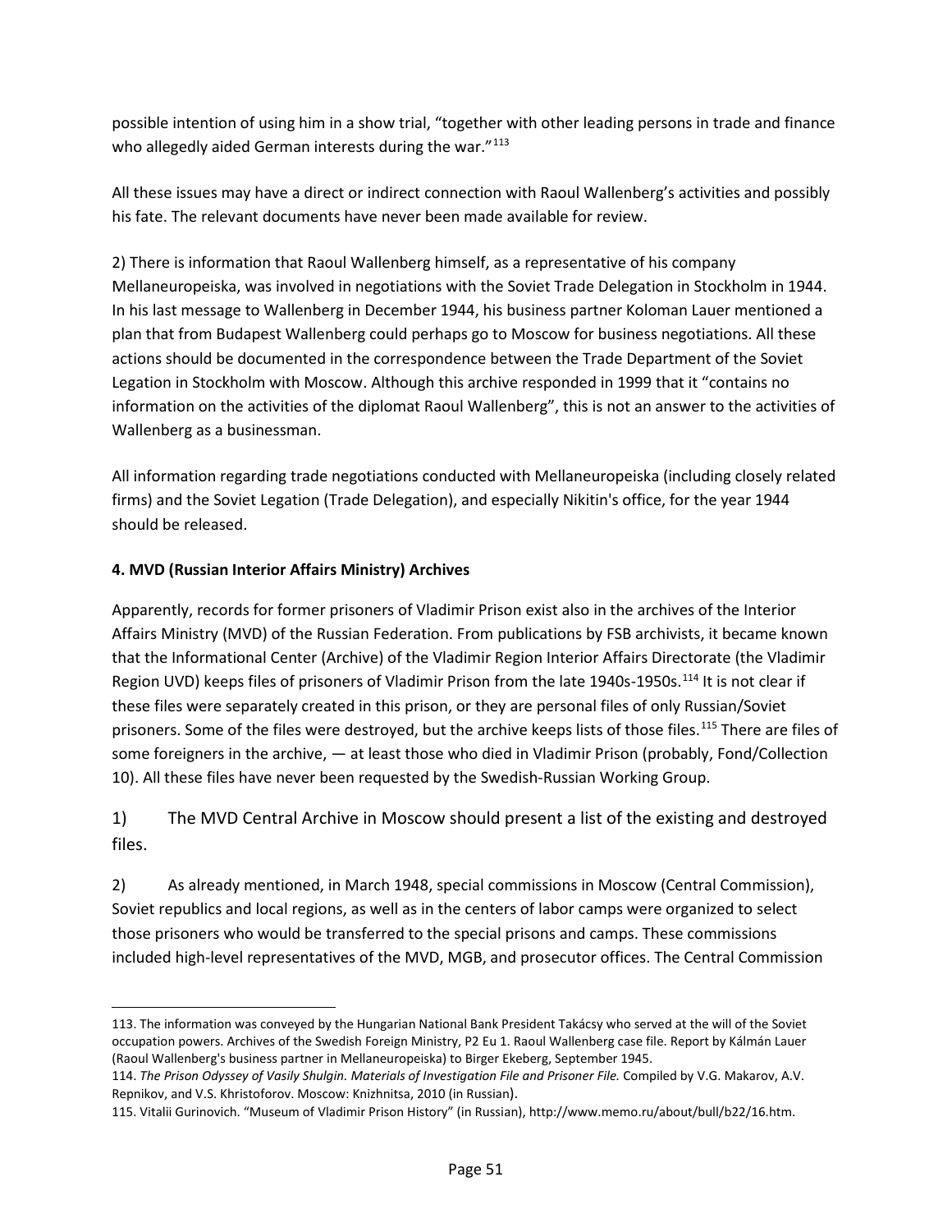possible intention of using him in a show trial, "together with other leading persons in trade and finance who allegedly aided German interests during the war."[113]

All these issues may have a direct or indirect connection with Raoul Wallenberg's activities and possibly his fate. The relevant documents have never been made available for review.

2) There is information that Raoul Wallenberg himself, as a representative of his company Mellaneuropeiska, was involved in negotiations with the Soviet Trade Delegation in Stockholm in 1944. In his last message to Wallenberg in December 1944, his business partner Koloman Lauer mentioned a plan that from Budapest Wallenberg could perhaps go to Moscow for business negotiations. All these actions should be documented in the correspondence between the Trade Department of the Soviet Legation in Stockholm with Moscow. Although this archive responded in 1999 that it "contains no information on the activities of the diplomat Raoul Wallenberg", this is not an answer to the activities of Wallenberg as a businessman.

All information regarding trade negotiations conducted with Mellaneuropeiska (including closely related firms) and the Soviet Legation (Trade Delegation), and especially Nikitin's office, for the year 1944 should be released.

**4. MVD (Russian Interior Affairs Ministry) Archives**

Apparently, records for former prisoners of Vladimir Prison exist also in the archives of the Interior Affairs Ministry (MVD) of the Russian Federation. From publications by FSB archivists, it became known that the Informational Center (Archive) of the Vladimir Region Interior Affairs Directorate (the Vladimir Region UVD) keeps files of prisoners of Vladimir Prison from the late 1940s-1950s.[114] It is not clear if these files were separately created in this prison, or they are personal files of only Russian/Soviet prisoners. Some of the files were destroyed, but the archive keeps lists of those files.[115] There are files of some foreigners in the archive, — at least those who died in Vladimir Prison (probably, Fond/Collection 10). All these files have never been requested by the Swedish-Russian Working Group.

1) The MVD Central Archive in Moscow should present a list of the existing and destroyed files.

2) As already mentioned, in March 1948, special commissions in Moscow (Central Commission), Soviet republics and local regions, as well as in the centers of labor camps were organized to select those prisoners who would be transferred to the special prisons and camps. These commissions included high-level representatives of the MVD, MGB, and prosecutor offices. The Central Commission

---

113. The information was conveyed by the Hungarian National Bank President Takácsy who served at the will of the Soviet occupation powers. Archives of the Swedish Foreign Ministry, P2 Eu 1. Raoul Wallenberg case file. Report by Kálmán Lauer (Raoul Wallenberg's business partner in Mellaneuropeiska) to Birger Ekeberg, September 1945.

114. *The Prison Odyssey of Vasily Shulgin. Materials of Investigation File and Prisoner File.* Compiled by V.G. Makarov, A.V. Repnikov, and V.S. Khristoforov. Moscow: Knizhnitsa, 2010 (in Russian).

115. Vitalii Gurinovich. "Museum of Vladimir Prison History" (in Russian), http://www.memo.ru/about/bull/b22/16.htm.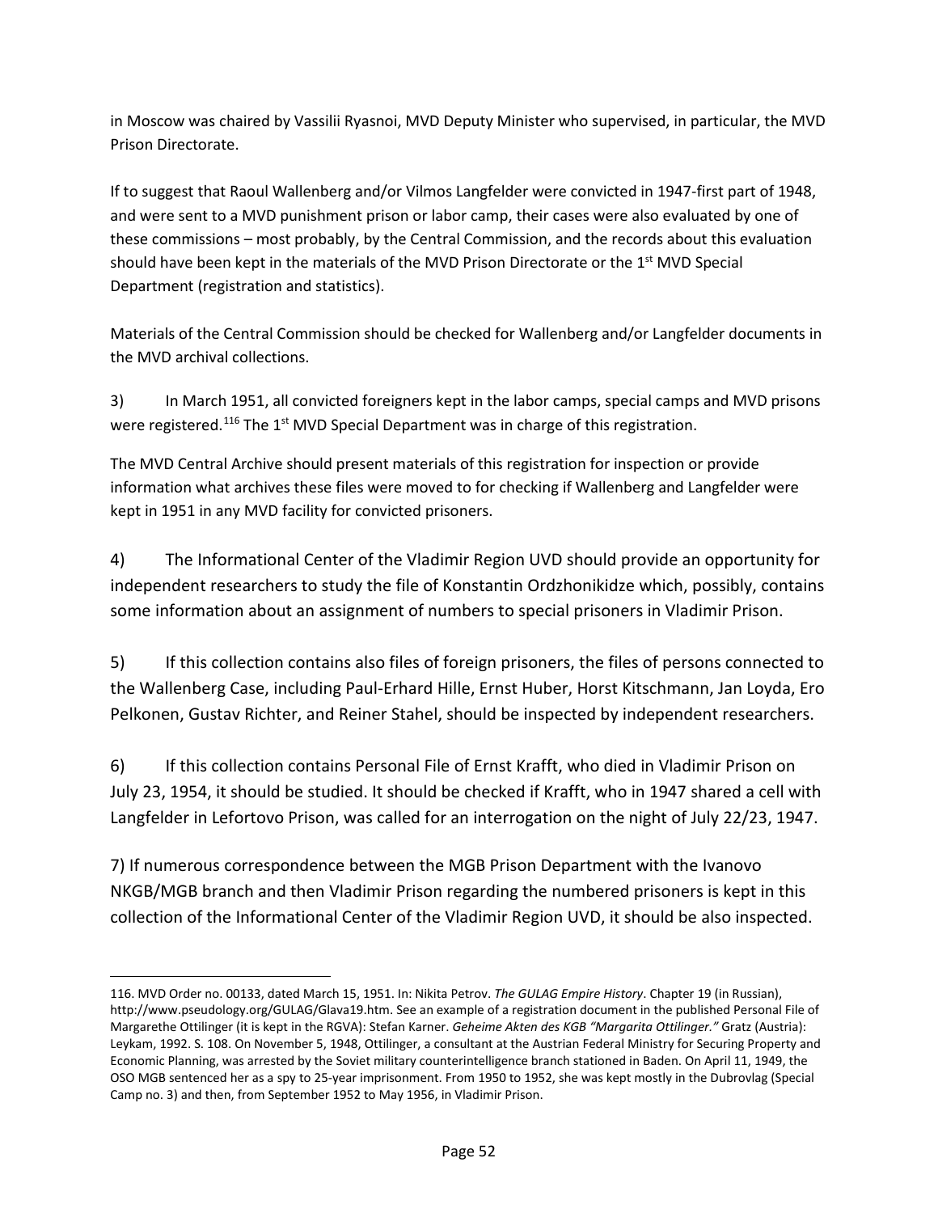in Moscow was chaired by Vassilii Ryasnoi, MVD Deputy Minister who supervised, in particular, the MVD Prison Directorate.

If to suggest that Raoul Wallenberg and/or Vilmos Langfelder were convicted in 1947-first part of 1948, and were sent to a MVD punishment prison or labor camp, their cases were also evaluated by one of these commissions – most probably, by the Central Commission, and the records about this evaluation should have been kept in the materials of the MVD Prison Directorate or the 1st MVD Special Department (registration and statistics).

Materials of the Central Commission should be checked for Wallenberg and/or Langfelder documents in the MVD archival collections.

3) In March 1951, all convicted foreigners kept in the labor camps, special camps and MVD prisons were registered.[116] The 1st MVD Special Department was in charge of this registration.

The MVD Central Archive should present materials of this registration for inspection or provide information what archives these files were moved to for checking if Wallenberg and Langfelder were kept in 1951 in any MVD facility for convicted prisoners.

4) The Informational Center of the Vladimir Region UVD should provide an opportunity for independent researchers to study the file of Konstantin Ordzhonikidze which, possibly, contains some information about an assignment of numbers to special prisoners in Vladimir Prison.

5) If this collection contains also files of foreign prisoners, the files of persons connected to the Wallenberg Case, including Paul-Erhard Hille, Ernst Huber, Horst Kitschmann, Jan Loyda, Ero Pelkonen, Gustav Richter, and Reiner Stahel, should be inspected by independent researchers.

6) If this collection contains Personal File of Ernst Krafft, who died in Vladimir Prison on July 23, 1954, it should be studied. It should be checked if Krafft, who in 1947 shared a cell with Langfelder in Lefortovo Prison, was called for an interrogation on the night of July 22/23, 1947.

7) If numerous correspondence between the MGB Prison Department with the Ivanovo NKGB/MGB branch and then Vladimir Prison regarding the numbered prisoners is kept in this collection of the Informational Center of the Vladimir Region UVD, it should be also inspected.

---

116. MVD Order no. 00133, dated March 15, 1951. In: Nikita Petrov. *The GULAG Empire History*. Chapter 19 (in Russian), http://www.pseudology.org/GULAG/Glava19.htm. See an example of a registration document in the published Personal File of Margarethe Ottilinger (it is kept in the RGVA): Stefan Karner. *Geheime Akten des KGB "Margarita Ottilinger."* Gratz (Austria): Leykam, 1992. S. 108. On November 5, 1948, Ottilinger, a consultant at the Austrian Federal Ministry for Securing Property and Economic Planning, was arrested by the Soviet military counterintelligence branch stationed in Baden. On April 11, 1949, the OSO MGB sentenced her as a spy to 25-year imprisonment. From 1950 to 1952, she was kept mostly in the Dubrovlag (Special Camp no. 3) and then, from September 1952 to May 1956, in Vladimir Prison.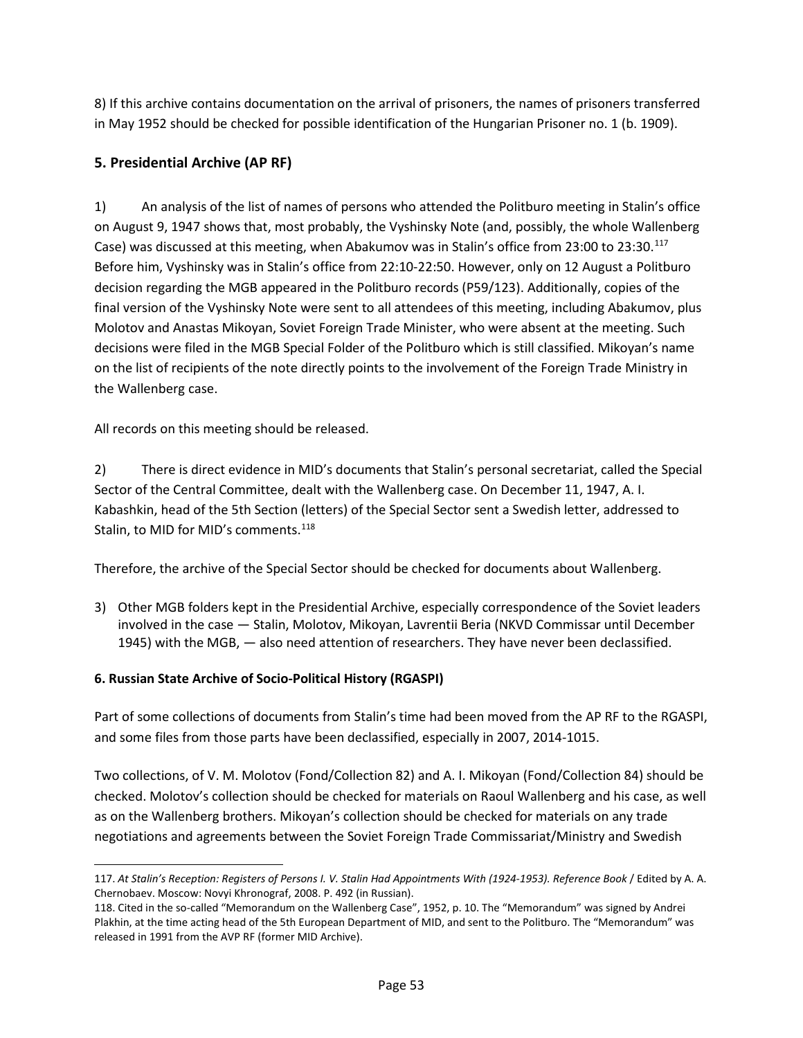8) If this archive contains documentation on the arrival of prisoners, the names of prisoners transferred in May 1952 should be checked for possible identification of the Hungarian Prisoner no. 1 (b. 1909).

## 5. Presidential Archive (AP RF)

1) An analysis of the list of names of persons who attended the Politburo meeting in Stalin's office on August 9, 1947 shows that, most probably, the Vyshinsky Note (and, possibly, the whole Wallenberg Case) was discussed at this meeting, when Abakumov was in Stalin's office from 23:00 to 23:30.[117] Before him, Vyshinsky was in Stalin's office from 22:10-22:50. However, only on 12 August a Politburo decision regarding the MGB appeared in the Politburo records (P59/123). Additionally, copies of the final version of the Vyshinsky Note were sent to all attendees of this meeting, including Abakumov, plus Molotov and Anastas Mikoyan, Soviet Foreign Trade Minister, who were absent at the meeting. Such decisions were filed in the MGB Special Folder of the Politburo which is still classified. Mikoyan's name on the list of recipients of the note directly points to the involvement of the Foreign Trade Ministry in the Wallenberg case.

All records on this meeting should be released.

2) There is direct evidence in MID's documents that Stalin's personal secretariat, called the Special Sector of the Central Committee, dealt with the Wallenberg case. On December 11, 1947, A. I. Kabashkin, head of the 5th Section (letters) of the Special Sector sent a Swedish letter, addressed to Stalin, to MID for MID's comments.[118]

Therefore, the archive of the Special Sector should be checked for documents about Wallenberg.

3) Other MGB folders kept in the Presidential Archive, especially correspondence of the Soviet leaders involved in the case — Stalin, Molotov, Mikoyan, Lavrentii Beria (NKVD Commissar until December 1945) with the MGB, — also need attention of researchers. They have never been declassified.

### 6. Russian State Archive of Socio-Political History (RGASPI)

Part of some collections of documents from Stalin's time had been moved from the AP RF to the RGASPI, and some files from those parts have been declassified, especially in 2007, 2014-1015.

Two collections, of V. M. Molotov (Fond/Collection 82) and A. I. Mikoyan (Fond/Collection 84) should be checked. Molotov's collection should be checked for materials on Raoul Wallenberg and his case, as well as on the Wallenberg brothers. Mikoyan's collection should be checked for materials on any trade negotiations and agreements between the Soviet Foreign Trade Commissariat/Ministry and Swedish

---

117. *At Stalin's Reception: Registers of Persons I. V. Stalin Had Appointments With (1924-1953). Reference Book* / Edited by A. A. Chernobaev. Moscow: Novyi Khronograf, 2008. P. 492 (in Russian).

118. Cited in the so-called "Memorandum on the Wallenberg Case", 1952, p. 10. The "Memorandum" was signed by Andrei Plakhin, at the time acting head of the 5th European Department of MID, and sent to the Politburo. The "Memorandum" was released in 1991 from the AVP RF (former MID Archive).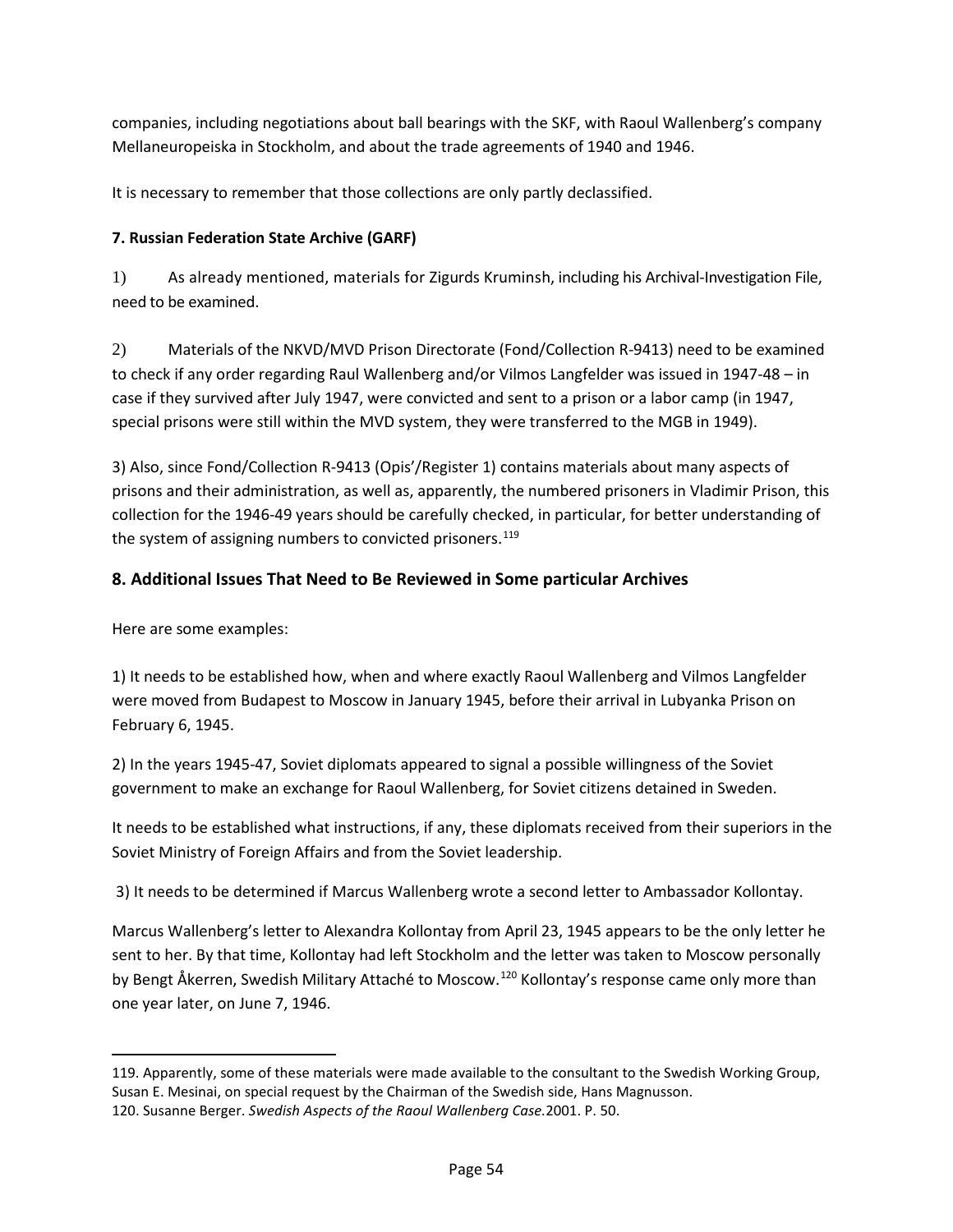companies, including negotiations about ball bearings with the SKF, with Raoul Wallenberg's company Mellaneuropeiska in Stockholm, and about the trade agreements of 1940 and 1946.

It is necessary to remember that those collections are only partly declassified.

**7. Russian Federation State Archive (GARF)**

1) As already mentioned, materials for Zigurds Kruminsh, including his Archival-Investigation File, need to be examined.

2) Materials of the NKVD/MVD Prison Directorate (Fond/Collection R-9413) need to be examined to check if any order regarding Raul Wallenberg and/or Vilmos Langfelder was issued in 1947-48 – in case if they survived after July 1947, were convicted and sent to a prison or a labor camp (in 1947, special prisons were still within the MVD system, they were transferred to the MGB in 1949).

3) Also, since Fond/Collection R-9413 (Opis'/Register 1) contains materials about many aspects of prisons and their administration, as well as, apparently, the numbered prisoners in Vladimir Prison, this collection for the 1946-49 years should be carefully checked, in particular, for better understanding of the system of assigning numbers to convicted prisoners.[119]

## 8. Additional Issues That Need to Be Reviewed in Some particular Archives

Here are some examples:

1) It needs to be established how, when and where exactly Raoul Wallenberg and Vilmos Langfelder were moved from Budapest to Moscow in January 1945, before their arrival in Lubyanka Prison on February 6, 1945.

2) In the years 1945-47, Soviet diplomats appeared to signal a possible willingness of the Soviet government to make an exchange for Raoul Wallenberg, for Soviet citizens detained in Sweden.

It needs to be established what instructions, if any, these diplomats received from their superiors in the Soviet Ministry of Foreign Affairs and from the Soviet leadership.

3) It needs to be determined if Marcus Wallenberg wrote a second letter to Ambassador Kollontay.

Marcus Wallenberg's letter to Alexandra Kollontay from April 23, 1945 appears to be the only letter he sent to her. By that time, Kollontay had left Stockholm and the letter was taken to Moscow personally by Bengt Åkerren, Swedish Military Attaché to Moscow.[120] Kollontay's response came only more than one year later, on June 7, 1946.

---

119. Apparently, some of these materials were made available to the consultant to the Swedish Working Group, Susan E. Mesinai, on special request by the Chairman of the Swedish side, Hans Magnusson.

120. Susanne Berger. *Swedish Aspects of the Raoul Wallenberg Case.* 2001. P. 50.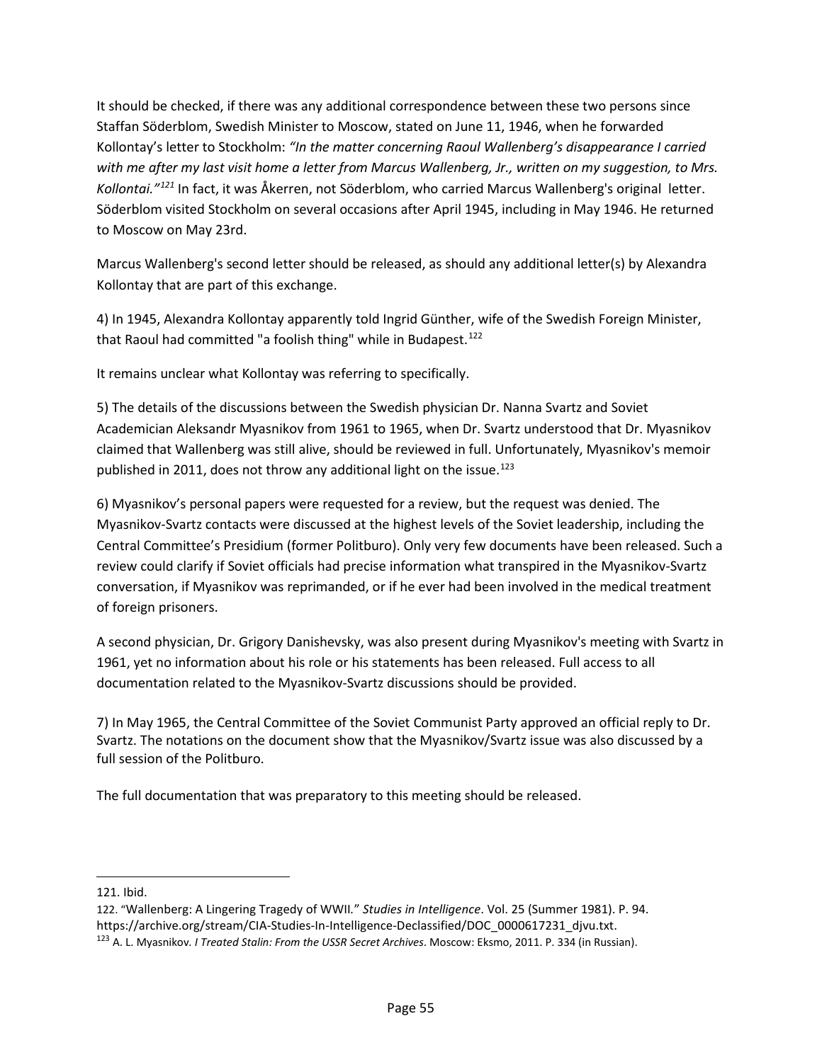It should be checked, if there was any additional correspondence between these two persons since Staffan Söderblom, Swedish Minister to Moscow, stated on June 11, 1946, when he forwarded Kollontay's letter to Stockholm: *"In the matter concerning Raoul Wallenberg's disappearance I carried with me after my last visit home a letter from Marcus Wallenberg, Jr., written on my suggestion, to Mrs. Kollontai."*[121] In fact, it was Åkerren, not Söderblom, who carried Marcus Wallenberg's original letter. Söderblom visited Stockholm on several occasions after April 1945, including in May 1946. He returned to Moscow on May 23rd.

Marcus Wallenberg's second letter should be released, as should any additional letter(s) by Alexandra Kollontay that are part of this exchange.

4) In 1945, Alexandra Kollontay apparently told Ingrid Günther, wife of the Swedish Foreign Minister, that Raoul had committed "a foolish thing" while in Budapest.[122]

It remains unclear what Kollontay was referring to specifically.

5) The details of the discussions between the Swedish physician Dr. Nanna Svartz and Soviet Academician Aleksandr Myasnikov from 1961 to 1965, when Dr. Svartz understood that Dr. Myasnikov claimed that Wallenberg was still alive, should be reviewed in full. Unfortunately, Myasnikov's memoir published in 2011, does not throw any additional light on the issue.[123]

6) Myasnikov's personal papers were requested for a review, but the request was denied. The Myasnikov-Svartz contacts were discussed at the highest levels of the Soviet leadership, including the Central Committee's Presidium (former Politburo). Only very few documents have been released. Such a review could clarify if Soviet officials had precise information what transpired in the Myasnikov-Svartz conversation, if Myasnikov was reprimanded, or if he ever had been involved in the medical treatment of foreign prisoners.

A second physician, Dr. Grigory Danishevsky, was also present during Myasnikov's meeting with Svartz in 1961, yet no information about his role or his statements has been released. Full access to all documentation related to the Myasnikov-Svartz discussions should be provided.

7) In May 1965, the Central Committee of the Soviet Communist Party approved an official reply to Dr. Svartz. The notations on the document show that the Myasnikov/Svartz issue was also discussed by a full session of the Politburo.

The full documentation that was preparatory to this meeting should be released.

---

121. Ibid.

122. "Wallenberg: A Lingering Tragedy of WWII." *Studies in Intelligence*. Vol. 25 (Summer 1981). P. 94. https://archive.org/stream/CIA-Studies-In-Intelligence-Declassified/DOC_0000617231_djvu.txt.

123 A. L. Myasnikov. *I Treated Stalin: From the USSR Secret Archives*. Moscow: Eksmo, 2011. P. 334 (in Russian).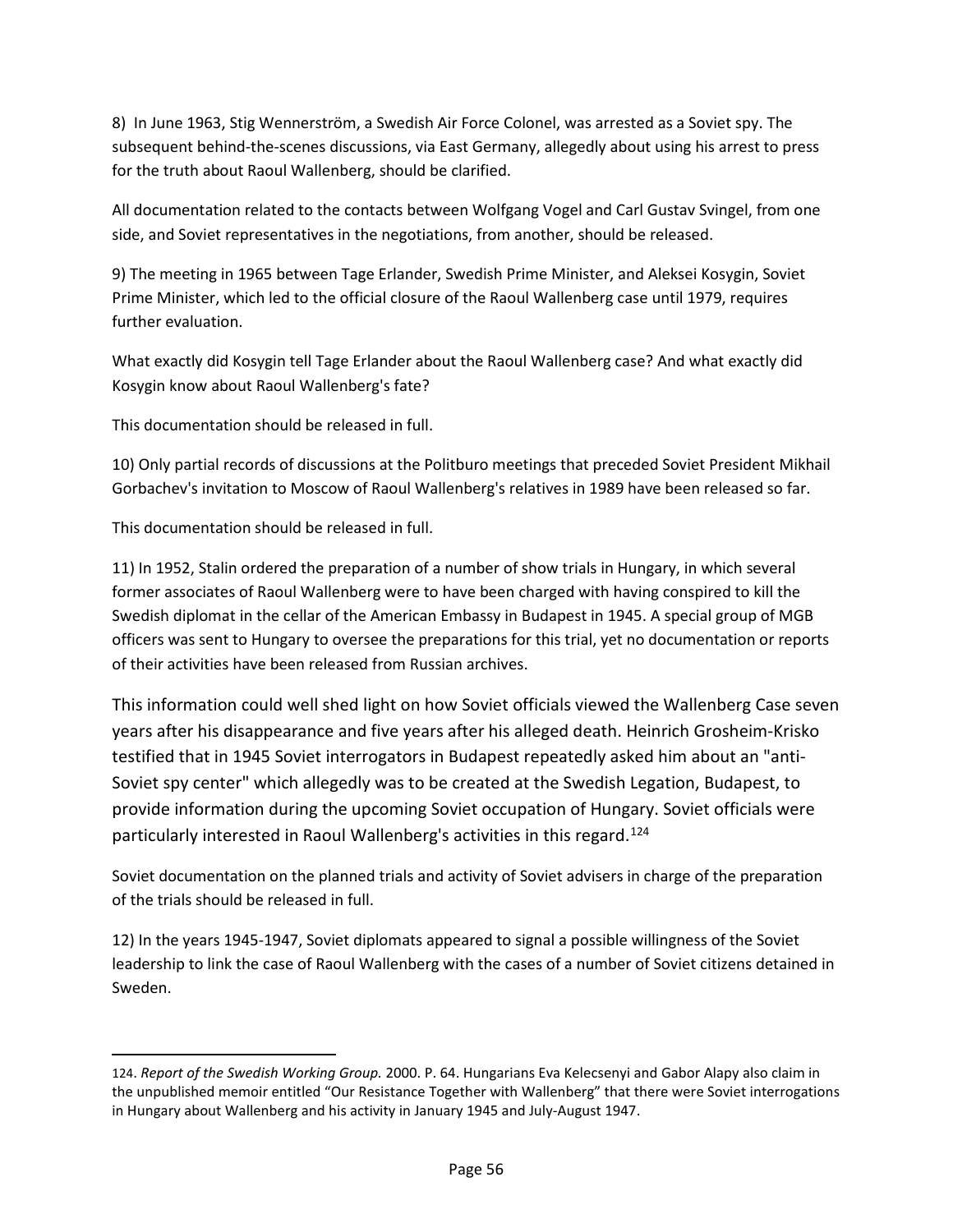8) In June 1963, Stig Wennerström, a Swedish Air Force Colonel, was arrested as a Soviet spy. The subsequent behind-the-scenes discussions, via East Germany, allegedly about using his arrest to press for the truth about Raoul Wallenberg, should be clarified.

All documentation related to the contacts between Wolfgang Vogel and Carl Gustav Svingel, from one side, and Soviet representatives in the negotiations, from another, should be released.

9) The meeting in 1965 between Tage Erlander, Swedish Prime Minister, and Aleksei Kosygin, Soviet Prime Minister, which led to the official closure of the Raoul Wallenberg case until 1979, requires further evaluation.

What exactly did Kosygin tell Tage Erlander about the Raoul Wallenberg case? And what exactly did Kosygin know about Raoul Wallenberg's fate?

This documentation should be released in full.

10) Only partial records of discussions at the Politburo meetings that preceded Soviet President Mikhail Gorbachev's invitation to Moscow of Raoul Wallenberg's relatives in 1989 have been released so far.

This documentation should be released in full.

11) In 1952, Stalin ordered the preparation of a number of show trials in Hungary, in which several former associates of Raoul Wallenberg were to have been charged with having conspired to kill the Swedish diplomat in the cellar of the American Embassy in Budapest in 1945. A special group of MGB officers was sent to Hungary to oversee the preparations for this trial, yet no documentation or reports of their activities have been released from Russian archives.

This information could well shed light on how Soviet officials viewed the Wallenberg Case seven years after his disappearance and five years after his alleged death. Heinrich Grosheim-Krisko testified that in 1945 Soviet interrogators in Budapest repeatedly asked him about an "anti-Soviet spy center" which allegedly was to be created at the Swedish Legation, Budapest, to provide information during the upcoming Soviet occupation of Hungary. Soviet officials were particularly interested in Raoul Wallenberg's activities in this regard.[124]

Soviet documentation on the planned trials and activity of Soviet advisers in charge of the preparation of the trials should be released in full.

12) In the years 1945-1947, Soviet diplomats appeared to signal a possible willingness of the Soviet leadership to link the case of Raoul Wallenberg with the cases of a number of Soviet citizens detained in Sweden.

---

124. *Report of the Swedish Working Group.* 2000. P. 64. Hungarians Eva Kelecsenyi and Gabor Alapy also claim in the unpublished memoir entitled "Our Resistance Together with Wallenberg" that there were Soviet interrogations in Hungary about Wallenberg and his activity in January 1945 and July-August 1947.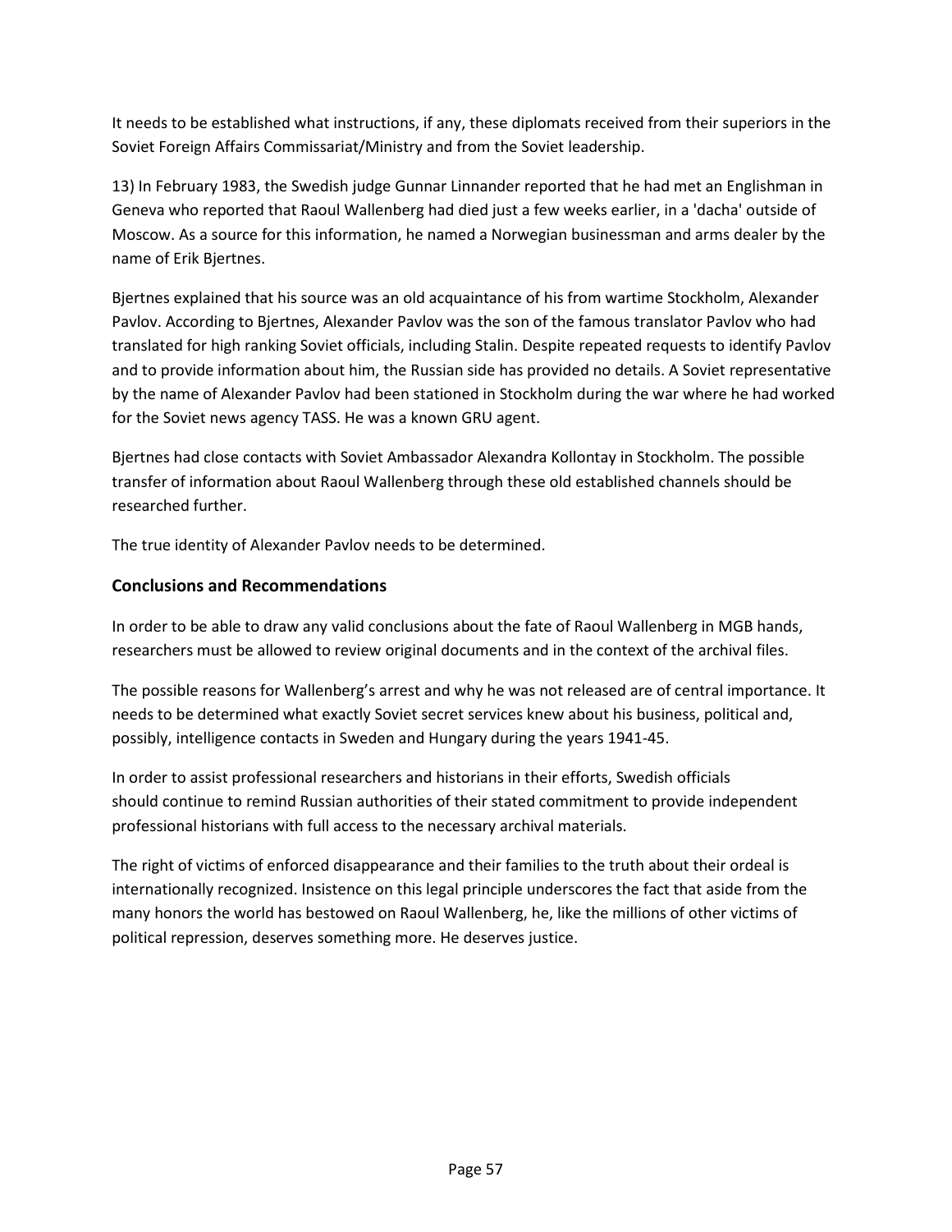It needs to be established what instructions, if any, these diplomats received from their superiors in the Soviet Foreign Affairs Commissariat/Ministry and from the Soviet leadership.

13) In February 1983, the Swedish judge Gunnar Linnander reported that he had met an Englishman in Geneva who reported that Raoul Wallenberg had died just a few weeks earlier, in a 'dacha' outside of Moscow. As a source for this information, he named a Norwegian businessman and arms dealer by the name of Erik Bjertnes.

Bjertnes explained that his source was an old acquaintance of his from wartime Stockholm, Alexander Pavlov. According to Bjertnes, Alexander Pavlov was the son of the famous translator Pavlov who had translated for high ranking Soviet officials, including Stalin. Despite repeated requests to identify Pavlov and to provide information about him, the Russian side has provided no details. A Soviet representative by the name of Alexander Pavlov had been stationed in Stockholm during the war where he had worked for the Soviet news agency TASS. He was a known GRU agent.

Bjertnes had close contacts with Soviet Ambassador Alexandra Kollontay in Stockholm. The possible transfer of information about Raoul Wallenberg through these old established channels should be researched further.

The true identity of Alexander Pavlov needs to be determined.

## Conclusions and Recommendations

In order to be able to draw any valid conclusions about the fate of Raoul Wallenberg in MGB hands, researchers must be allowed to review original documents and in the context of the archival files.

The possible reasons for Wallenberg's arrest and why he was not released are of central importance. It needs to be determined what exactly Soviet secret services knew about his business, political and, possibly, intelligence contacts in Sweden and Hungary during the years 1941-45.

In order to assist professional researchers and historians in their efforts, Swedish officials should continue to remind Russian authorities of their stated commitment to provide independent professional historians with full access to the necessary archival materials.

The right of victims of enforced disappearance and their families to the truth about their ordeal is internationally recognized. Insistence on this legal principle underscores the fact that aside from the many honors the world has bestowed on Raoul Wallenberg, he, like the millions of other victims of political repression, deserves something more. He deserves justice.